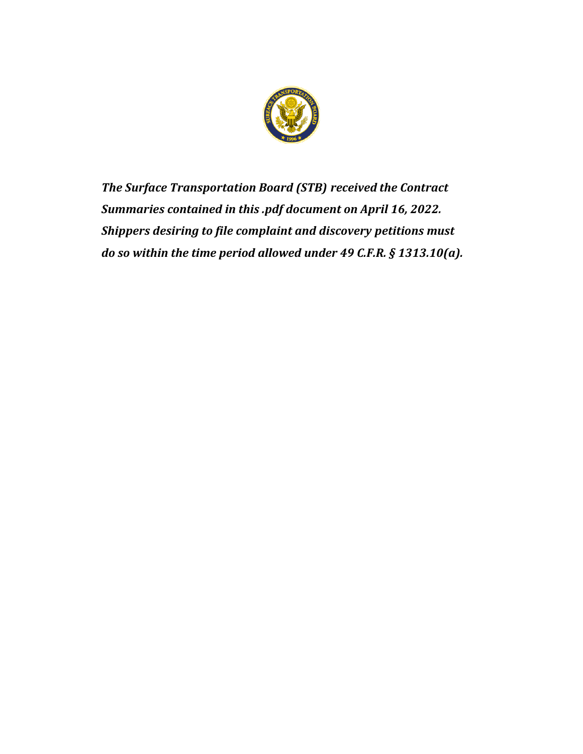***The Surface Transportation Board (STB) received the Contract Summaries contained in this .pdf document on April 16, 2022. Shippers desiring to file complaint and discovery petitions must do so within the time period allowed under 49 C.F.R. § 1313.10(a).***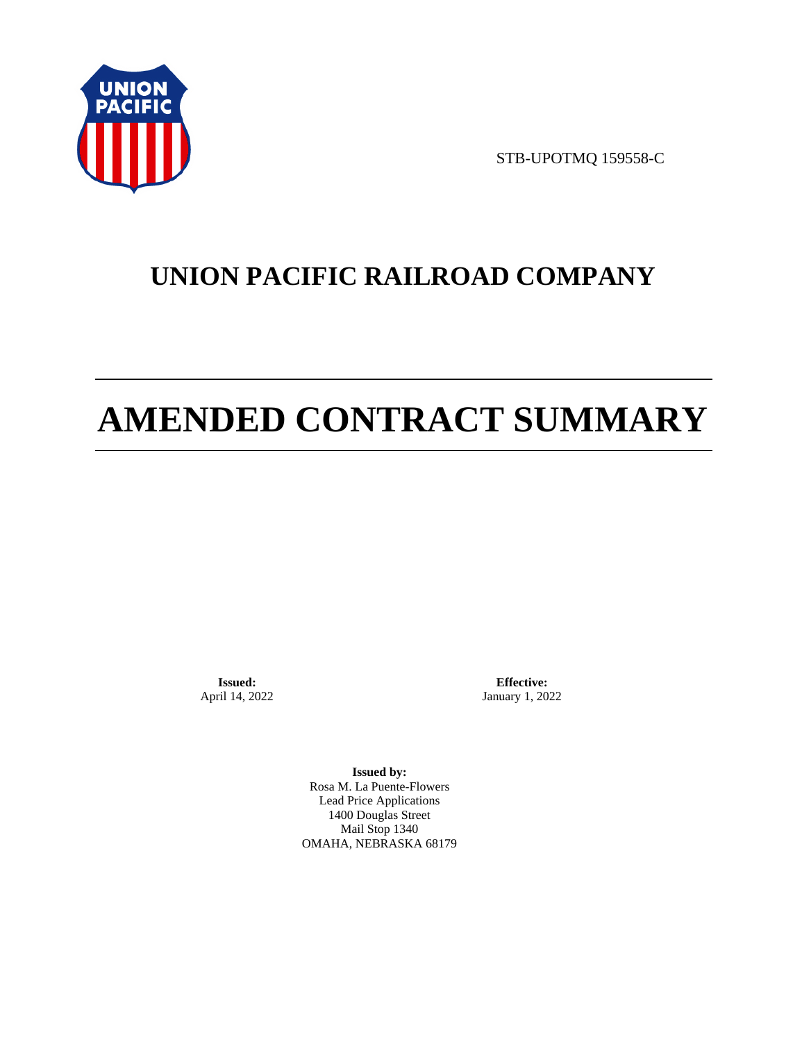STB-UPOTMQ 159558-C

# UNION PACIFIC RAILROAD COMPANY

# AMENDED CONTRACT SUMMARY

**Issued:**
April 14, 2022

**Effective:**
January 1, 2022

**Issued by:**
Rosa M. La Puente-Flowers
Lead Price Applications
1400 Douglas Street
Mail Stop 1340
OMAHA, NEBRASKA 68179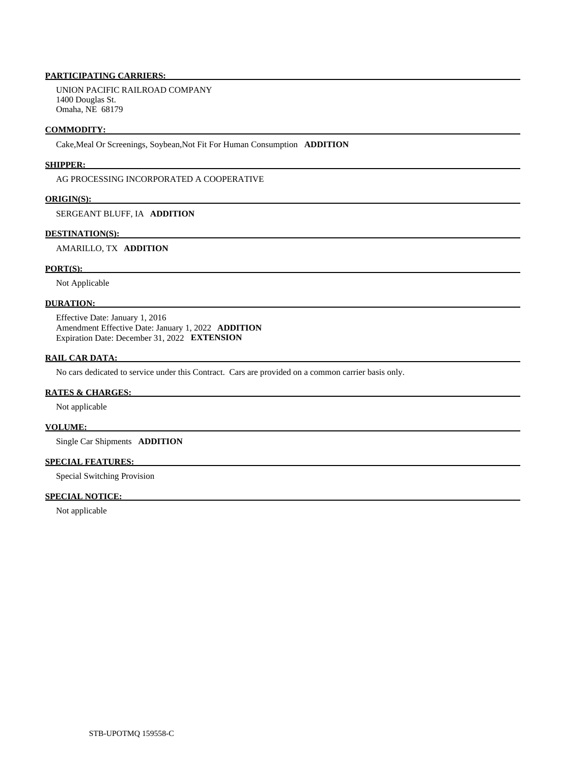**PARTICIPATING CARRIERS:**

UNION PACIFIC RAILROAD COMPANY
1400 Douglas St.
Omaha, NE 68179

**COMMODITY:**

Cake,Meal Or Screenings, Soybean,Not Fit For Human Consumption **ADDITION**

**SHIPPER:**

AG PROCESSING INCORPORATED A COOPERATIVE

**ORIGIN(S):**

SERGEANT BLUFF, IA **ADDITION**

**DESTINATION(S):**

AMARILLO, TX **ADDITION**

**PORT(S):**

Not Applicable

**DURATION:**

Effective Date: January 1, 2016
Amendment Effective Date: January 1, 2022 **ADDITION**
Expiration Date: December 31, 2022 **EXTENSION**

**RAIL CAR DATA:**

No cars dedicated to service under this Contract. Cars are provided on a common carrier basis only.

**RATES & CHARGES:**

Not applicable

**VOLUME:**

Single Car Shipments **ADDITION**

**SPECIAL FEATURES:**

Special Switching Provision

**SPECIAL NOTICE:**

Not applicable

STB-UPOTMQ 159558-C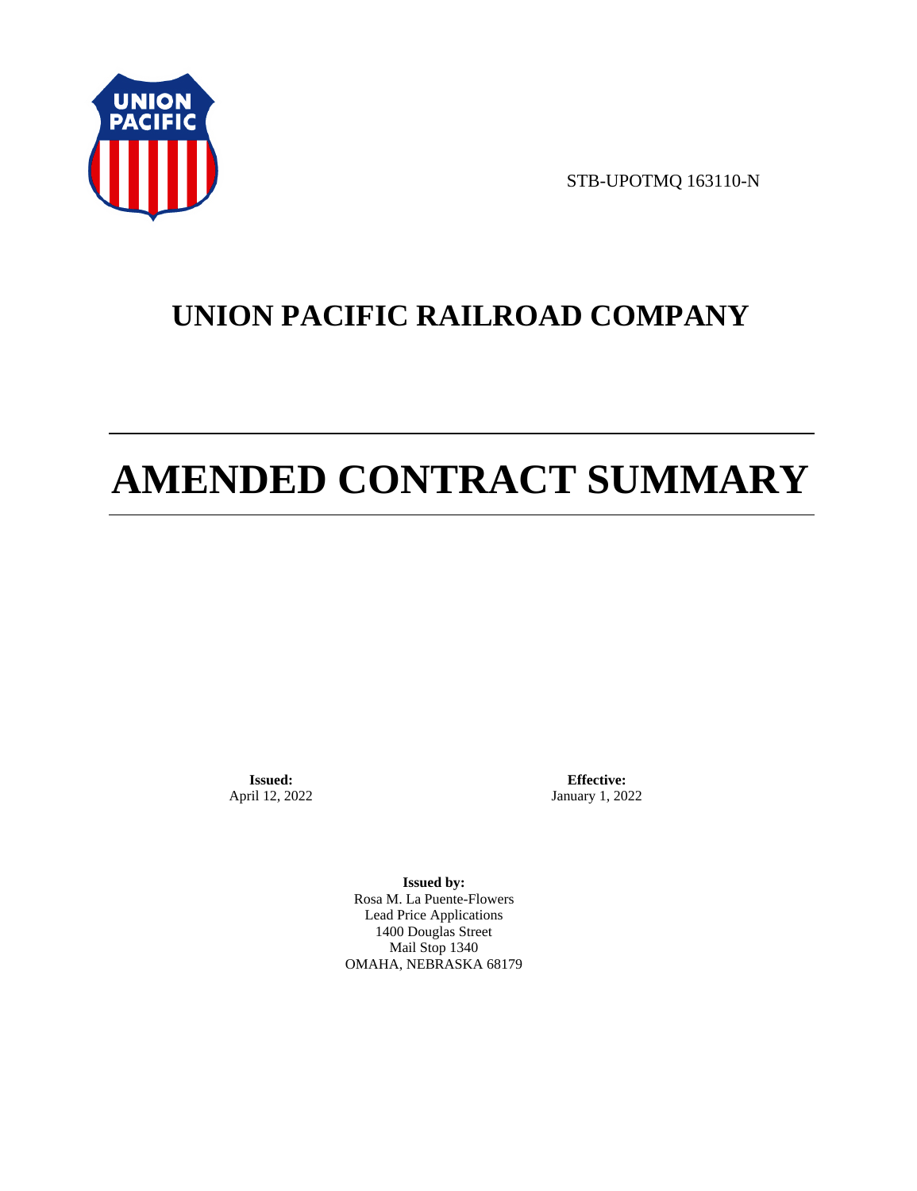STB-UPOTMQ 163110-N

# UNION PACIFIC RAILROAD COMPANY

# AMENDED CONTRACT SUMMARY

**Issued:**
April 12, 2022

**Effective:**
January 1, 2022

**Issued by:**
Rosa M. La Puente-Flowers
Lead Price Applications
1400 Douglas Street
Mail Stop 1340
OMAHA, NEBRASKA 68179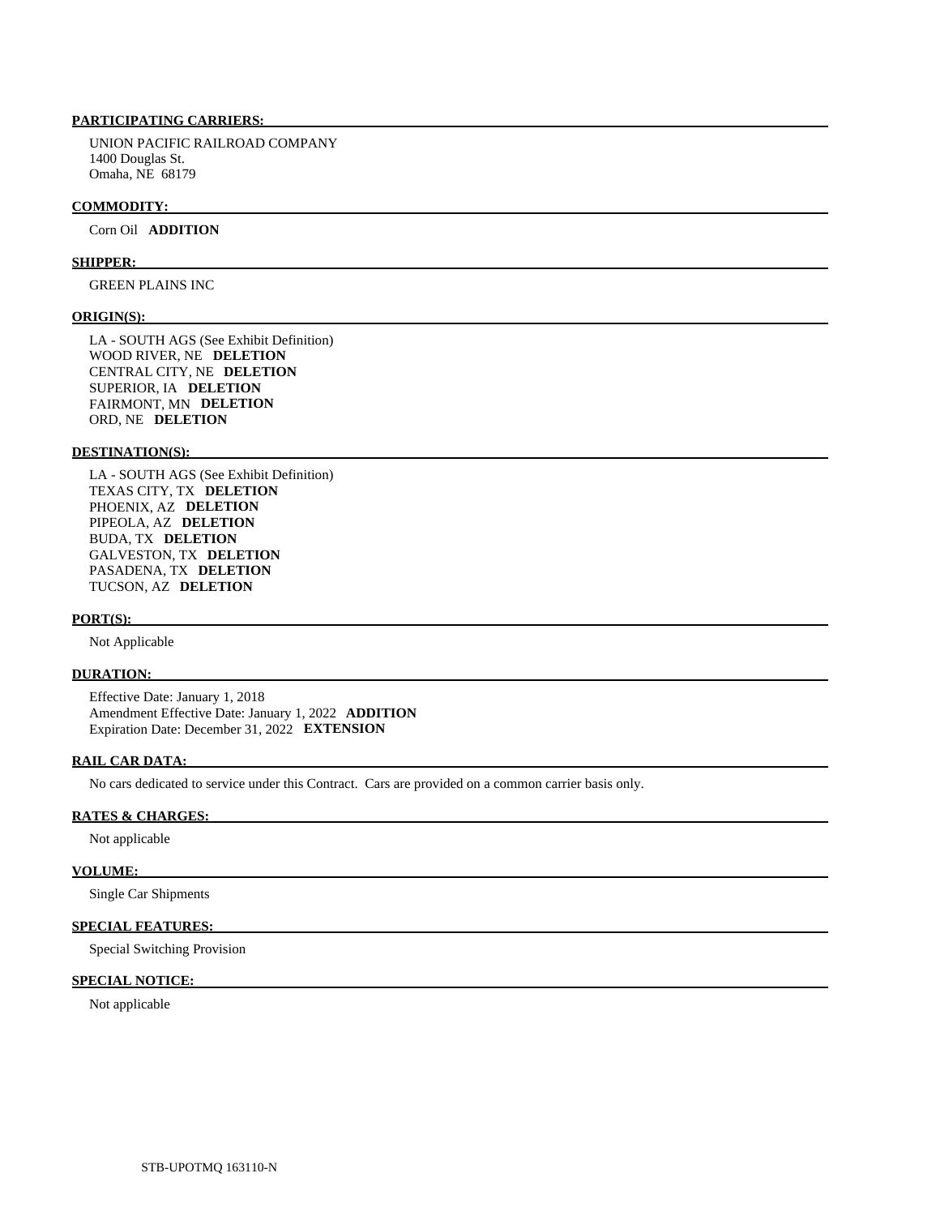**PARTICIPATING CARRIERS:**

UNION PACIFIC RAILROAD COMPANY
1400 Douglas St.
Omaha, NE 68179

**COMMODITY:**

Corn Oil **ADDITION**

**SHIPPER:**

GREEN PLAINS INC

**ORIGIN(S):**

LA - SOUTH AGS (See Exhibit Definition)
WOOD RIVER, NE **DELETION**
CENTRAL CITY, NE **DELETION**
SUPERIOR, IA **DELETION**
FAIRMONT, MN **DELETION**
ORD, NE **DELETION**

**DESTINATION(S):**

LA - SOUTH AGS (See Exhibit Definition)
TEXAS CITY, TX **DELETION**
PHOENIX, AZ **DELETION**
PIPEOLA, AZ **DELETION**
BUDA, TX **DELETION**
GALVESTON, TX **DELETION**
PASADENA, TX **DELETION**
TUCSON, AZ **DELETION**

**PORT(S):**

Not Applicable

**DURATION:**

Effective Date: January 1, 2018
Amendment Effective Date: January 1, 2022 **ADDITION**
Expiration Date: December 31, 2022 **EXTENSION**

**RAIL CAR DATA:**

No cars dedicated to service under this Contract. Cars are provided on a common carrier basis only.

**RATES & CHARGES:**

Not applicable

**VOLUME:**

Single Car Shipments

**SPECIAL FEATURES:**

Special Switching Provision

**SPECIAL NOTICE:**

Not applicable

STB-UPOTMQ 163110-N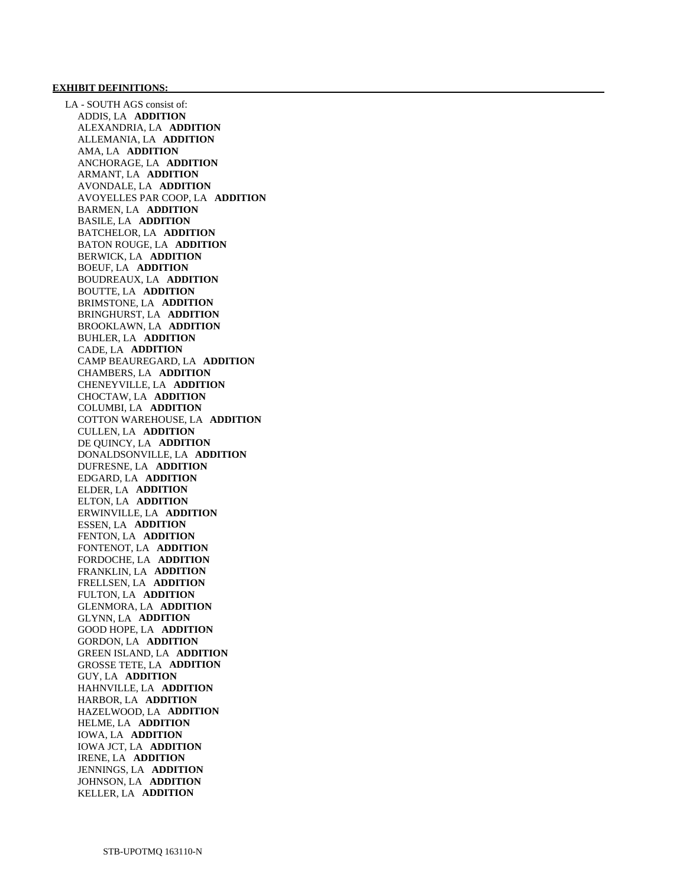**EXHIBIT DEFINITIONS:**

LA - SOUTH AGS consist of:

ADDIS, LA **ADDITION**
ALEXANDRIA, LA **ADDITION**
ALLEMANIA, LA **ADDITION**
AMA, LA **ADDITION**
ANCHORAGE, LA **ADDITION**
ARMANT, LA **ADDITION**
AVONDALE, LA **ADDITION**
AVOYELLES PAR COOP, LA **ADDITION**
BARMEN, LA **ADDITION**
BASILE, LA **ADDITION**
BATCHELOR, LA **ADDITION**
BATON ROUGE, LA **ADDITION**
BERWICK, LA **ADDITION**
BOEUF, LA **ADDITION**
BOUDREAUX, LA **ADDITION**
BOUTTE, LA **ADDITION**
BRIMSTONE, LA **ADDITION**
BRINGHURST, LA **ADDITION**
BROOKLAWN, LA **ADDITION**
BUHLER, LA **ADDITION**
CADE, LA **ADDITION**
CAMP BEAUREGARD, LA **ADDITION**
CHAMBERS, LA **ADDITION**
CHENEYVILLE, LA **ADDITION**
CHOCTAW, LA **ADDITION**
COLUMBI, LA **ADDITION**
COTTON WAREHOUSE, LA **ADDITION**
CULLEN, LA **ADDITION**
DE QUINCY, LA **ADDITION**
DONALDSONVILLE, LA **ADDITION**
DUFRESNE, LA **ADDITION**
EDGARD, LA **ADDITION**
ELDER, LA **ADDITION**
ELTON, LA **ADDITION**
ERWINVILLE, LA **ADDITION**
ESSEN, LA **ADDITION**
FENTON, LA **ADDITION**
FONTENOT, LA **ADDITION**
FORDOCHE, LA **ADDITION**
FRANKLIN, LA **ADDITION**
FRELLSEN, LA **ADDITION**
FULTON, LA **ADDITION**
GLENMORA, LA **ADDITION**
GLYNN, LA **ADDITION**
GOOD HOPE, LA **ADDITION**
GORDON, LA **ADDITION**
GREEN ISLAND, LA **ADDITION**
GROSSE TETE, LA **ADDITION**
GUY, LA **ADDITION**
HAHNVILLE, LA **ADDITION**
HARBOR, LA **ADDITION**
HAZELWOOD, LA **ADDITION**
HELME, LA **ADDITION**
IOWA, LA **ADDITION**
IOWA JCT, LA **ADDITION**
IRENE, LA **ADDITION**
JENNINGS, LA **ADDITION**
JOHNSON, LA **ADDITION**
KELLER, LA **ADDITION**

STB-UPOTMQ 163110-N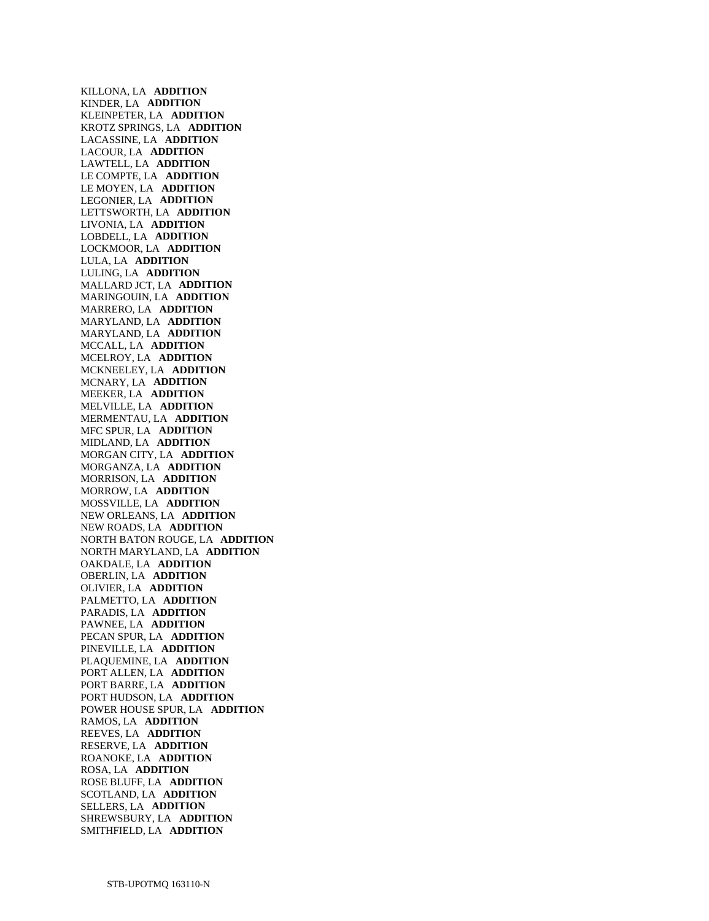KILLONA, LA **ADDITION**
KINDER, LA **ADDITION**
KLEINPETER, LA **ADDITION**
KROTZ SPRINGS, LA **ADDITION**
LACASSINE, LA **ADDITION**
LACOUR, LA **ADDITION**
LAWTELL, LA **ADDITION**
LE COMPTE, LA **ADDITION**
LE MOYEN, LA **ADDITION**
LEGONIER, LA **ADDITION**
LETTSWORTH, LA **ADDITION**
LIVONIA, LA **ADDITION**
LOBDELL, LA **ADDITION**
LOCKMOOR, LA **ADDITION**
LULA, LA **ADDITION**
LULING, LA **ADDITION**
MALLARD JCT, LA **ADDITION**
MARINGOUIN, LA **ADDITION**
MARRERO, LA **ADDITION**
MARYLAND, LA **ADDITION**
MARYLAND, LA **ADDITION**
MCCALL, LA **ADDITION**
MCELROY, LA **ADDITION**
MCKNEELEY, LA **ADDITION**
MCNARY, LA **ADDITION**
MEEKER, LA **ADDITION**
MELVILLE, LA **ADDITION**
MERMENTAU, LA **ADDITION**
MFC SPUR, LA **ADDITION**
MIDLAND, LA **ADDITION**
MORGAN CITY, LA **ADDITION**
MORGANZA, LA **ADDITION**
MORRISON, LA **ADDITION**
MORROW, LA **ADDITION**
MOSSVILLE, LA **ADDITION**
NEW ORLEANS, LA **ADDITION**
NEW ROADS, LA **ADDITION**
NORTH BATON ROUGE, LA **ADDITION**
NORTH MARYLAND, LA **ADDITION**
OAKDALE, LA **ADDITION**
OBERLIN, LA **ADDITION**
OLIVIER, LA **ADDITION**
PALMETTO, LA **ADDITION**
PARADIS, LA **ADDITION**
PAWNEE, LA **ADDITION**
PECAN SPUR, LA **ADDITION**
PINEVILLE, LA **ADDITION**
PLAQUEMINE, LA **ADDITION**
PORT ALLEN, LA **ADDITION**
PORT BARRE, LA **ADDITION**
PORT HUDSON, LA **ADDITION**
POWER HOUSE SPUR, LA **ADDITION**
RAMOS, LA **ADDITION**
REEVES, LA **ADDITION**
RESERVE, LA **ADDITION**
ROANOKE, LA **ADDITION**
ROSA, LA **ADDITION**
ROSE BLUFF, LA **ADDITION**
SCOTLAND, LA **ADDITION**
SELLERS, LA **ADDITION**
SHREWSBURY, LA **ADDITION**
SMITHFIELD, LA **ADDITION**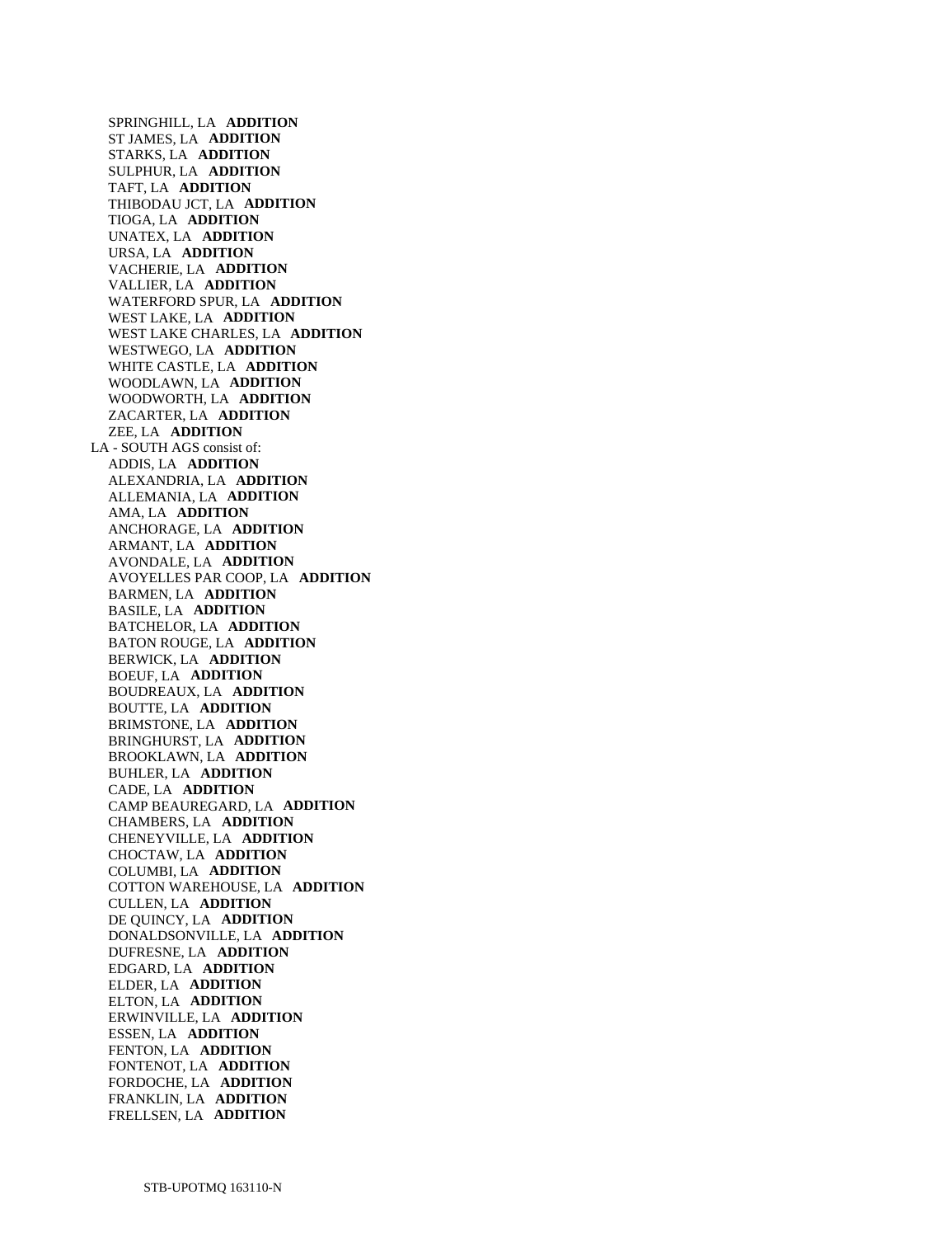SPRINGHILL, LA **ADDITION**
ST JAMES, LA **ADDITION**
STARKS, LA **ADDITION**
SULPHUR, LA **ADDITION**
TAFT, LA **ADDITION**
THIBODAU JCT, LA **ADDITION**
TIOGA, LA **ADDITION**
UNATEX, LA **ADDITION**
URSA, LA **ADDITION**
VACHERIE, LA **ADDITION**
VALLIER, LA **ADDITION**
WATERFORD SPUR, LA **ADDITION**
WEST LAKE, LA **ADDITION**
WEST LAKE CHARLES, LA **ADDITION**
WESTWEGO, LA **ADDITION**
WHITE CASTLE, LA **ADDITION**
WOODLAWN, LA **ADDITION**
WOODWORTH, LA **ADDITION**
ZACARTER, LA **ADDITION**
ZEE, LA **ADDITION**

LA - SOUTH AGS consist of:

ADDIS, LA **ADDITION**
ALEXANDRIA, LA **ADDITION**
ALLEMANIA, LA **ADDITION**
AMA, LA **ADDITION**
ANCHORAGE, LA **ADDITION**
ARMANT, LA **ADDITION**
AVONDALE, LA **ADDITION**
AVOYELLES PAR COOP, LA **ADDITION**
BARMEN, LA **ADDITION**
BASILE, LA **ADDITION**
BATCHELOR, LA **ADDITION**
BATON ROUGE, LA **ADDITION**
BERWICK, LA **ADDITION**
BOEUF, LA **ADDITION**
BOUDREAUX, LA **ADDITION**
BOUTTE, LA **ADDITION**
BRIMSTONE, LA **ADDITION**
BRINGHURST, LA **ADDITION**
BROOKLAWN, LA **ADDITION**
BUHLER, LA **ADDITION**
CADE, LA **ADDITION**
CAMP BEAUREGARD, LA **ADDITION**
CHAMBERS, LA **ADDITION**
CHENEYVILLE, LA **ADDITION**
CHOCTAW, LA **ADDITION**
COLUMBI, LA **ADDITION**
COTTON WAREHOUSE, LA **ADDITION**
CULLEN, LA **ADDITION**
DE QUINCY, LA **ADDITION**
DONALDSONVILLE, LA **ADDITION**
DUFRESNE, LA **ADDITION**
EDGARD, LA **ADDITION**
ELDER, LA **ADDITION**
ELTON, LA **ADDITION**
ERWINVILLE, LA **ADDITION**
ESSEN, LA **ADDITION**
FENTON, LA **ADDITION**
FONTENOT, LA **ADDITION**
FORDOCHE, LA **ADDITION**
FRANKLIN, LA **ADDITION**
FRELLSEN, LA **ADDITION**

STB-UPOTMQ 163110-N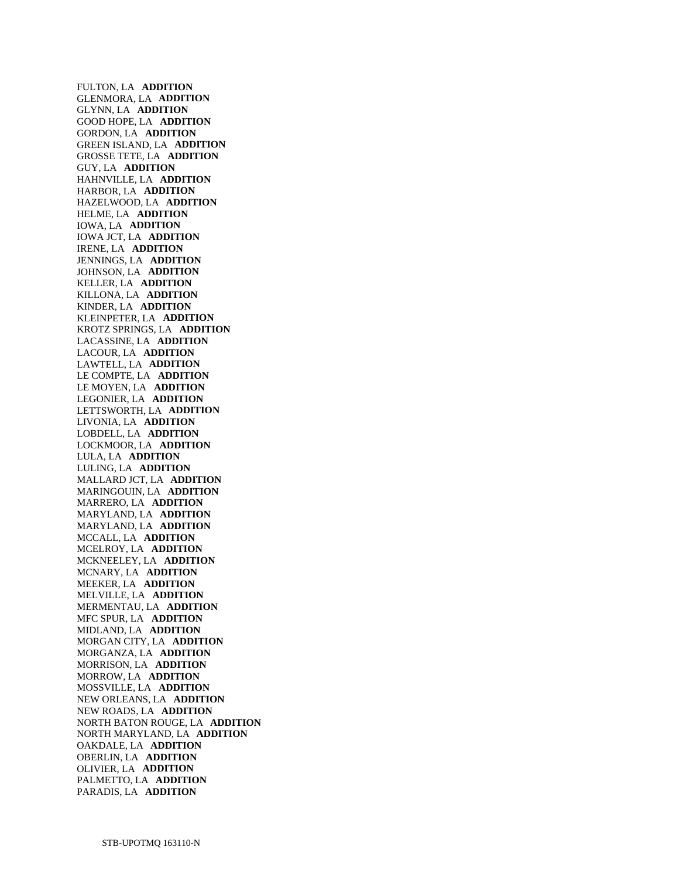FULTON, LA **ADDITION**
GLENMORA, LA **ADDITION**
GLYNN, LA **ADDITION**
GOOD HOPE, LA **ADDITION**
GORDON, LA **ADDITION**
GREEN ISLAND, LA **ADDITION**
GROSSE TETE, LA **ADDITION**
GUY, LA **ADDITION**
HAHNVILLE, LA **ADDITION**
HARBOR, LA **ADDITION**
HAZELWOOD, LA **ADDITION**
HELME, LA **ADDITION**
IOWA, LA **ADDITION**
IOWA JCT, LA **ADDITION**
IRENE, LA **ADDITION**
JENNINGS, LA **ADDITION**
JOHNSON, LA **ADDITION**
KELLER, LA **ADDITION**
KILLONA, LA **ADDITION**
KINDER, LA **ADDITION**
KLEINPETER, LA **ADDITION**
KROTZ SPRINGS, LA **ADDITION**
LACASSINE, LA **ADDITION**
LACOUR, LA **ADDITION**
LAWTELL, LA **ADDITION**
LE COMPTE, LA **ADDITION**
LE MOYEN, LA **ADDITION**
LEGONIER, LA **ADDITION**
LETTSWORTH, LA **ADDITION**
LIVONIA, LA **ADDITION**
LOBDELL, LA **ADDITION**
LOCKMOOR, LA **ADDITION**
LULA, LA **ADDITION**
LULING, LA **ADDITION**
MALLARD JCT, LA **ADDITION**
MARINGOUIN, LA **ADDITION**
MARRERO, LA **ADDITION**
MARYLAND, LA **ADDITION**
MARYLAND, LA **ADDITION**
MCCALL, LA **ADDITION**
MCELROY, LA **ADDITION**
MCKNEELEY, LA **ADDITION**
MCNARY, LA **ADDITION**
MEEKER, LA **ADDITION**
MELVILLE, LA **ADDITION**
MERMENTAU, LA **ADDITION**
MFC SPUR, LA **ADDITION**
MIDLAND, LA **ADDITION**
MORGAN CITY, LA **ADDITION**
MORGANZA, LA **ADDITION**
MORRISON, LA **ADDITION**
MORROW, LA **ADDITION**
MOSSVILLE, LA **ADDITION**
NEW ORLEANS, LA **ADDITION**
NEW ROADS, LA **ADDITION**
NORTH BATON ROUGE, LA **ADDITION**
NORTH MARYLAND, LA **ADDITION**
OAKDALE, LA **ADDITION**
OBERLIN, LA **ADDITION**
OLIVIER, LA **ADDITION**
PALMETTO, LA **ADDITION**
PARADIS, LA **ADDITION**

STB-UPOTMQ 163110-N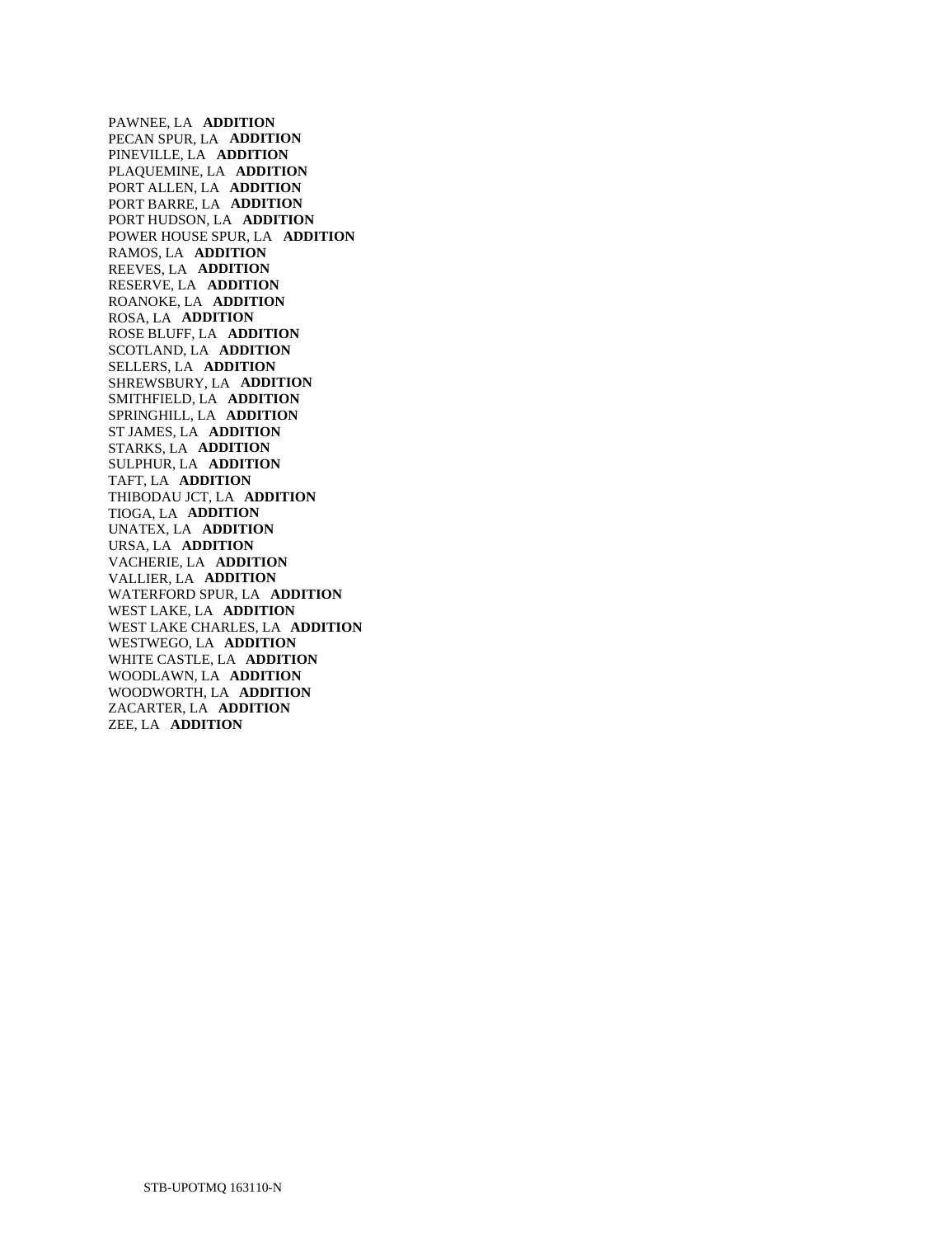PAWNEE, LA **ADDITION**
PECAN SPUR, LA **ADDITION**
PINEVILLE, LA **ADDITION**
PLAQUEMINE, LA **ADDITION**
PORT ALLEN, LA **ADDITION**
PORT BARRE, LA **ADDITION**
PORT HUDSON, LA **ADDITION**
POWER HOUSE SPUR, LA **ADDITION**
RAMOS, LA **ADDITION**
REEVES, LA **ADDITION**
RESERVE, LA **ADDITION**
ROANOKE, LA **ADDITION**
ROSA, LA **ADDITION**
ROSE BLUFF, LA **ADDITION**
SCOTLAND, LA **ADDITION**
SELLERS, LA **ADDITION**
SHREWSBURY, LA **ADDITION**
SMITHFIELD, LA **ADDITION**
SPRINGHILL, LA **ADDITION**
ST JAMES, LA **ADDITION**
STARKS, LA **ADDITION**
SULPHUR, LA **ADDITION**
TAFT, LA **ADDITION**
THIBODAU JCT, LA **ADDITION**
TIOGA, LA **ADDITION**
UNATEX, LA **ADDITION**
URSA, LA **ADDITION**
VACHERIE, LA **ADDITION**
VALLIER, LA **ADDITION**
WATERFORD SPUR, LA **ADDITION**
WEST LAKE, LA **ADDITION**
WEST LAKE CHARLES, LA **ADDITION**
WESTWEGO, LA **ADDITION**
WHITE CASTLE, LA **ADDITION**
WOODLAWN, LA **ADDITION**
WOODWORTH, LA **ADDITION**
ZACARTER, LA **ADDITION**
ZEE, LA **ADDITION**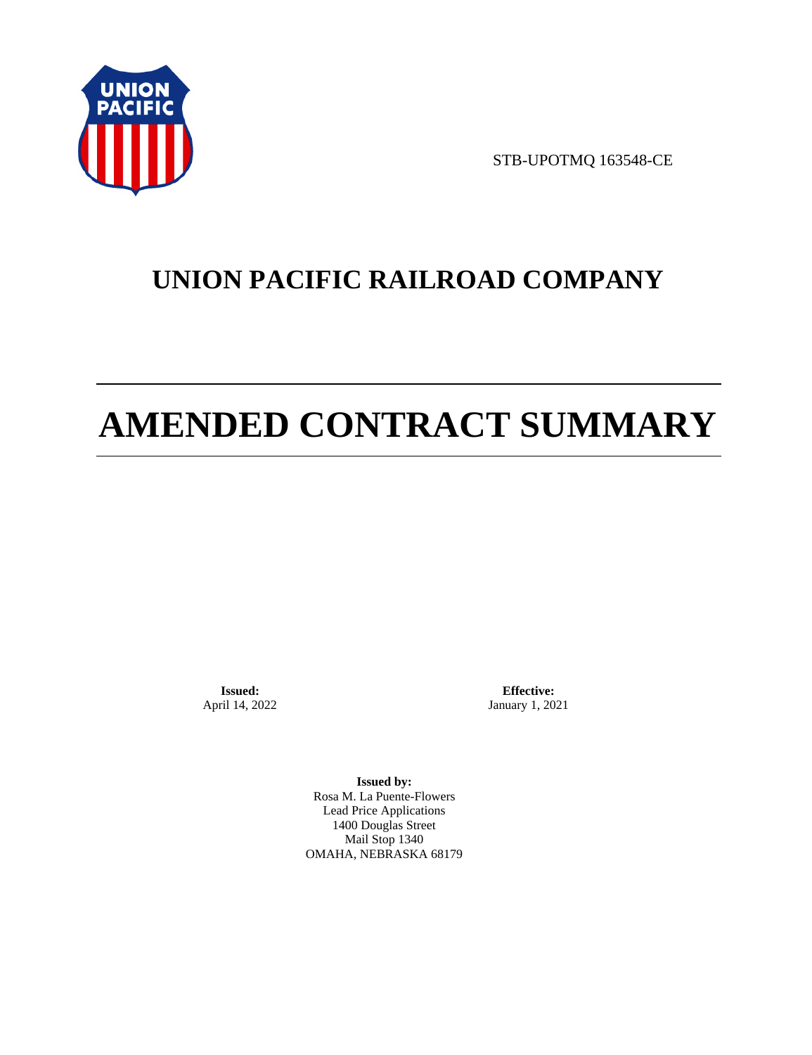STB-UPOTMQ 163548-CE

# UNION PACIFIC RAILROAD COMPANY

# AMENDED CONTRACT SUMMARY

**Issued:**
April 14, 2022

**Effective:**
January 1, 2021

**Issued by:**
Rosa M. La Puente-Flowers
Lead Price Applications
1400 Douglas Street
Mail Stop 1340
OMAHA, NEBRASKA 68179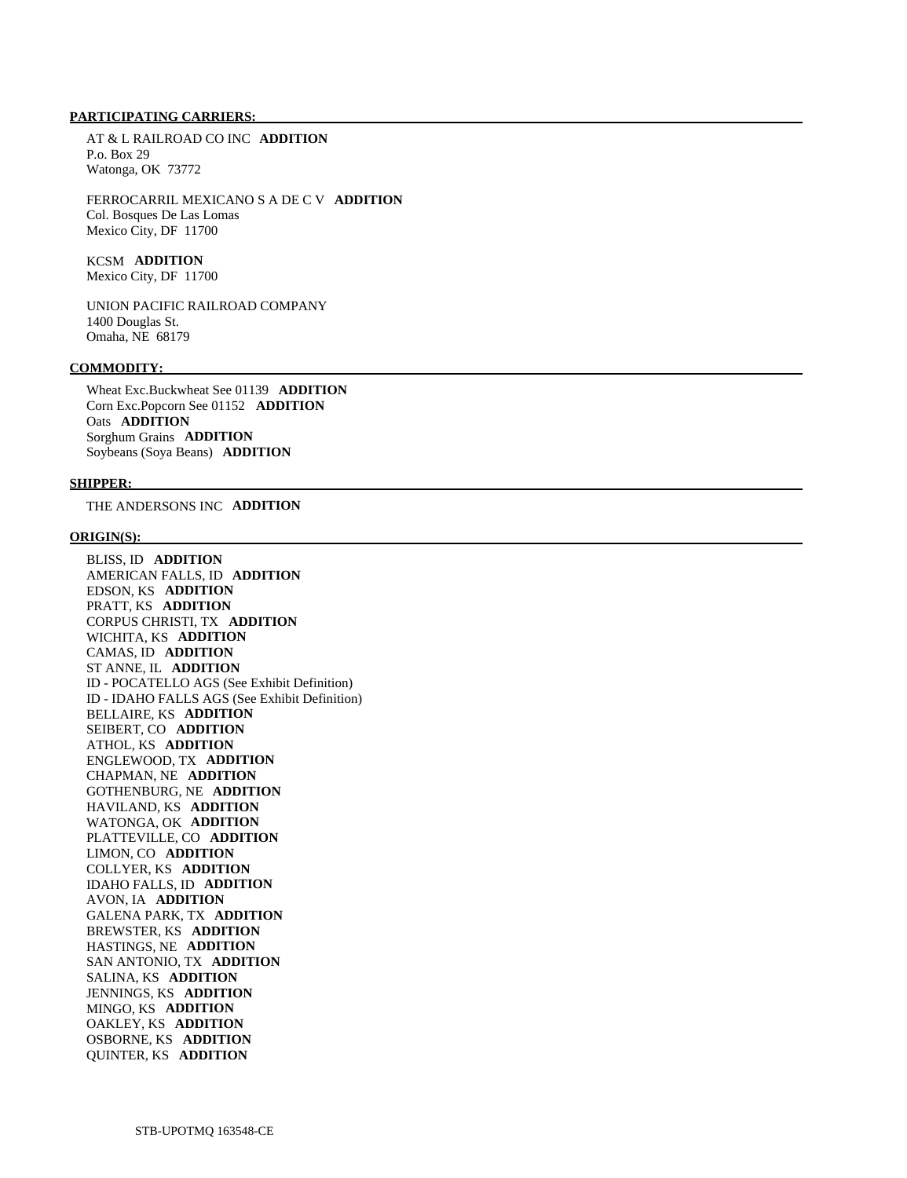**PARTICIPATING CARRIERS:**

AT & L RAILROAD CO INC **ADDITION**
P.o. Box 29
Watonga, OK 73772

FERROCARRIL MEXICANO S A DE C V **ADDITION**
Col. Bosques De Las Lomas
Mexico City, DF 11700

KCSM **ADDITION**
Mexico City, DF 11700

UNION PACIFIC RAILROAD COMPANY
1400 Douglas St.
Omaha, NE 68179

**COMMODITY:**

Wheat Exc.Buckwheat See 01139 **ADDITION**
Corn Exc.Popcorn See 01152 **ADDITION**
Oats **ADDITION**
Sorghum Grains **ADDITION**
Soybeans (Soya Beans) **ADDITION**

**SHIPPER:**

THE ANDERSONS INC **ADDITION**

**ORIGIN(S):**

BLISS, ID **ADDITION**
AMERICAN FALLS, ID **ADDITION**
EDSON, KS **ADDITION**
PRATT, KS **ADDITION**
CORPUS CHRISTI, TX **ADDITION**
WICHITA, KS **ADDITION**
CAMAS, ID **ADDITION**
ST ANNE, IL **ADDITION**
ID - POCATELLO AGS (See Exhibit Definition)
ID - IDAHO FALLS AGS (See Exhibit Definition)
BELLAIRE, KS **ADDITION**
SEIBERT, CO **ADDITION**
ATHOL, KS **ADDITION**
ENGLEWOOD, TX **ADDITION**
CHAPMAN, NE **ADDITION**
GOTHENBURG, NE **ADDITION**
HAVILAND, KS **ADDITION**
WATONGA, OK **ADDITION**
PLATTEVILLE, CO **ADDITION**
LIMON, CO **ADDITION**
COLLYER, KS **ADDITION**
IDAHO FALLS, ID **ADDITION**
AVON, IA **ADDITION**
GALENA PARK, TX **ADDITION**
BREWSTER, KS **ADDITION**
HASTINGS, NE **ADDITION**
SAN ANTONIO, TX **ADDITION**
SALINA, KS **ADDITION**
JENNINGS, KS **ADDITION**
MINGO, KS **ADDITION**
OAKLEY, KS **ADDITION**
OSBORNE, KS **ADDITION**
QUINTER, KS **ADDITION**

STB-UPOTMQ 163548-CE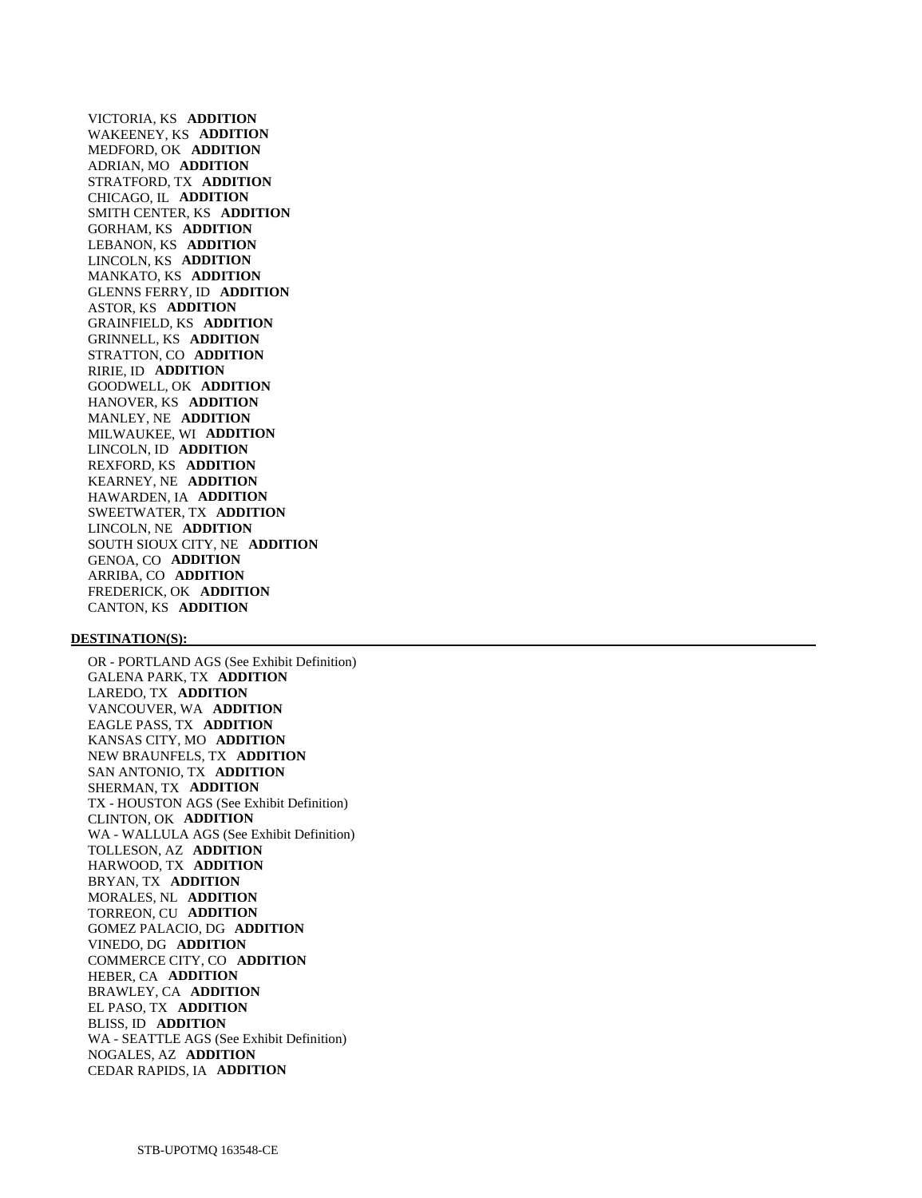VICTORIA, KS **ADDITION**
WAKEENEY, KS **ADDITION**
MEDFORD, OK **ADDITION**
ADRIAN, MO **ADDITION**
STRATFORD, TX **ADDITION**
CHICAGO, IL **ADDITION**
SMITH CENTER, KS **ADDITION**
GORHAM, KS **ADDITION**
LEBANON, KS **ADDITION**
LINCOLN, KS **ADDITION**
MANKATO, KS **ADDITION**
GLENNS FERRY, ID **ADDITION**
ASTOR, KS **ADDITION**
GRAINFIELD, KS **ADDITION**
GRINNELL, KS **ADDITION**
STRATTON, CO **ADDITION**
RIRIE, ID **ADDITION**
GOODWELL, OK **ADDITION**
HANOVER, KS **ADDITION**
MANLEY, NE **ADDITION**
MILWAUKEE, WI **ADDITION**
LINCOLN, ID **ADDITION**
REXFORD, KS **ADDITION**
KEARNEY, NE **ADDITION**
HAWARDEN, IA **ADDITION**
SWEETWATER, TX **ADDITION**
LINCOLN, NE **ADDITION**
SOUTH SIOUX CITY, NE **ADDITION**
GENOA, CO **ADDITION**
ARRIBA, CO **ADDITION**
FREDERICK, OK **ADDITION**
CANTON, KS **ADDITION**

**DESTINATION(S):**

OR - PORTLAND AGS (See Exhibit Definition)
GALENA PARK, TX **ADDITION**
LAREDO, TX **ADDITION**
VANCOUVER, WA **ADDITION**
EAGLE PASS, TX **ADDITION**
KANSAS CITY, MO **ADDITION**
NEW BRAUNFELS, TX **ADDITION**
SAN ANTONIO, TX **ADDITION**
SHERMAN, TX **ADDITION**
TX - HOUSTON AGS (See Exhibit Definition)
CLINTON, OK **ADDITION**
WA - WALLULA AGS (See Exhibit Definition)
TOLLESON, AZ **ADDITION**
HARWOOD, TX **ADDITION**
BRYAN, TX **ADDITION**
MORALES, NL **ADDITION**
TORREON, CU **ADDITION**
GOMEZ PALACIO, DG **ADDITION**
VINEDO, DG **ADDITION**
COMMERCE CITY, CO **ADDITION**
HEBER, CA **ADDITION**
BRAWLEY, CA **ADDITION**
EL PASO, TX **ADDITION**
BLISS, ID **ADDITION**
WA - SEATTLE AGS (See Exhibit Definition)
NOGALES, AZ **ADDITION**
CEDAR RAPIDS, IA **ADDITION**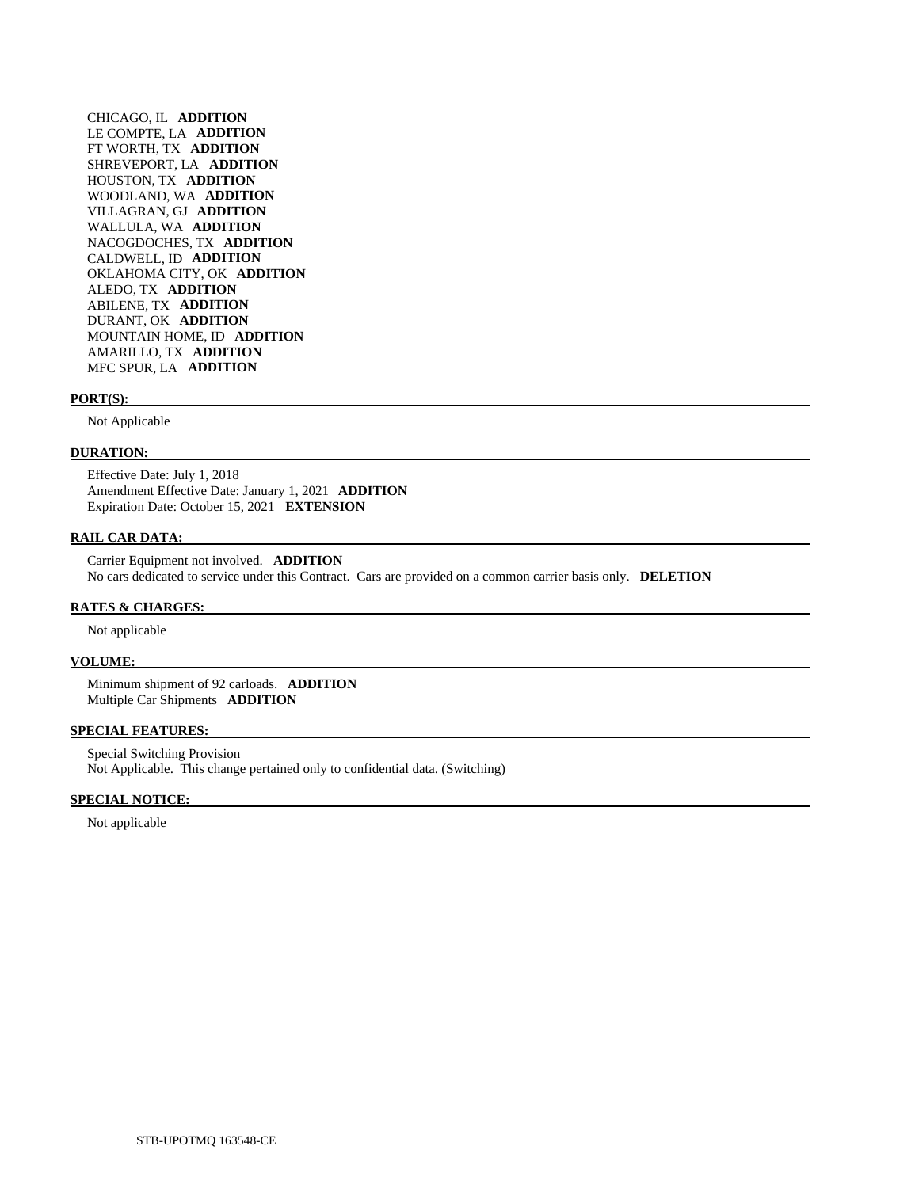CHICAGO, IL **ADDITION**
LE COMPTE, LA **ADDITION**
FT WORTH, TX **ADDITION**
SHREVEPORT, LA **ADDITION**
HOUSTON, TX **ADDITION**
WOODLAND, WA **ADDITION**
VILLAGRAN, GJ **ADDITION**
WALLULA, WA **ADDITION**
NACOGDOCHES, TX **ADDITION**
CALDWELL, ID **ADDITION**
OKLAHOMA CITY, OK **ADDITION**
ALEDO, TX **ADDITION**
ABILENE, TX **ADDITION**
DURANT, OK **ADDITION**
MOUNTAIN HOME, ID **ADDITION**
AMARILLO, TX **ADDITION**
MFC SPUR, LA **ADDITION**

**PORT(S):**

Not Applicable

**DURATION:**

Effective Date: July 1, 2018
Amendment Effective Date: January 1, 2021 **ADDITION**
Expiration Date: October 15, 2021 **EXTENSION**

**RAIL CAR DATA:**

Carrier Equipment not involved. **ADDITION**
No cars dedicated to service under this Contract. Cars are provided on a common carrier basis only. **DELETION**

**RATES & CHARGES:**

Not applicable

**VOLUME:**

Minimum shipment of 92 carloads. **ADDITION**
Multiple Car Shipments **ADDITION**

**SPECIAL FEATURES:**

Special Switching Provision
Not Applicable. This change pertained only to confidential data. (Switching)

**SPECIAL NOTICE:**

Not applicable

STB-UPOTMQ 163548-CE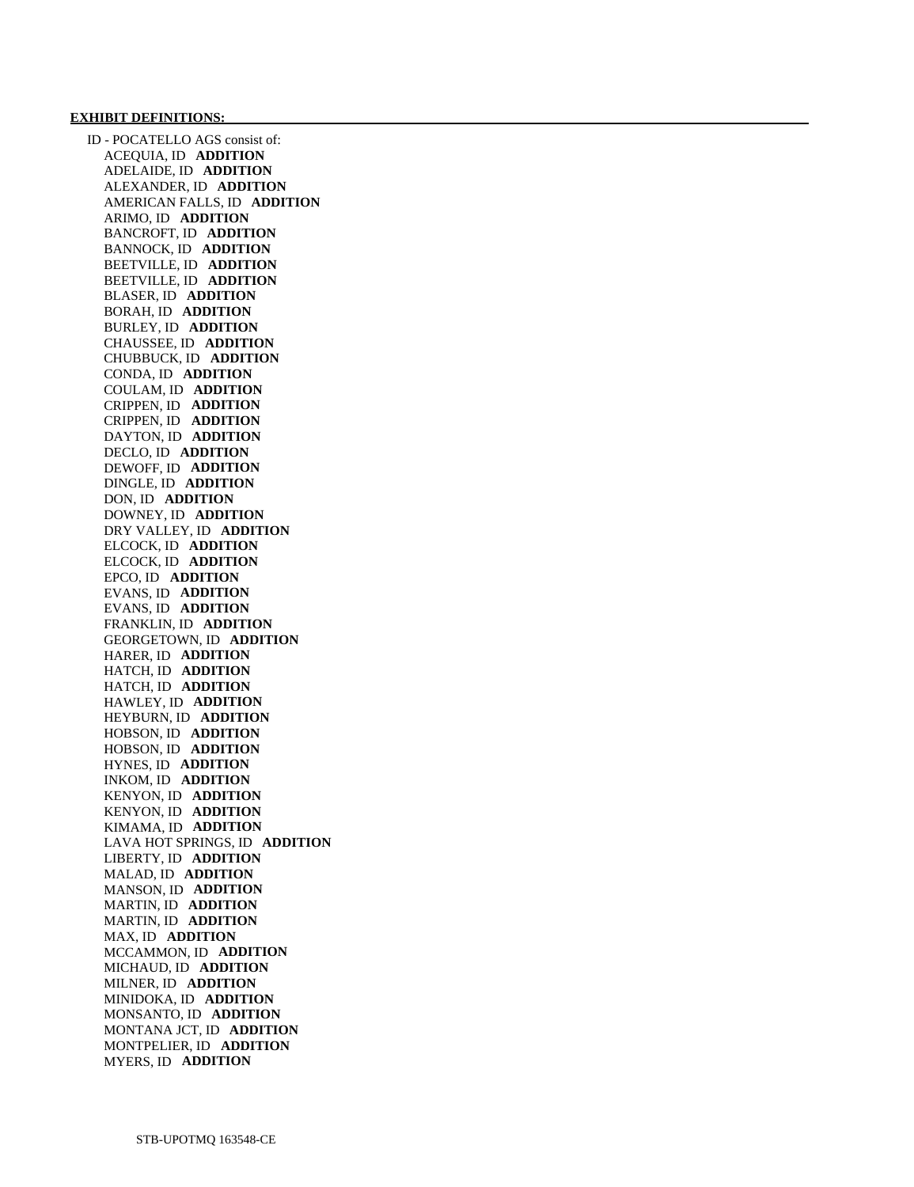**EXHIBIT DEFINITIONS:**

ID - POCATELLO AGS consist of:

ACEQUIA, ID **ADDITION**
ADELAIDE, ID **ADDITION**
ALEXANDER, ID **ADDITION**
AMERICAN FALLS, ID **ADDITION**
ARIMO, ID **ADDITION**
BANCROFT, ID **ADDITION**
BANNOCK, ID **ADDITION**
BEETVILLE, ID **ADDITION**
BEETVILLE, ID **ADDITION**
BLASER, ID **ADDITION**
BORAH, ID **ADDITION**
BURLEY, ID **ADDITION**
CHAUSSEE, ID **ADDITION**
CHUBBUCK, ID **ADDITION**
CONDA, ID **ADDITION**
COULAM, ID **ADDITION**
CRIPPEN, ID **ADDITION**
CRIPPEN, ID **ADDITION**
DAYTON, ID **ADDITION**
DECLO, ID **ADDITION**
DEWOFF, ID **ADDITION**
DINGLE, ID **ADDITION**
DON, ID **ADDITION**
DOWNEY, ID **ADDITION**
DRY VALLEY, ID **ADDITION**
ELCOCK, ID **ADDITION**
ELCOCK, ID **ADDITION**
EPCO, ID **ADDITION**
EVANS, ID **ADDITION**
EVANS, ID **ADDITION**
FRANKLIN, ID **ADDITION**
GEORGETOWN, ID **ADDITION**
HARER, ID **ADDITION**
HATCH, ID **ADDITION**
HATCH, ID **ADDITION**
HAWLEY, ID **ADDITION**
HEYBURN, ID **ADDITION**
HOBSON, ID **ADDITION**
HOBSON, ID **ADDITION**
HYNES, ID **ADDITION**
INKOM, ID **ADDITION**
KENYON, ID **ADDITION**
KENYON, ID **ADDITION**
KIMAMA, ID **ADDITION**
LAVA HOT SPRINGS, ID **ADDITION**
LIBERTY, ID **ADDITION**
MALAD, ID **ADDITION**
MANSON, ID **ADDITION**
MARTIN, ID **ADDITION**
MARTIN, ID **ADDITION**
MAX, ID **ADDITION**
MCCAMMON, ID **ADDITION**
MICHAUD, ID **ADDITION**
MILNER, ID **ADDITION**
MINIDOKA, ID **ADDITION**
MONSANTO, ID **ADDITION**
MONTANA JCT, ID **ADDITION**
MONTPELIER, ID **ADDITION**
MYERS, ID **ADDITION**

STB-UPOTMQ 163548-CE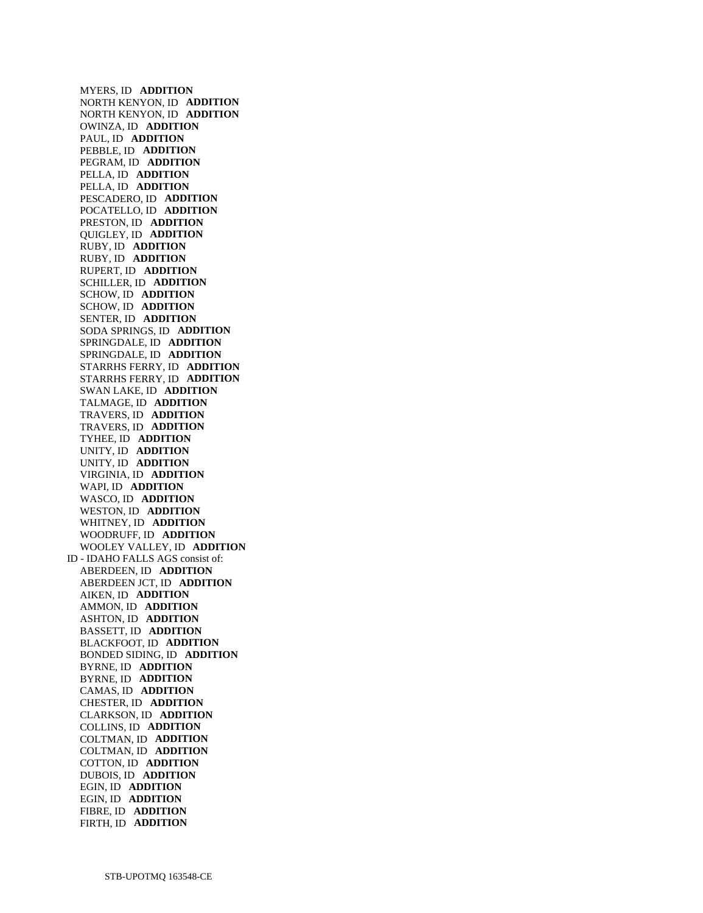MYERS, ID **ADDITION**
NORTH KENYON, ID **ADDITION**
NORTH KENYON, ID **ADDITION**
OWINZA, ID **ADDITION**
PAUL, ID **ADDITION**
PEBBLE, ID **ADDITION**
PEGRAM, ID **ADDITION**
PELLA, ID **ADDITION**
PELLA, ID **ADDITION**
PESCADERO, ID **ADDITION**
POCATELLO, ID **ADDITION**
PRESTON, ID **ADDITION**
QUIGLEY, ID **ADDITION**
RUBY, ID **ADDITION**
RUBY, ID **ADDITION**
RUPERT, ID **ADDITION**
SCHILLER, ID **ADDITION**
SCHOW, ID **ADDITION**
SCHOW, ID **ADDITION**
SENTER, ID **ADDITION**
SODA SPRINGS, ID **ADDITION**
SPRINGDALE, ID **ADDITION**
SPRINGDALE, ID **ADDITION**
STARRHS FERRY, ID **ADDITION**
STARRHS FERRY, ID **ADDITION**
SWAN LAKE, ID **ADDITION**
TALMAGE, ID **ADDITION**
TRAVERS, ID **ADDITION**
TRAVERS, ID **ADDITION**
TYHEE, ID **ADDITION**
UNITY, ID **ADDITION**
UNITY, ID **ADDITION**
VIRGINIA, ID **ADDITION**
WAPI, ID **ADDITION**
WASCO, ID **ADDITION**
WESTON, ID **ADDITION**
WHITNEY, ID **ADDITION**
WOODRUFF, ID **ADDITION**
WOOLEY VALLEY, ID **ADDITION**

ID - IDAHO FALLS AGS consist of:

ABERDEEN, ID **ADDITION**
ABERDEEN JCT, ID **ADDITION**
AIKEN, ID **ADDITION**
AMMON, ID **ADDITION**
ASHTON, ID **ADDITION**
BASSETT, ID **ADDITION**
BLACKFOOT, ID **ADDITION**
BONDED SIDING, ID **ADDITION**
BYRNE, ID **ADDITION**
BYRNE, ID **ADDITION**
CAMAS, ID **ADDITION**
CHESTER, ID **ADDITION**
CLARKSON, ID **ADDITION**
COLLINS, ID **ADDITION**
COLTMAN, ID **ADDITION**
COLTMAN, ID **ADDITION**
COTTON, ID **ADDITION**
DUBOIS, ID **ADDITION**
EGIN, ID **ADDITION**
EGIN, ID **ADDITION**
FIBRE, ID **ADDITION**
FIRTH, ID **ADDITION**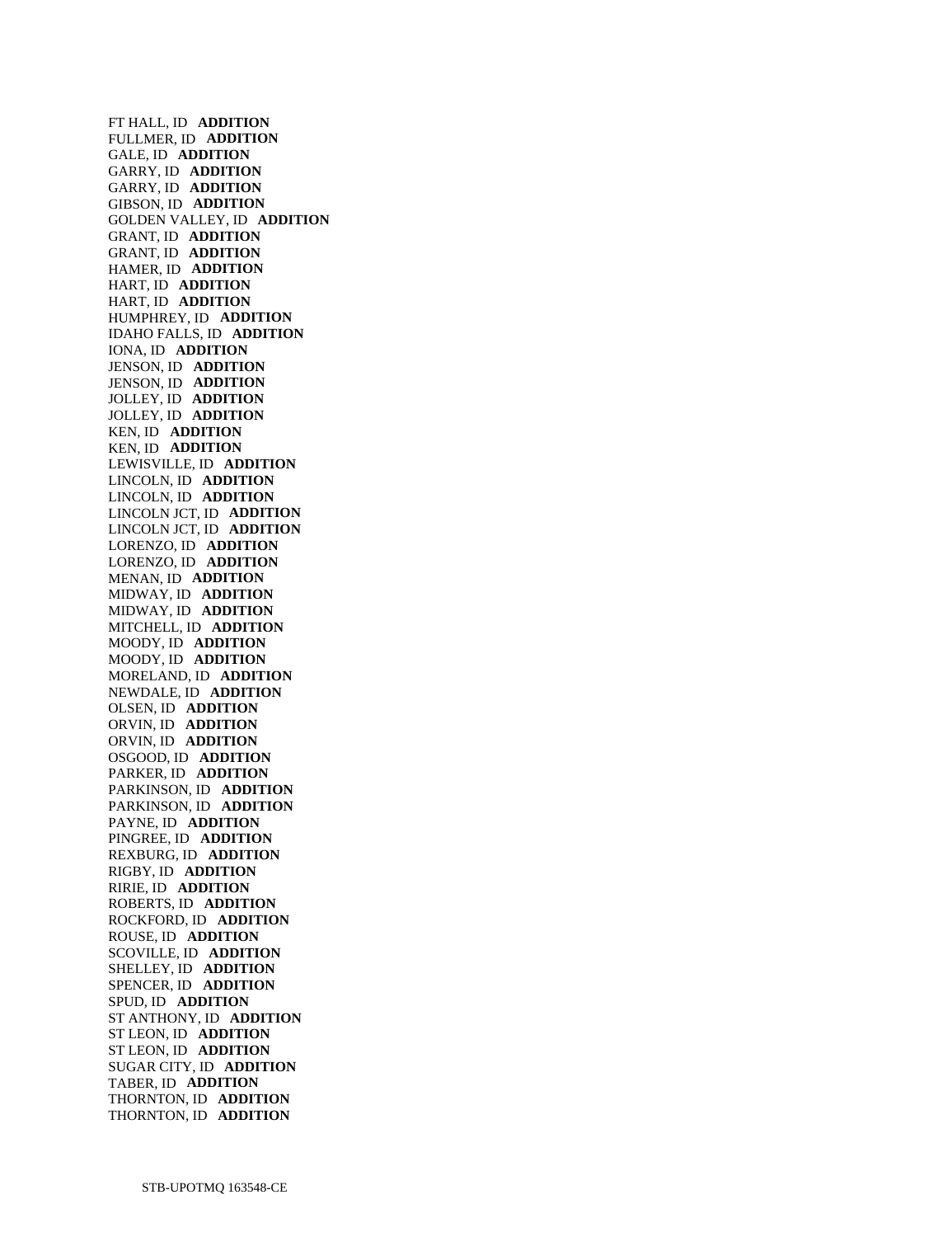FT HALL, ID **ADDITION**
FULLMER, ID **ADDITION**
GALE, ID **ADDITION**
GARRY, ID **ADDITION**
GARRY, ID **ADDITION**
GIBSON, ID **ADDITION**
GOLDEN VALLEY, ID **ADDITION**
GRANT, ID **ADDITION**
GRANT, ID **ADDITION**
HAMER, ID **ADDITION**
HART, ID **ADDITION**
HART, ID **ADDITION**
HUMPHREY, ID **ADDITION**
IDAHO FALLS, ID **ADDITION**
IONA, ID **ADDITION**
JENSON, ID **ADDITION**
JENSON, ID **ADDITION**
JOLLEY, ID **ADDITION**
JOLLEY, ID **ADDITION**
KEN, ID **ADDITION**
KEN, ID **ADDITION**
LEWISVILLE, ID **ADDITION**
LINCOLN, ID **ADDITION**
LINCOLN, ID **ADDITION**
LINCOLN JCT, ID **ADDITION**
LINCOLN JCT, ID **ADDITION**
LORENZO, ID **ADDITION**
LORENZO, ID **ADDITION**
MENAN, ID **ADDITION**
MIDWAY, ID **ADDITION**
MIDWAY, ID **ADDITION**
MITCHELL, ID **ADDITION**
MOODY, ID **ADDITION**
MOODY, ID **ADDITION**
MORELAND, ID **ADDITION**
NEWDALE, ID **ADDITION**
OLSEN, ID **ADDITION**
ORVIN, ID **ADDITION**
ORVIN, ID **ADDITION**
OSGOOD, ID **ADDITION**
PARKER, ID **ADDITION**
PARKINSON, ID **ADDITION**
PARKINSON, ID **ADDITION**
PAYNE, ID **ADDITION**
PINGREE, ID **ADDITION**
REXBURG, ID **ADDITION**
RIGBY, ID **ADDITION**
RIRIE, ID **ADDITION**
ROBERTS, ID **ADDITION**
ROCKFORD, ID **ADDITION**
ROUSE, ID **ADDITION**
SCOVILLE, ID **ADDITION**
SHELLEY, ID **ADDITION**
SPENCER, ID **ADDITION**
SPUD, ID **ADDITION**
ST ANTHONY, ID **ADDITION**
ST LEON, ID **ADDITION**
ST LEON, ID **ADDITION**
SUGAR CITY, ID **ADDITION**
TABER, ID **ADDITION**
THORNTON, ID **ADDITION**
THORNTON, ID **ADDITION**

STB-UPOTMQ 163548-CE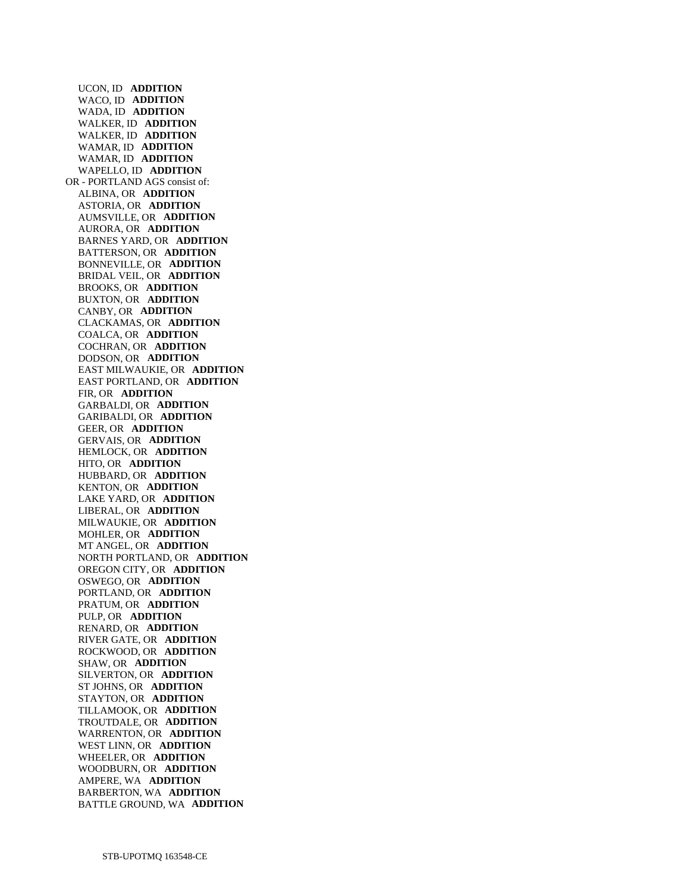UCON, ID **ADDITION**
WACO, ID **ADDITION**
WADA, ID **ADDITION**
WALKER, ID **ADDITION**
WALKER, ID **ADDITION**
WAMAR, ID **ADDITION**
WAMAR, ID **ADDITION**
WAPELLO, ID **ADDITION**

OR - PORTLAND AGS consist of:

ALBINA, OR **ADDITION**
ASTORIA, OR **ADDITION**
AUMSVILLE, OR **ADDITION**
AURORA, OR **ADDITION**
BARNES YARD, OR **ADDITION**
BATTERSON, OR **ADDITION**
BONNEVILLE, OR **ADDITION**
BRIDAL VEIL, OR **ADDITION**
BROOKS, OR **ADDITION**
BUXTON, OR **ADDITION**
CANBY, OR **ADDITION**
CLACKAMAS, OR **ADDITION**
COALCA, OR **ADDITION**
COCHRAN, OR **ADDITION**
DODSON, OR **ADDITION**
EAST MILWAUKIE, OR **ADDITION**
EAST PORTLAND, OR **ADDITION**
FIR, OR **ADDITION**
GARBALDI, OR **ADDITION**
GARIBALDI, OR **ADDITION**
GEER, OR **ADDITION**
GERVAIS, OR **ADDITION**
HEMLOCK, OR **ADDITION**
HITO, OR **ADDITION**
HUBBARD, OR **ADDITION**
KENTON, OR **ADDITION**
LAKE YARD, OR **ADDITION**
LIBERAL, OR **ADDITION**
MILWAUKIE, OR **ADDITION**
MOHLER, OR **ADDITION**
MT ANGEL, OR **ADDITION**
NORTH PORTLAND, OR **ADDITION**
OREGON CITY, OR **ADDITION**
OSWEGO, OR **ADDITION**
PORTLAND, OR **ADDITION**
PRATUM, OR **ADDITION**
PULP, OR **ADDITION**
RENARD, OR **ADDITION**
RIVER GATE, OR **ADDITION**
ROCKWOOD, OR **ADDITION**
SHAW, OR **ADDITION**
SILVERTON, OR **ADDITION**
ST JOHNS, OR **ADDITION**
STAYTON, OR **ADDITION**
TILLAMOOK, OR **ADDITION**
TROUTDALE, OR **ADDITION**
WARRENTON, OR **ADDITION**
WEST LINN, OR **ADDITION**
WHEELER, OR **ADDITION**
WOODBURN, OR **ADDITION**
AMPERE, WA **ADDITION**
BARBERTON, WA **ADDITION**
BATTLE GROUND, WA **ADDITION**

STB-UPOTMQ 163548-CE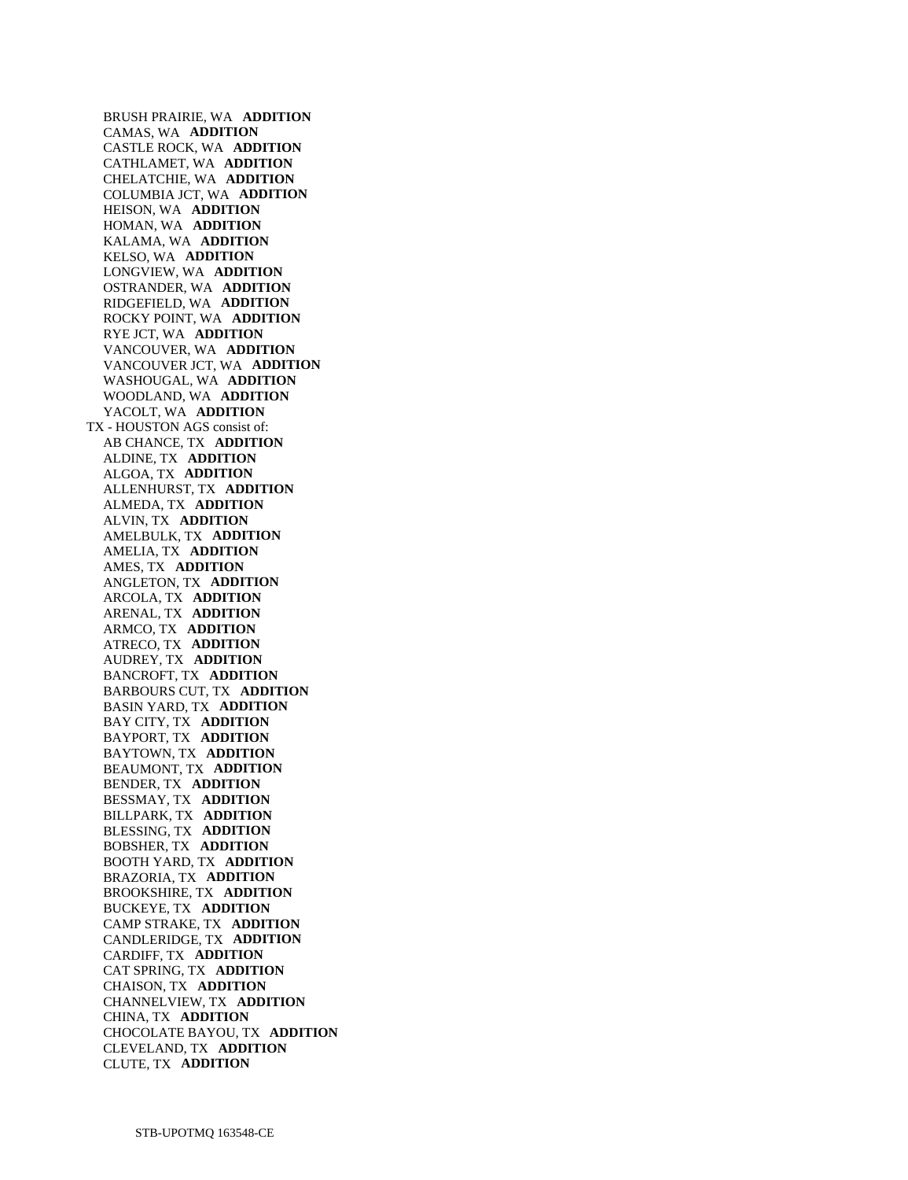BRUSH PRAIRIE, WA **ADDITION**
CAMAS, WA **ADDITION**
CASTLE ROCK, WA **ADDITION**
CATHLAMET, WA **ADDITION**
CHELATCHIE, WA **ADDITION**
COLUMBIA JCT, WA **ADDITION**
HEISON, WA **ADDITION**
HOMAN, WA **ADDITION**
KALAMA, WA **ADDITION**
KELSO, WA **ADDITION**
LONGVIEW, WA **ADDITION**
OSTRANDER, WA **ADDITION**
RIDGEFIELD, WA **ADDITION**
ROCKY POINT, WA **ADDITION**
RYE JCT, WA **ADDITION**
VANCOUVER, WA **ADDITION**
VANCOUVER JCT, WA **ADDITION**
WASHOUGAL, WA **ADDITION**
WOODLAND, WA **ADDITION**
YACOLT, WA **ADDITION**

TX - HOUSTON AGS consist of:

AB CHANCE, TX **ADDITION**
ALDINE, TX **ADDITION**
ALGOA, TX **ADDITION**
ALLENHURST, TX **ADDITION**
ALMEDA, TX **ADDITION**
ALVIN, TX **ADDITION**
AMELBULK, TX **ADDITION**
AMELIA, TX **ADDITION**
AMES, TX **ADDITION**
ANGLETON, TX **ADDITION**
ARCOLA, TX **ADDITION**
ARENAL, TX **ADDITION**
ARMCO, TX **ADDITION**
ATRECO, TX **ADDITION**
AUDREY, TX **ADDITION**
BANCROFT, TX **ADDITION**
BARBOURS CUT, TX **ADDITION**
BASIN YARD, TX **ADDITION**
BAY CITY, TX **ADDITION**
BAYPORT, TX **ADDITION**
BAYTOWN, TX **ADDITION**
BEAUMONT, TX **ADDITION**
BENDER, TX **ADDITION**
BESSMAY, TX **ADDITION**
BILLPARK, TX **ADDITION**
BLESSING, TX **ADDITION**
BOBSHER, TX **ADDITION**
BOOTH YARD, TX **ADDITION**
BRAZORIA, TX **ADDITION**
BROOKSHIRE, TX **ADDITION**
BUCKEYE, TX **ADDITION**
CAMP STRAKE, TX **ADDITION**
CANDLERIDGE, TX **ADDITION**
CARDIFF, TX **ADDITION**
CAT SPRING, TX **ADDITION**
CHAISON, TX **ADDITION**
CHANNELVIEW, TX **ADDITION**
CHINA, TX **ADDITION**
CHOCOLATE BAYOU, TX **ADDITION**
CLEVELAND, TX **ADDITION**
CLUTE, TX **ADDITION**

STB-UPOTMQ 163548-CE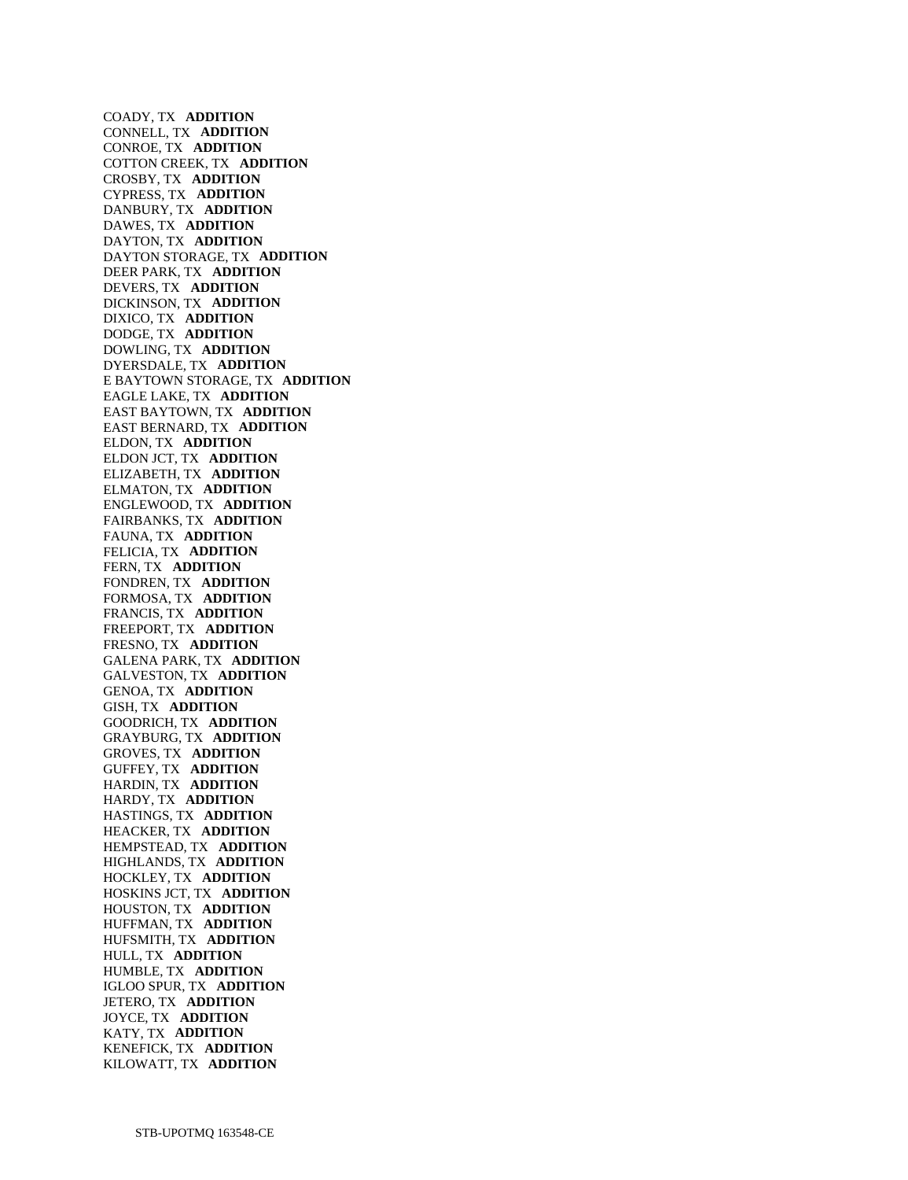COADY, TX **ADDITION**
CONNELL, TX **ADDITION**
CONROE, TX **ADDITION**
COTTON CREEK, TX **ADDITION**
CROSBY, TX **ADDITION**
CYPRESS, TX **ADDITION**
DANBURY, TX **ADDITION**
DAWES, TX **ADDITION**
DAYTON, TX **ADDITION**
DAYTON STORAGE, TX **ADDITION**
DEER PARK, TX **ADDITION**
DEVERS, TX **ADDITION**
DICKINSON, TX **ADDITION**
DIXICO, TX **ADDITION**
DODGE, TX **ADDITION**
DOWLING, TX **ADDITION**
DYERSDALE, TX **ADDITION**
E BAYTOWN STORAGE, TX **ADDITION**
EAGLE LAKE, TX **ADDITION**
EAST BAYTOWN, TX **ADDITION**
EAST BERNARD, TX **ADDITION**
ELDON, TX **ADDITION**
ELDON JCT, TX **ADDITION**
ELIZABETH, TX **ADDITION**
ELMATON, TX **ADDITION**
ENGLEWOOD, TX **ADDITION**
FAIRBANKS, TX **ADDITION**
FAUNA, TX **ADDITION**
FELICIA, TX **ADDITION**
FERN, TX **ADDITION**
FONDREN, TX **ADDITION**
FORMOSA, TX **ADDITION**
FRANCIS, TX **ADDITION**
FREEPORT, TX **ADDITION**
FRESNO, TX **ADDITION**
GALENA PARK, TX **ADDITION**
GALVESTON, TX **ADDITION**
GENOA, TX **ADDITION**
GISH, TX **ADDITION**
GOODRICH, TX **ADDITION**
GRAYBURG, TX **ADDITION**
GROVES, TX **ADDITION**
GUFFEY, TX **ADDITION**
HARDIN, TX **ADDITION**
HARDY, TX **ADDITION**
HASTINGS, TX **ADDITION**
HEACKER, TX **ADDITION**
HEMPSTEAD, TX **ADDITION**
HIGHLANDS, TX **ADDITION**
HOCKLEY, TX **ADDITION**
HOSKINS JCT, TX **ADDITION**
HOUSTON, TX **ADDITION**
HUFFMAN, TX **ADDITION**
HUFSMITH, TX **ADDITION**
HULL, TX **ADDITION**
HUMBLE, TX **ADDITION**
IGLOO SPUR, TX **ADDITION**
JETERO, TX **ADDITION**
JOYCE, TX **ADDITION**
KATY, TX **ADDITION**
KENEFICK, TX **ADDITION**
KILOWATT, TX **ADDITION**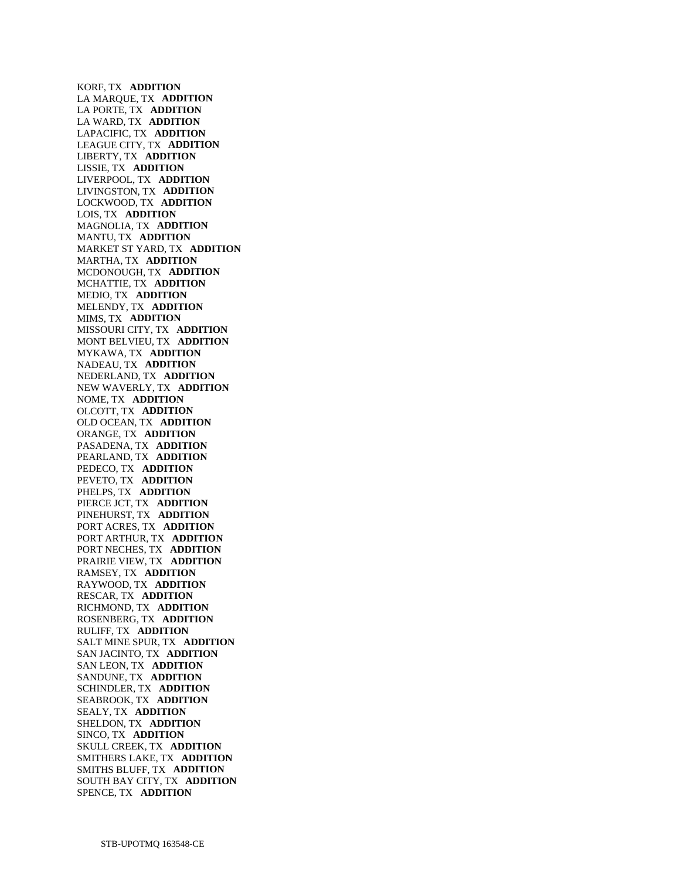KORF, TX **ADDITION**
LA MARQUE, TX **ADDITION**
LA PORTE, TX **ADDITION**
LA WARD, TX **ADDITION**
LAPACIFIC, TX **ADDITION**
LEAGUE CITY, TX **ADDITION**
LIBERTY, TX **ADDITION**
LISSIE, TX **ADDITION**
LIVERPOOL, TX **ADDITION**
LIVINGSTON, TX **ADDITION**
LOCKWOOD, TX **ADDITION**
LOIS, TX **ADDITION**
MAGNOLIA, TX **ADDITION**
MANTU, TX **ADDITION**
MARKET ST YARD, TX **ADDITION**
MARTHA, TX **ADDITION**
MCDONOUGH, TX **ADDITION**
MCHATTIE, TX **ADDITION**
MEDIO, TX **ADDITION**
MELENDY, TX **ADDITION**
MIMS, TX **ADDITION**
MISSOURI CITY, TX **ADDITION**
MONT BELVIEU, TX **ADDITION**
MYKAWA, TX **ADDITION**
NADEAU, TX **ADDITION**
NEDERLAND, TX **ADDITION**
NEW WAVERLY, TX **ADDITION**
NOME, TX **ADDITION**
OLCOTT, TX **ADDITION**
OLD OCEAN, TX **ADDITION**
ORANGE, TX **ADDITION**
PASADENA, TX **ADDITION**
PEARLAND, TX **ADDITION**
PEDECO, TX **ADDITION**
PEVETO, TX **ADDITION**
PHELPS, TX **ADDITION**
PIERCE JCT, TX **ADDITION**
PINEHURST, TX **ADDITION**
PORT ACRES, TX **ADDITION**
PORT ARTHUR, TX **ADDITION**
PORT NECHES, TX **ADDITION**
PRAIRIE VIEW, TX **ADDITION**
RAMSEY, TX **ADDITION**
RAYWOOD, TX **ADDITION**
RESCAR, TX **ADDITION**
RICHMOND, TX **ADDITION**
ROSENBERG, TX **ADDITION**
RULIFF, TX **ADDITION**
SALT MINE SPUR, TX **ADDITION**
SAN JACINTO, TX **ADDITION**
SAN LEON, TX **ADDITION**
SANDUNE, TX **ADDITION**
SCHINDLER, TX **ADDITION**
SEABROOK, TX **ADDITION**
SEALY, TX **ADDITION**
SHELDON, TX **ADDITION**
SINCO, TX **ADDITION**
SKULL CREEK, TX **ADDITION**
SMITHERS LAKE, TX **ADDITION**
SMITHS BLUFF, TX **ADDITION**
SOUTH BAY CITY, TX **ADDITION**
SPENCE, TX **ADDITION**

STB-UPOTMQ 163548-CE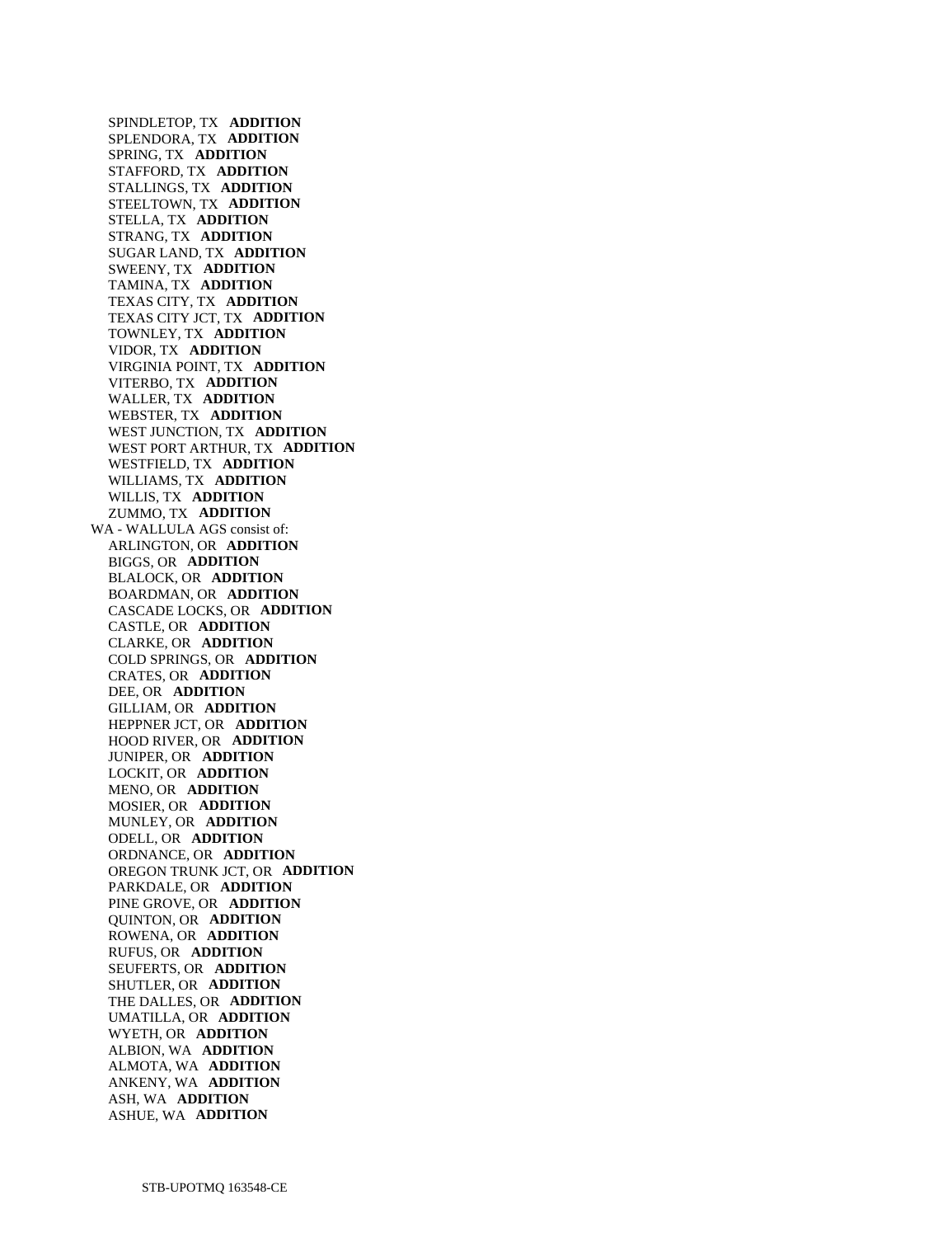SPINDLETOP, TX **ADDITION**
SPLENDORA, TX **ADDITION**
SPRING, TX **ADDITION**
STAFFORD, TX **ADDITION**
STALLINGS, TX **ADDITION**
STEELTOWN, TX **ADDITION**
STELLA, TX **ADDITION**
STRANG, TX **ADDITION**
SUGAR LAND, TX **ADDITION**
SWEENY, TX **ADDITION**
TAMINA, TX **ADDITION**
TEXAS CITY, TX **ADDITION**
TEXAS CITY JCT, TX **ADDITION**
TOWNLEY, TX **ADDITION**
VIDOR, TX **ADDITION**
VIRGINIA POINT, TX **ADDITION**
VITERBO, TX **ADDITION**
WALLER, TX **ADDITION**
WEBSTER, TX **ADDITION**
WEST JUNCTION, TX **ADDITION**
WEST PORT ARTHUR, TX **ADDITION**
WESTFIELD, TX **ADDITION**
WILLIAMS, TX **ADDITION**
WILLIS, TX **ADDITION**
ZUMMO, TX **ADDITION**

WA - WALLULA AGS consist of:

ARLINGTON, OR **ADDITION**
BIGGS, OR **ADDITION**
BLALOCK, OR **ADDITION**
BOARDMAN, OR **ADDITION**
CASCADE LOCKS, OR **ADDITION**
CASTLE, OR **ADDITION**
CLARKE, OR **ADDITION**
COLD SPRINGS, OR **ADDITION**
CRATES, OR **ADDITION**
DEE, OR **ADDITION**
GILLIAM, OR **ADDITION**
HEPPNER JCT, OR **ADDITION**
HOOD RIVER, OR **ADDITION**
JUNIPER, OR **ADDITION**
LOCKIT, OR **ADDITION**
MENO, OR **ADDITION**
MOSIER, OR **ADDITION**
MUNLEY, OR **ADDITION**
ODELL, OR **ADDITION**
ORDNANCE, OR **ADDITION**
OREGON TRUNK JCT, OR **ADDITION**
PARKDALE, OR **ADDITION**
PINE GROVE, OR **ADDITION**
QUINTON, OR **ADDITION**
ROWENA, OR **ADDITION**
RUFUS, OR **ADDITION**
SEUFERTS, OR **ADDITION**
SHUTLER, OR **ADDITION**
THE DALLES, OR **ADDITION**
UMATILLA, OR **ADDITION**
WYETH, OR **ADDITION**
ALBION, WA **ADDITION**
ALMOTA, WA **ADDITION**
ANKENY, WA **ADDITION**
ASH, WA **ADDITION**
ASHUE, WA **ADDITION**

STB-UPOTMQ 163548-CE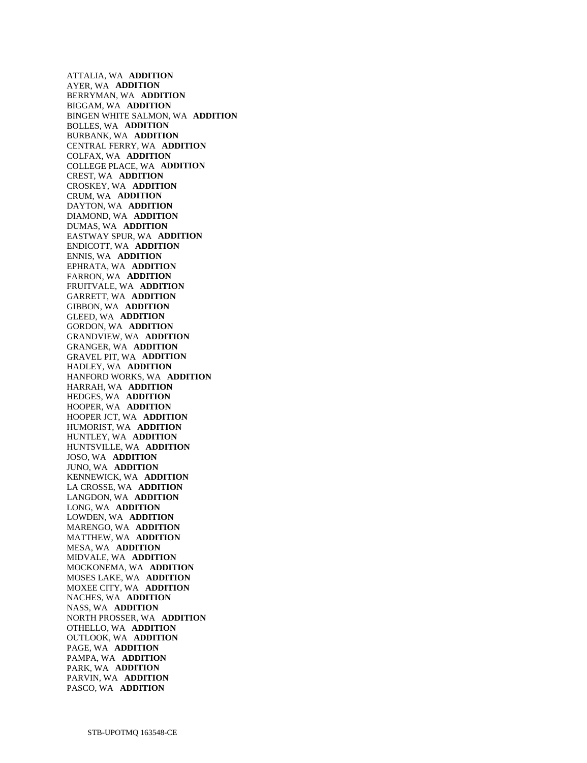ATTALIA, WA **ADDITION**
AYER, WA **ADDITION**
BERRYMAN, WA **ADDITION**
BIGGAM, WA **ADDITION**
BINGEN WHITE SALMON, WA **ADDITION**
BOLLES, WA **ADDITION**
BURBANK, WA **ADDITION**
CENTRAL FERRY, WA **ADDITION**
COLFAX, WA **ADDITION**
COLLEGE PLACE, WA **ADDITION**
CREST, WA **ADDITION**
CROSKEY, WA **ADDITION**
CRUM, WA **ADDITION**
DAYTON, WA **ADDITION**
DIAMOND, WA **ADDITION**
DUMAS, WA **ADDITION**
EASTWAY SPUR, WA **ADDITION**
ENDICOTT, WA **ADDITION**
ENNIS, WA **ADDITION**
EPHRATA, WA **ADDITION**
FARRON, WA **ADDITION**
FRUITVALE, WA **ADDITION**
GARRETT, WA **ADDITION**
GIBBON, WA **ADDITION**
GLEED, WA **ADDITION**
GORDON, WA **ADDITION**
GRANDVIEW, WA **ADDITION**
GRANGER, WA **ADDITION**
GRAVEL PIT, WA **ADDITION**
HADLEY, WA **ADDITION**
HANFORD WORKS, WA **ADDITION**
HARRAH, WA **ADDITION**
HEDGES, WA **ADDITION**
HOOPER, WA **ADDITION**
HOOPER JCT, WA **ADDITION**
HUMORIST, WA **ADDITION**
HUNTLEY, WA **ADDITION**
HUNTSVILLE, WA **ADDITION**
JOSO, WA **ADDITION**
JUNO, WA **ADDITION**
KENNEWICK, WA **ADDITION**
LA CROSSE, WA **ADDITION**
LANGDON, WA **ADDITION**
LONG, WA **ADDITION**
LOWDEN, WA **ADDITION**
MARENGO, WA **ADDITION**
MATTHEW, WA **ADDITION**
MESA, WA **ADDITION**
MIDVALE, WA **ADDITION**
MOCKONEMA, WA **ADDITION**
MOSES LAKE, WA **ADDITION**
MOXEE CITY, WA **ADDITION**
NACHES, WA **ADDITION**
NASS, WA **ADDITION**
NORTH PROSSER, WA **ADDITION**
OTHELLO, WA **ADDITION**
OUTLOOK, WA **ADDITION**
PAGE, WA **ADDITION**
PAMPA, WA **ADDITION**
PARK, WA **ADDITION**
PARVIN, WA **ADDITION**
PASCO, WA **ADDITION**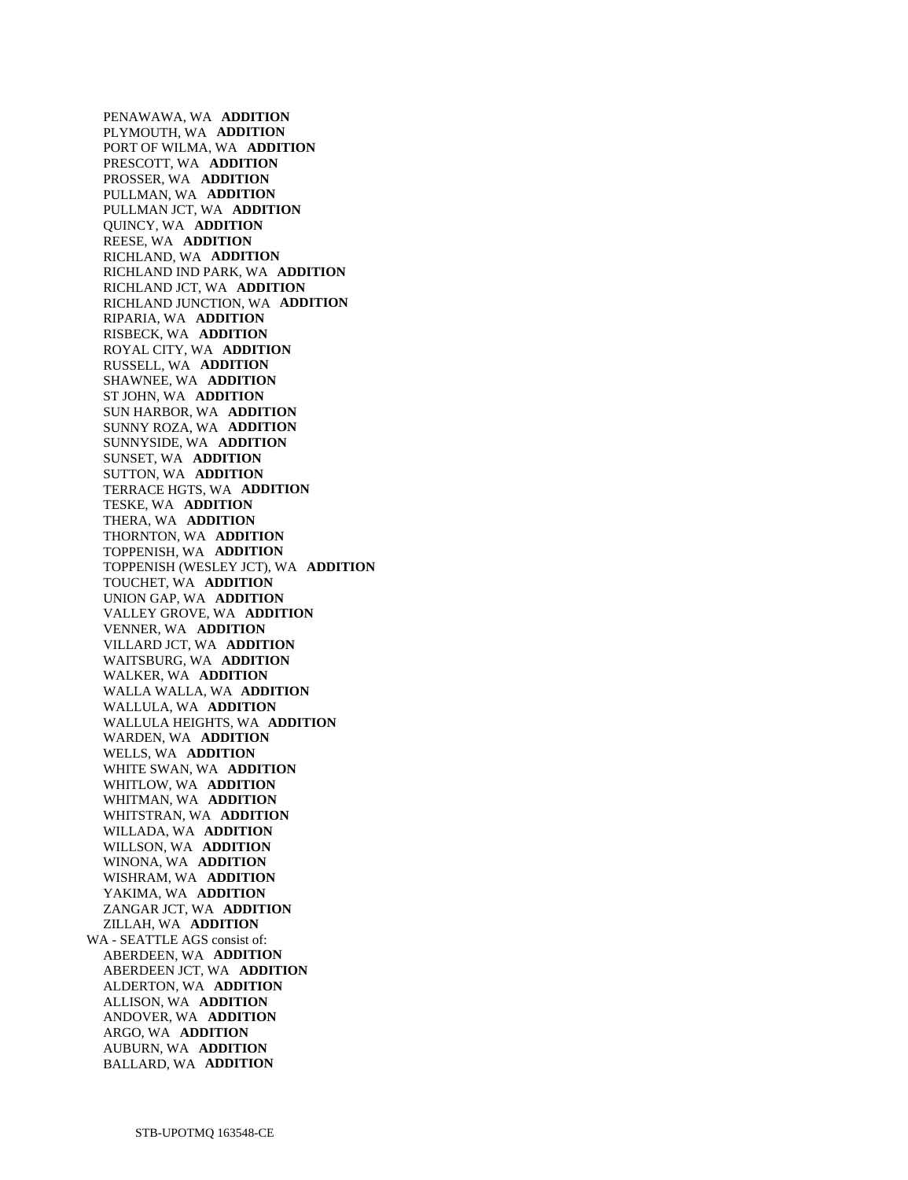PENAWAWA, WA **ADDITION**
PLYMOUTH, WA **ADDITION**
PORT OF WILMA, WA **ADDITION**
PRESCOTT, WA **ADDITION**
PROSSER, WA **ADDITION**
PULLMAN, WA **ADDITION**
PULLMAN JCT, WA **ADDITION**
QUINCY, WA **ADDITION**
REESE, WA **ADDITION**
RICHLAND, WA **ADDITION**
RICHLAND IND PARK, WA **ADDITION**
RICHLAND JCT, WA **ADDITION**
RICHLAND JUNCTION, WA **ADDITION**
RIPARIA, WA **ADDITION**
RISBECK, WA **ADDITION**
ROYAL CITY, WA **ADDITION**
RUSSELL, WA **ADDITION**
SHAWNEE, WA **ADDITION**
ST JOHN, WA **ADDITION**
SUN HARBOR, WA **ADDITION**
SUNNY ROZA, WA **ADDITION**
SUNNYSIDE, WA **ADDITION**
SUNSET, WA **ADDITION**
SUTTON, WA **ADDITION**
TERRACE HGTS, WA **ADDITION**
TESKE, WA **ADDITION**
THERA, WA **ADDITION**
THORNTON, WA **ADDITION**
TOPPENISH, WA **ADDITION**
TOPPENISH (WESLEY JCT), WA **ADDITION**
TOUCHET, WA **ADDITION**
UNION GAP, WA **ADDITION**
VALLEY GROVE, WA **ADDITION**
VENNER, WA **ADDITION**
VILLARD JCT, WA **ADDITION**
WAITSBURG, WA **ADDITION**
WALKER, WA **ADDITION**
WALLA WALLA, WA **ADDITION**
WALLULA, WA **ADDITION**
WALLULA HEIGHTS, WA **ADDITION**
WARDEN, WA **ADDITION**
WELLS, WA **ADDITION**
WHITE SWAN, WA **ADDITION**
WHITLOW, WA **ADDITION**
WHITMAN, WA **ADDITION**
WHITSTRAN, WA **ADDITION**
WILLADA, WA **ADDITION**
WILLSON, WA **ADDITION**
WINONA, WA **ADDITION**
WISHRAM, WA **ADDITION**
YAKIMA, WA **ADDITION**
ZANGAR JCT, WA **ADDITION**
ZILLAH, WA **ADDITION**

WA - SEATTLE AGS consist of:

ABERDEEN, WA **ADDITION**
ABERDEEN JCT, WA **ADDITION**
ALDERTON, WA **ADDITION**
ALLISON, WA **ADDITION**
ANDOVER, WA **ADDITION**
ARGO, WA **ADDITION**
AUBURN, WA **ADDITION**
BALLARD, WA **ADDITION**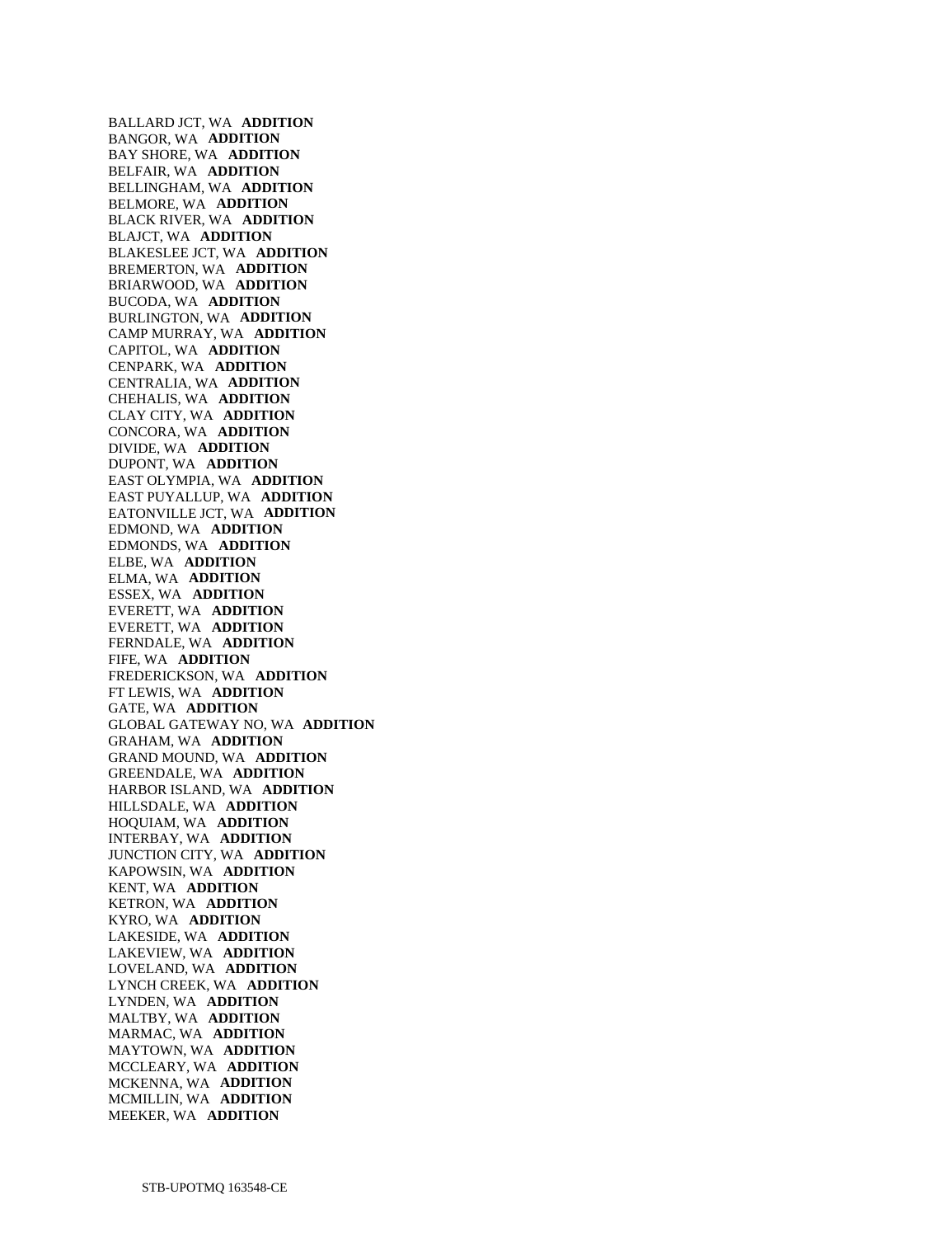BALLARD JCT, WA **ADDITION**
BANGOR, WA **ADDITION**
BAY SHORE, WA **ADDITION**
BELFAIR, WA **ADDITION**
BELLINGHAM, WA **ADDITION**
BELMORE, WA **ADDITION**
BLACK RIVER, WA **ADDITION**
BLAJCT, WA **ADDITION**
BLAKESLEE JCT, WA **ADDITION**
BREMERTON, WA **ADDITION**
BRIARWOOD, WA **ADDITION**
BUCODA, WA **ADDITION**
BURLINGTON, WA **ADDITION**
CAMP MURRAY, WA **ADDITION**
CAPITOL, WA **ADDITION**
CENPARK, WA **ADDITION**
CENTRALIA, WA **ADDITION**
CHEHALIS, WA **ADDITION**
CLAY CITY, WA **ADDITION**
CONCORA, WA **ADDITION**
DIVIDE, WA **ADDITION**
DUPONT, WA **ADDITION**
EAST OLYMPIA, WA **ADDITION**
EAST PUYALLUP, WA **ADDITION**
EATONVILLE JCT, WA **ADDITION**
EDMOND, WA **ADDITION**
EDMONDS, WA **ADDITION**
ELBE, WA **ADDITION**
ELMA, WA **ADDITION**
ESSEX, WA **ADDITION**
EVERETT, WA **ADDITION**
EVERETT, WA **ADDITION**
FERNDALE, WA **ADDITION**
FIFE, WA **ADDITION**
FREDERICKSON, WA **ADDITION**
FT LEWIS, WA **ADDITION**
GATE, WA **ADDITION**
GLOBAL GATEWAY NO, WA **ADDITION**
GRAHAM, WA **ADDITION**
GRAND MOUND, WA **ADDITION**
GREENDALE, WA **ADDITION**
HARBOR ISLAND, WA **ADDITION**
HILLSDALE, WA **ADDITION**
HOQUIAM, WA **ADDITION**
INTERBAY, WA **ADDITION**
JUNCTION CITY, WA **ADDITION**
KAPOWSIN, WA **ADDITION**
KENT, WA **ADDITION**
KETRON, WA **ADDITION**
KYRO, WA **ADDITION**
LAKESIDE, WA **ADDITION**
LAKEVIEW, WA **ADDITION**
LOVELAND, WA **ADDITION**
LYNCH CREEK, WA **ADDITION**
LYNDEN, WA **ADDITION**
MALTBY, WA **ADDITION**
MARMAC, WA **ADDITION**
MAYTOWN, WA **ADDITION**
MCCLEARY, WA **ADDITION**
MCKENNA, WA **ADDITION**
MCMILLIN, WA **ADDITION**
MEEKER, WA **ADDITION**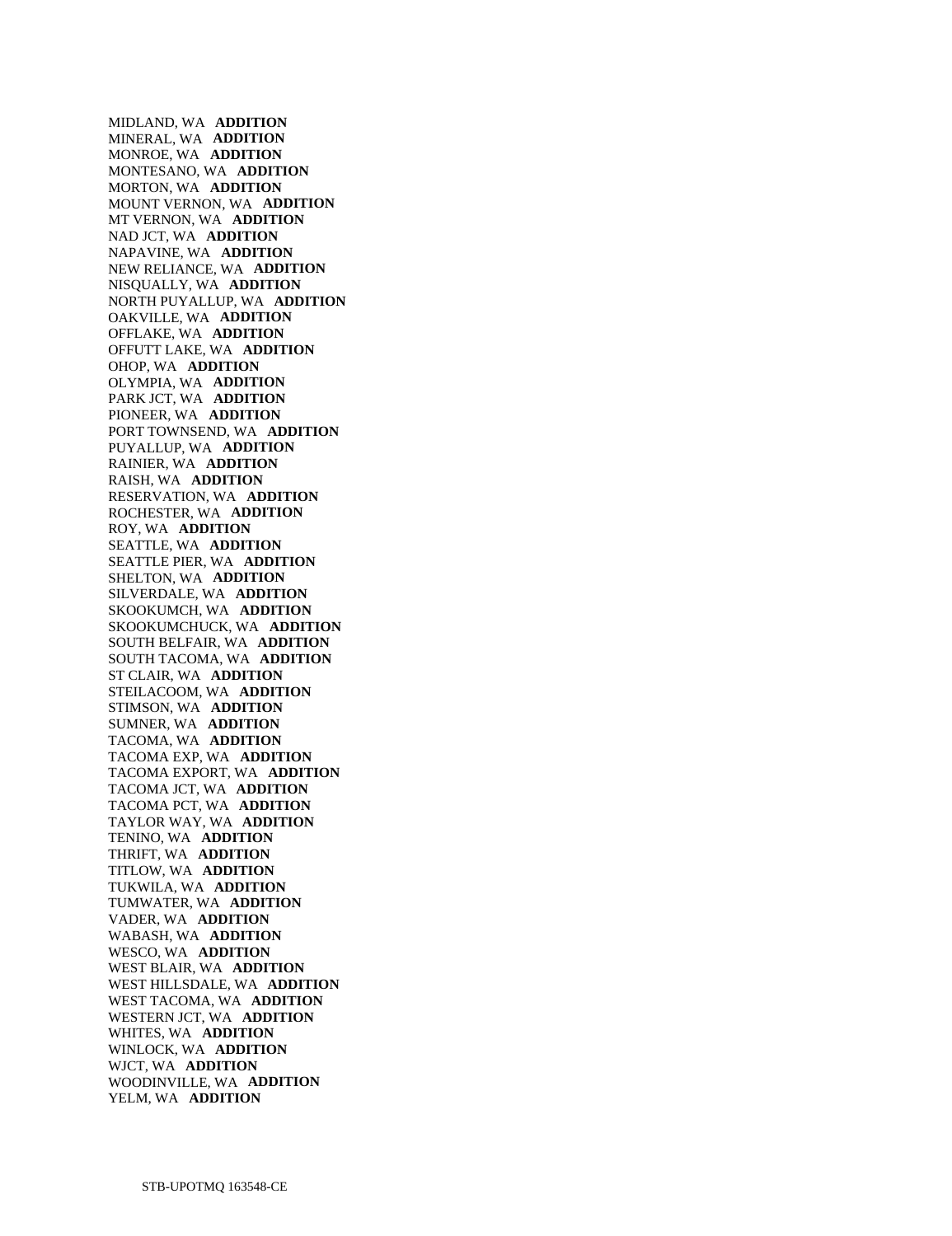MIDLAND, WA **ADDITION**
MINERAL, WA **ADDITION**
MONROE, WA **ADDITION**
MONTESANO, WA **ADDITION**
MORTON, WA **ADDITION**
MOUNT VERNON, WA **ADDITION**
MT VERNON, WA **ADDITION**
NAD JCT, WA **ADDITION**
NAPAVINE, WA **ADDITION**
NEW RELIANCE, WA **ADDITION**
NISQUALLY, WA **ADDITION**
NORTH PUYALLUP, WA **ADDITION**
OAKVILLE, WA **ADDITION**
OFFLAKE, WA **ADDITION**
OFFUTT LAKE, WA **ADDITION**
OHOP, WA **ADDITION**
OLYMPIA, WA **ADDITION**
PARK JCT, WA **ADDITION**
PIONEER, WA **ADDITION**
PORT TOWNSEND, WA **ADDITION**
PUYALLUP, WA **ADDITION**
RAINIER, WA **ADDITION**
RAISH, WA **ADDITION**
RESERVATION, WA **ADDITION**
ROCHESTER, WA **ADDITION**
ROY, WA **ADDITION**
SEATTLE, WA **ADDITION**
SEATTLE PIER, WA **ADDITION**
SHELTON, WA **ADDITION**
SILVERDALE, WA **ADDITION**
SKOOKUMCH, WA **ADDITION**
SKOOKUMCHUCK, WA **ADDITION**
SOUTH BELFAIR, WA **ADDITION**
SOUTH TACOMA, WA **ADDITION**
ST CLAIR, WA **ADDITION**
STEILACOOM, WA **ADDITION**
STIMSON, WA **ADDITION**
SUMNER, WA **ADDITION**
TACOMA, WA **ADDITION**
TACOMA EXP, WA **ADDITION**
TACOMA EXPORT, WA **ADDITION**
TACOMA JCT, WA **ADDITION**
TACOMA PCT, WA **ADDITION**
TAYLOR WAY, WA **ADDITION**
TENINO, WA **ADDITION**
THRIFT, WA **ADDITION**
TITLOW, WA **ADDITION**
TUKWILA, WA **ADDITION**
TUMWATER, WA **ADDITION**
VADER, WA **ADDITION**
WABASH, WA **ADDITION**
WESCO, WA **ADDITION**
WEST BLAIR, WA **ADDITION**
WEST HILLSDALE, WA **ADDITION**
WEST TACOMA, WA **ADDITION**
WESTERN JCT, WA **ADDITION**
WHITES, WA **ADDITION**
WINLOCK, WA **ADDITION**
WJCT, WA **ADDITION**
WOODINVILLE, WA **ADDITION**
YELM, WA **ADDITION**

STB-UPOTMQ 163548-CE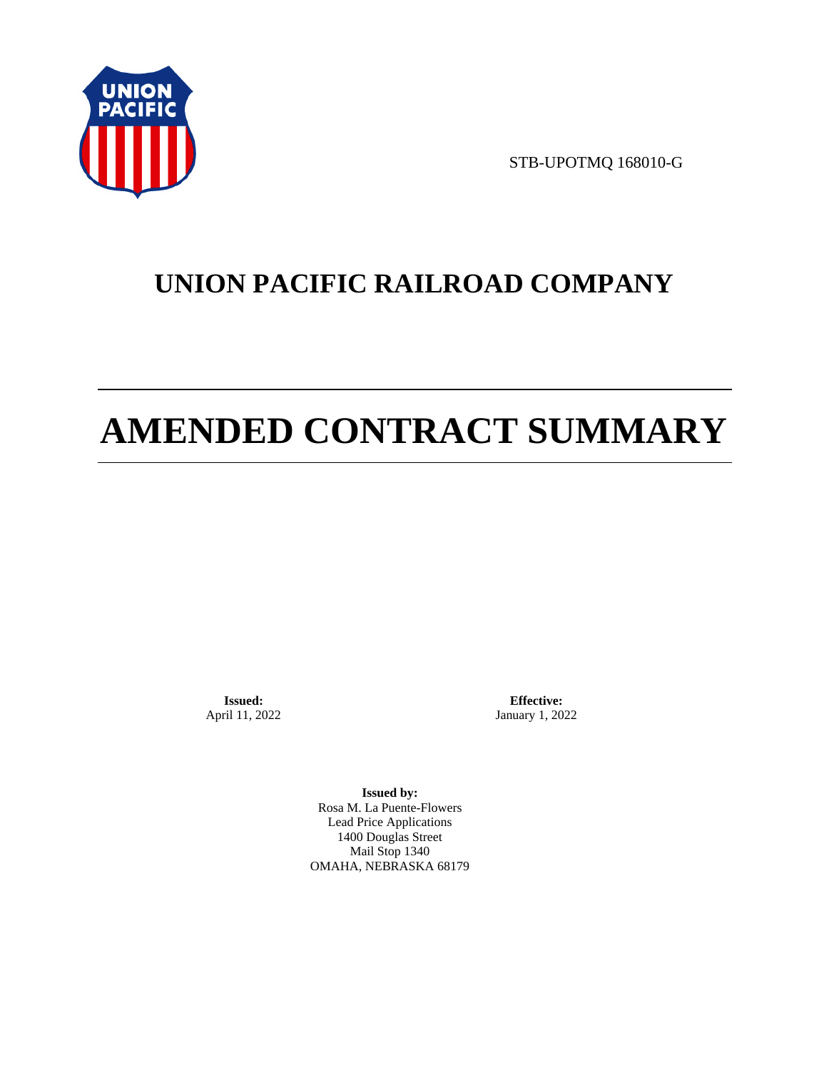STB-UPOTMQ 168010-G

# UNION PACIFIC RAILROAD COMPANY

# AMENDED CONTRACT SUMMARY

**Issued:**
April 11, 2022

**Effective:**
January 1, 2022

**Issued by:**
Rosa M. La Puente-Flowers
Lead Price Applications
1400 Douglas Street
Mail Stop 1340
OMAHA, NEBRASKA 68179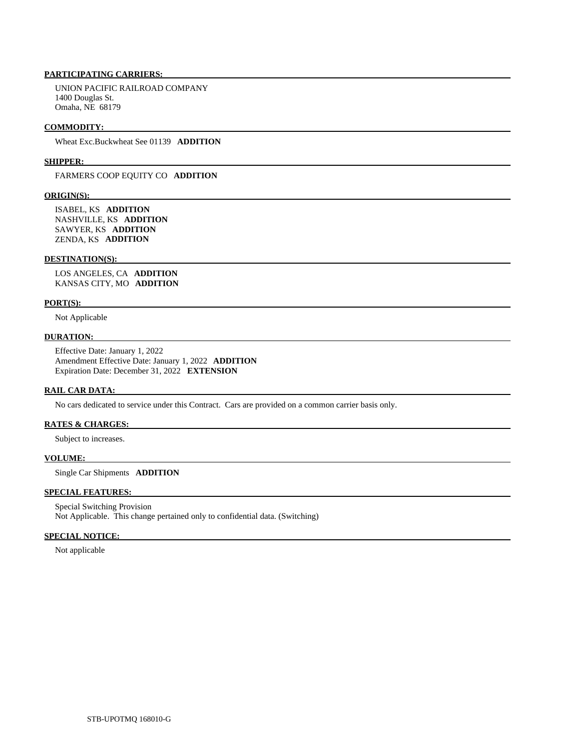**PARTICIPATING CARRIERS:**

UNION PACIFIC RAILROAD COMPANY
1400 Douglas St.
Omaha, NE 68179

**COMMODITY:**

Wheat Exc.Buckwheat See 01139 **ADDITION**

**SHIPPER:**

FARMERS COOP EQUITY CO **ADDITION**

**ORIGIN(S):**

ISABEL, KS **ADDITION**
NASHVILLE, KS **ADDITION**
SAWYER, KS **ADDITION**
ZENDA, KS **ADDITION**

**DESTINATION(S):**

LOS ANGELES, CA **ADDITION**
KANSAS CITY, MO **ADDITION**

**PORT(S):**

Not Applicable

**DURATION:**

Effective Date: January 1, 2022
Amendment Effective Date: January 1, 2022 **ADDITION**
Expiration Date: December 31, 2022 **EXTENSION**

**RAIL CAR DATA:**

No cars dedicated to service under this Contract. Cars are provided on a common carrier basis only.

**RATES & CHARGES:**

Subject to increases.

**VOLUME:**

Single Car Shipments **ADDITION**

**SPECIAL FEATURES:**

Special Switching Provision
Not Applicable. This change pertained only to confidential data. (Switching)

**SPECIAL NOTICE:**

Not applicable

STB-UPOTMQ 168010-G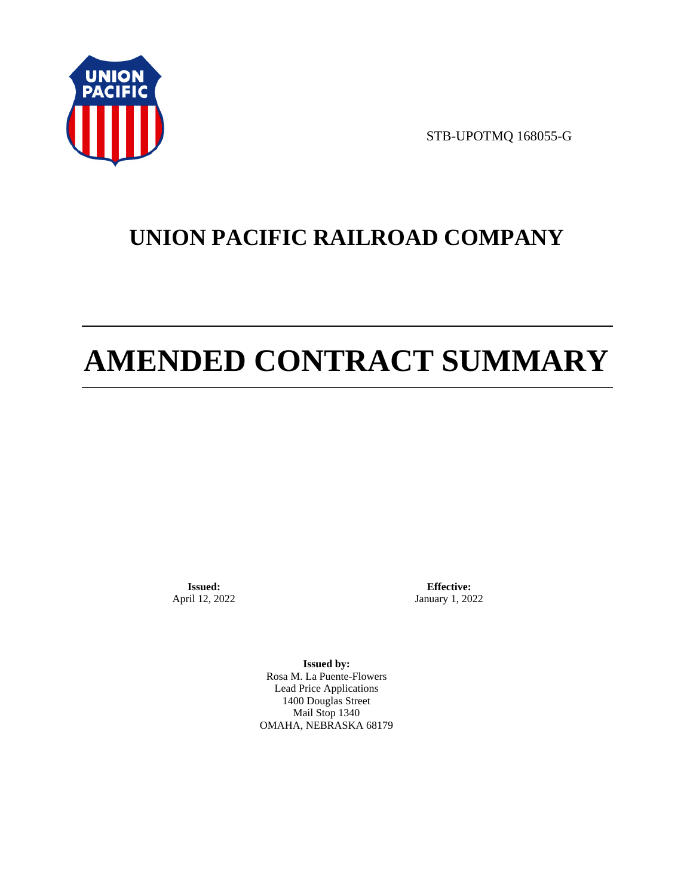STB-UPOTMQ 168055-G

# UNION PACIFIC RAILROAD COMPANY

# AMENDED CONTRACT SUMMARY

**Issued:**
April 12, 2022

**Effective:**
January 1, 2022

**Issued by:**
Rosa M. La Puente-Flowers
Lead Price Applications
1400 Douglas Street
Mail Stop 1340
OMAHA, NEBRASKA 68179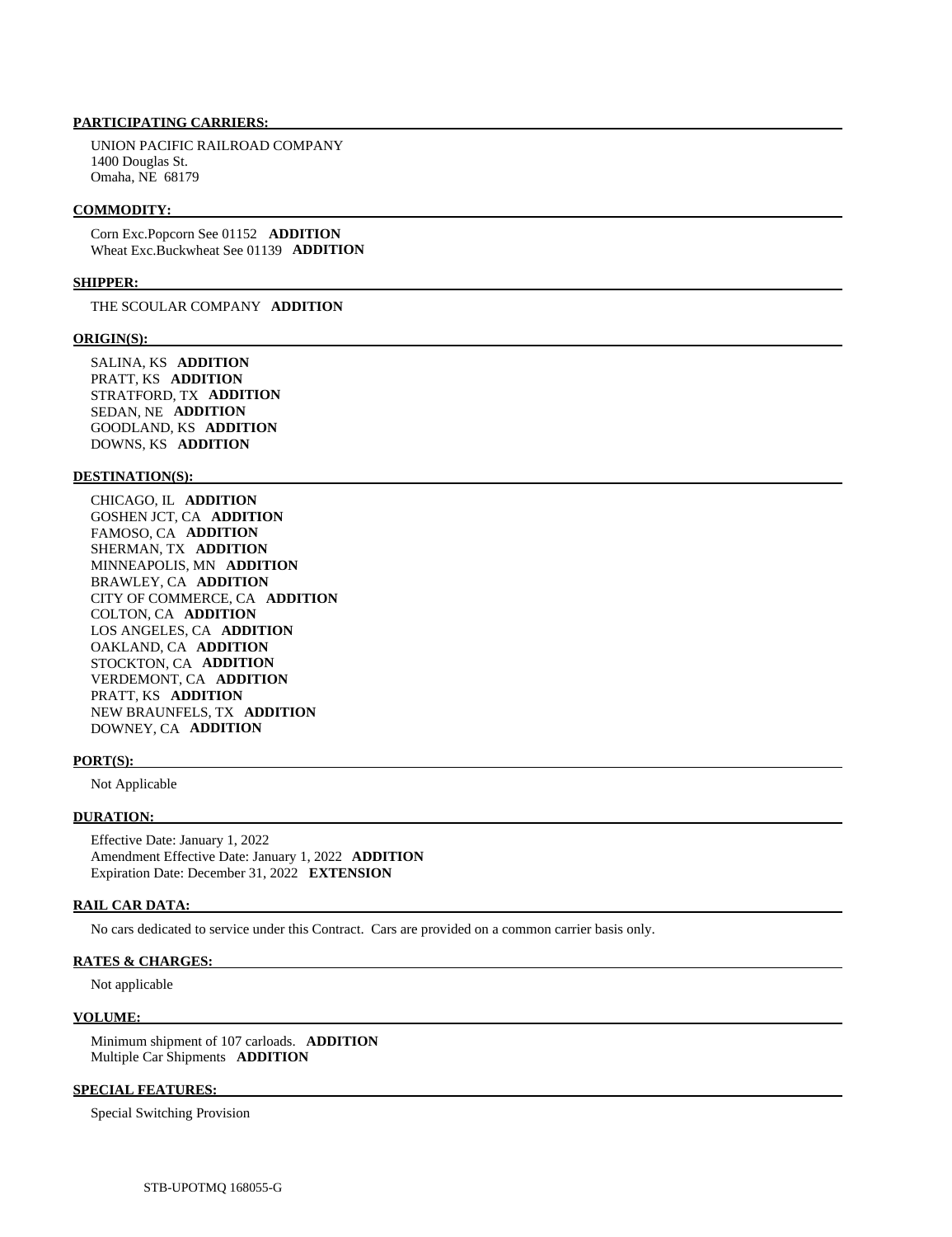**PARTICIPATING CARRIERS:**

UNION PACIFIC RAILROAD COMPANY
1400 Douglas St.
Omaha, NE 68179

**COMMODITY:**

Corn Exc.Popcorn See 01152 **ADDITION**
Wheat Exc.Buckwheat See 01139 **ADDITION**

**SHIPPER:**

THE SCOULAR COMPANY **ADDITION**

**ORIGIN(S):**

SALINA, KS **ADDITION**
PRATT, KS **ADDITION**
STRATFORD, TX **ADDITION**
SEDAN, NE **ADDITION**
GOODLAND, KS **ADDITION**
DOWNS, KS **ADDITION**

**DESTINATION(S):**

CHICAGO, IL **ADDITION**
GOSHEN JCT, CA **ADDITION**
FAMOSO, CA **ADDITION**
SHERMAN, TX **ADDITION**
MINNEAPOLIS, MN **ADDITION**
BRAWLEY, CA **ADDITION**
CITY OF COMMERCE, CA **ADDITION**
COLTON, CA **ADDITION**
LOS ANGELES, CA **ADDITION**
OAKLAND, CA **ADDITION**
STOCKTON, CA **ADDITION**
VERDEMONT, CA **ADDITION**
PRATT, KS **ADDITION**
NEW BRAUNFELS, TX **ADDITION**
DOWNEY, CA **ADDITION**

**PORT(S):**

Not Applicable

**DURATION:**

Effective Date: January 1, 2022
Amendment Effective Date: January 1, 2022 **ADDITION**
Expiration Date: December 31, 2022 **EXTENSION**

**RAIL CAR DATA:**

No cars dedicated to service under this Contract. Cars are provided on a common carrier basis only.

**RATES & CHARGES:**

Not applicable

**VOLUME:**

Minimum shipment of 107 carloads. **ADDITION**
Multiple Car Shipments **ADDITION**

**SPECIAL FEATURES:**

Special Switching Provision

STB-UPOTMQ 168055-G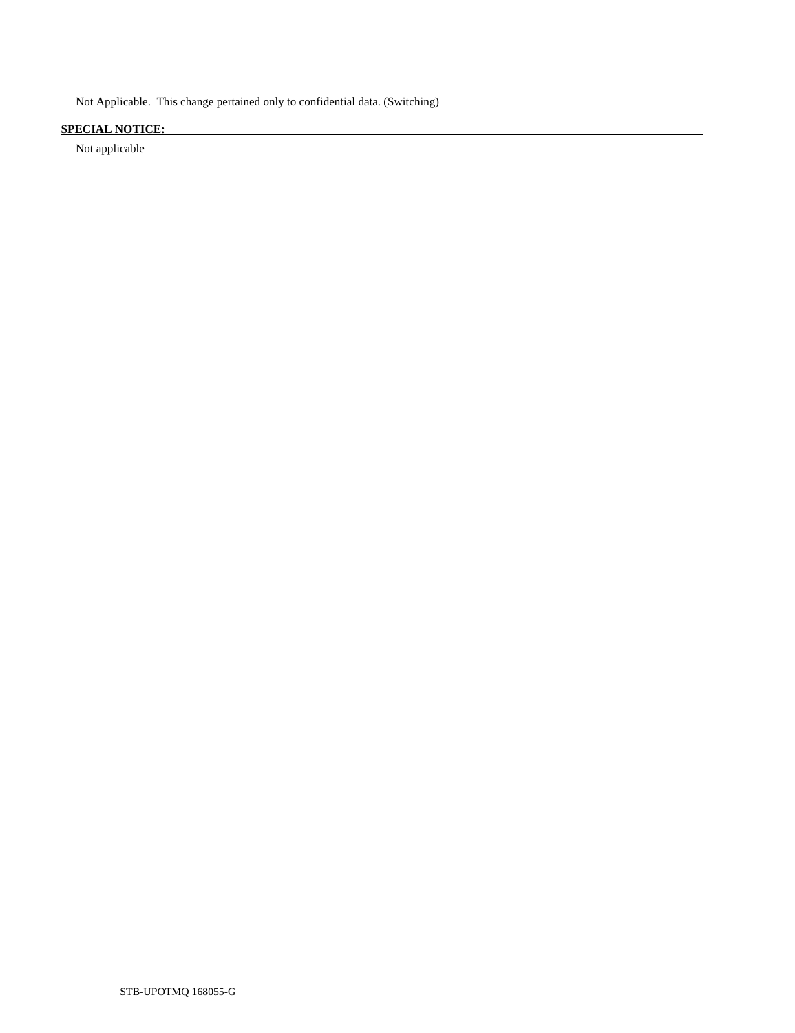Not Applicable.  This change pertained only to confidential data. (Switching)

**SPECIAL NOTICE:**

Not applicable

STB-UPOTMQ 168055-G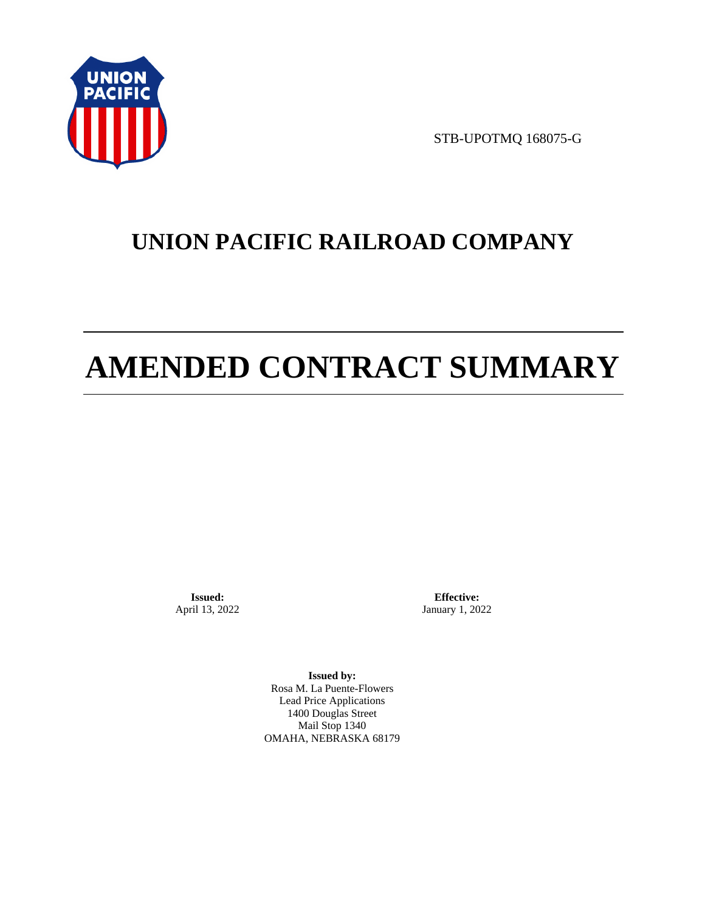STB-UPOTMQ 168075-G

# UNION PACIFIC RAILROAD COMPANY

# AMENDED CONTRACT SUMMARY

**Issued:**
April 13, 2022

**Effective:**
January 1, 2022

**Issued by:**
Rosa M. La Puente-Flowers
Lead Price Applications
1400 Douglas Street
Mail Stop 1340
OMAHA, NEBRASKA 68179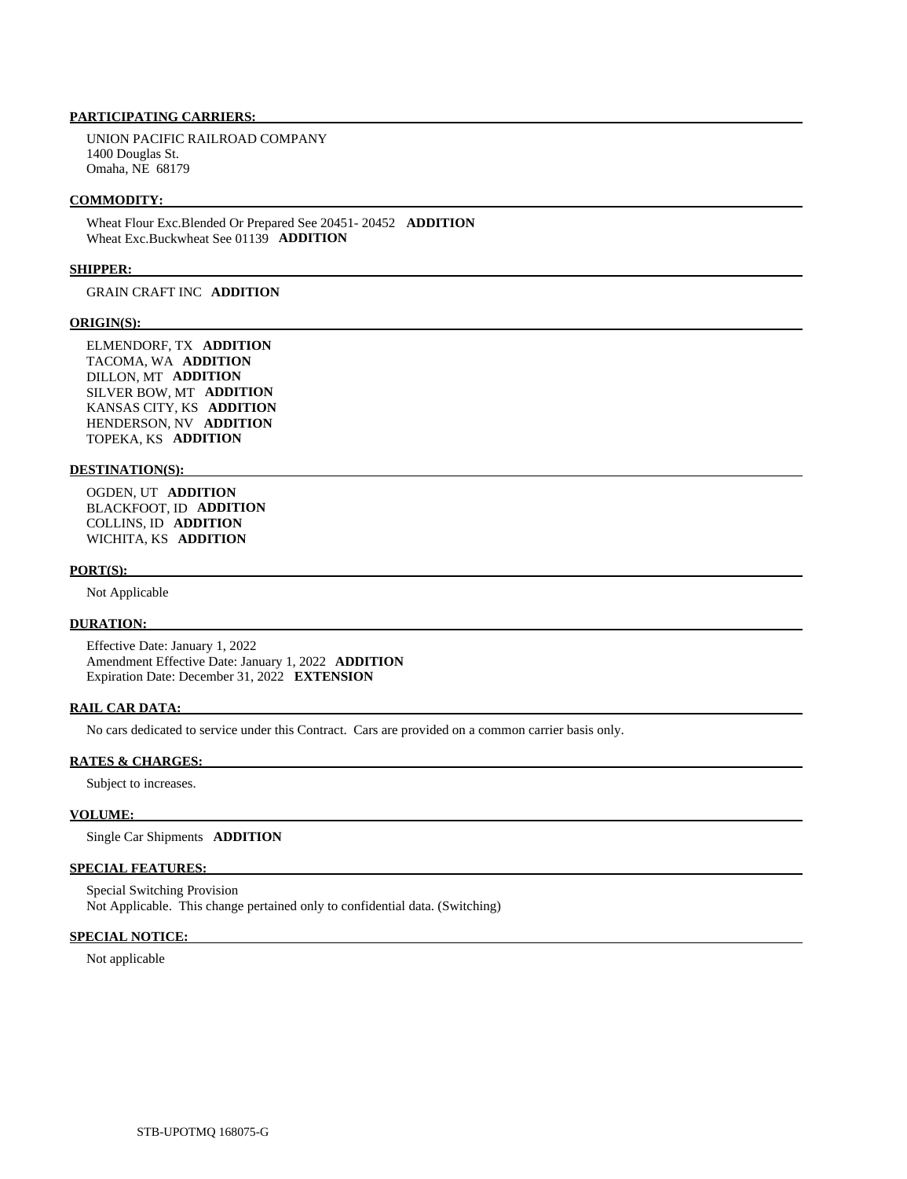**PARTICIPATING CARRIERS:**

UNION PACIFIC RAILROAD COMPANY
1400 Douglas St.
Omaha, NE 68179

**COMMODITY:**

Wheat Flour Exc.Blended Or Prepared See 20451- 20452 **ADDITION**
Wheat Exc.Buckwheat See 01139 **ADDITION**

**SHIPPER:**

GRAIN CRAFT INC **ADDITION**

**ORIGIN(S):**

ELMENDORF, TX **ADDITION**
TACOMA, WA **ADDITION**
DILLON, MT **ADDITION**
SILVER BOW, MT **ADDITION**
KANSAS CITY, KS **ADDITION**
HENDERSON, NV **ADDITION**
TOPEKA, KS **ADDITION**

**DESTINATION(S):**

OGDEN, UT **ADDITION**
BLACKFOOT, ID **ADDITION**
COLLINS, ID **ADDITION**
WICHITA, KS **ADDITION**

**PORT(S):**

Not Applicable

**DURATION:**

Effective Date: January 1, 2022
Amendment Effective Date: January 1, 2022 **ADDITION**
Expiration Date: December 31, 2022 **EXTENSION**

**RAIL CAR DATA:**

No cars dedicated to service under this Contract. Cars are provided on a common carrier basis only.

**RATES & CHARGES:**

Subject to increases.

**VOLUME:**

Single Car Shipments **ADDITION**

**SPECIAL FEATURES:**

Special Switching Provision
Not Applicable. This change pertained only to confidential data. (Switching)

**SPECIAL NOTICE:**

Not applicable

STB-UPOTMQ 168075-G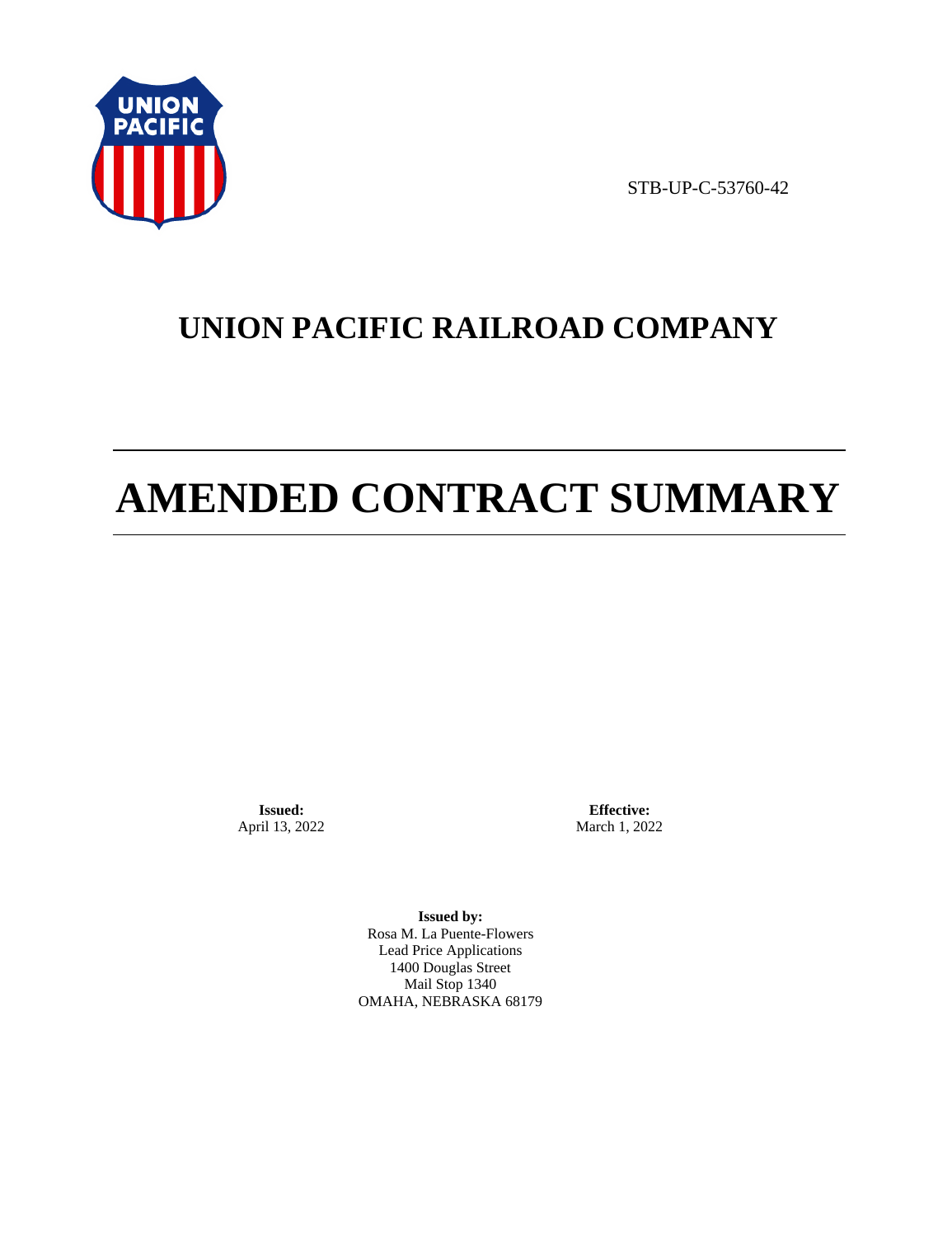STB-UP-C-53760-42

# UNION PACIFIC RAILROAD COMPANY

# AMENDED CONTRACT SUMMARY

**Issued:**
April 13, 2022

**Effective:**
March 1, 2022

**Issued by:**
Rosa M. La Puente-Flowers
Lead Price Applications
1400 Douglas Street
Mail Stop 1340
OMAHA, NEBRASKA 68179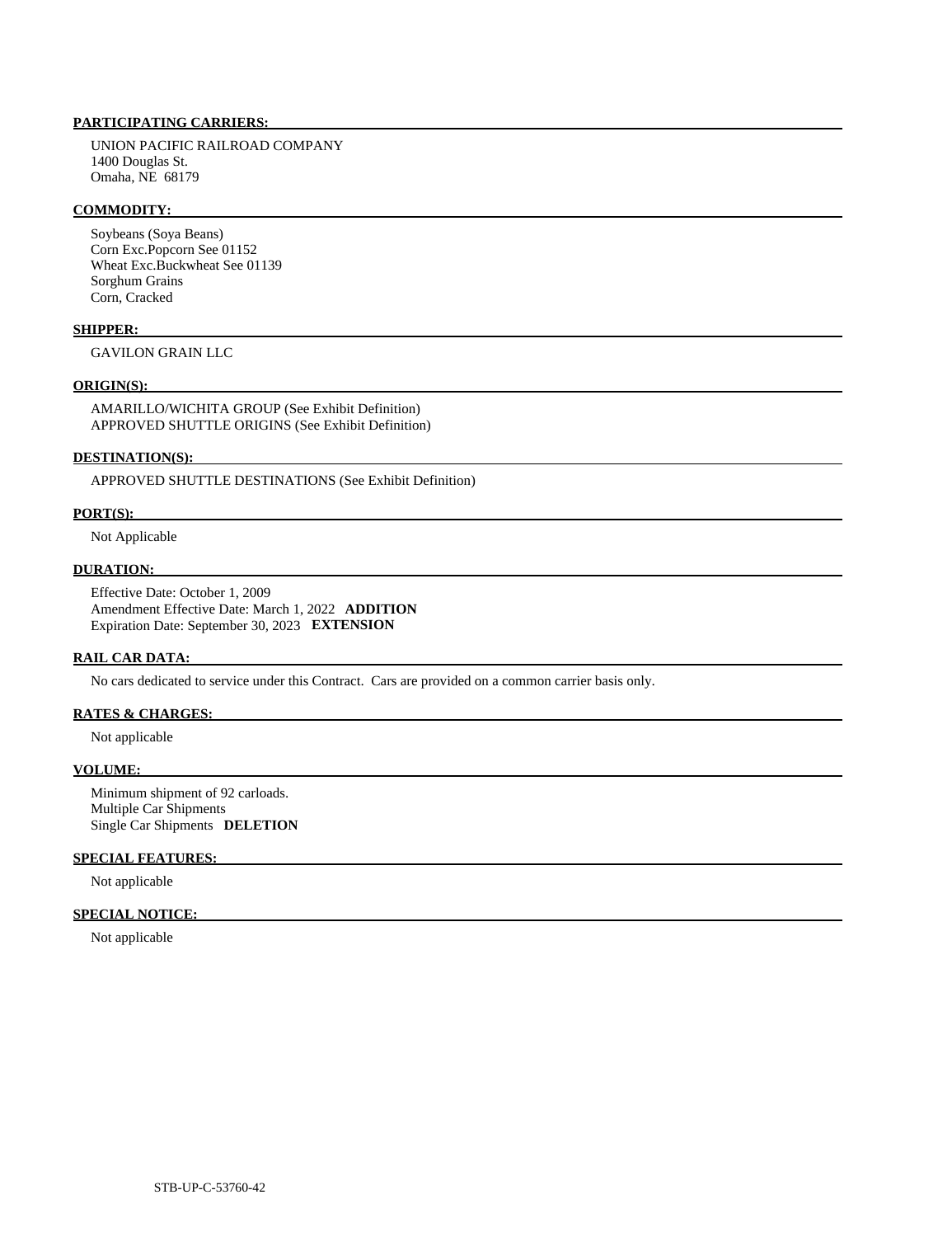**PARTICIPATING CARRIERS:**

UNION PACIFIC RAILROAD COMPANY
1400 Douglas St.
Omaha, NE 68179

**COMMODITY:**

Soybeans (Soya Beans)
Corn Exc.Popcorn See 01152
Wheat Exc.Buckwheat See 01139
Sorghum Grains
Corn, Cracked

**SHIPPER:**

GAVILON GRAIN LLC

**ORIGIN(S):**

AMARILLO/WICHITA GROUP (See Exhibit Definition)
APPROVED SHUTTLE ORIGINS (See Exhibit Definition)

**DESTINATION(S):**

APPROVED SHUTTLE DESTINATIONS (See Exhibit Definition)

**PORT(S):**

Not Applicable

**DURATION:**

Effective Date: October 1, 2009
Amendment Effective Date: March 1, 2022 **ADDITION**
Expiration Date: September 30, 2023 **EXTENSION**

**RAIL CAR DATA:**

No cars dedicated to service under this Contract. Cars are provided on a common carrier basis only.

**RATES & CHARGES:**

Not applicable

**VOLUME:**

Minimum shipment of 92 carloads.
Multiple Car Shipments
Single Car Shipments **DELETION**

**SPECIAL FEATURES:**

Not applicable

**SPECIAL NOTICE:**

Not applicable

STB-UP-C-53760-42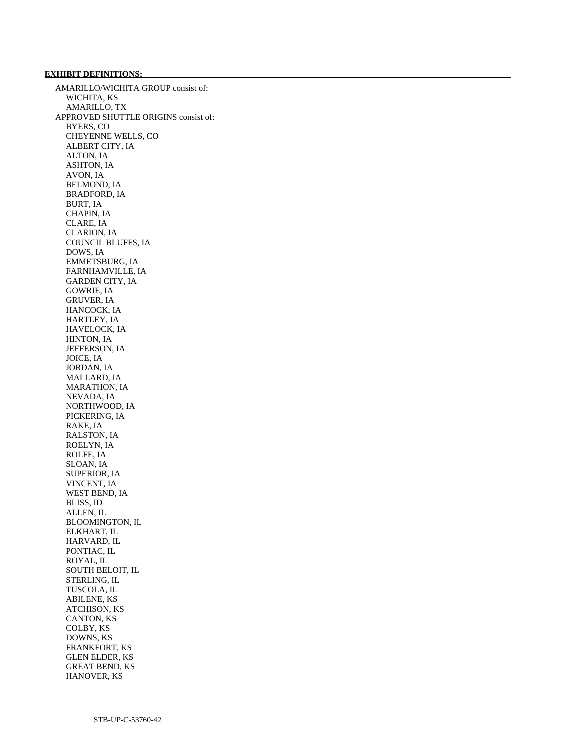**EXHIBIT DEFINITIONS:**

AMARILLO/WICHITA GROUP consist of:
- WICHITA, KS
- AMARILLO, TX

APPROVED SHUTTLE ORIGINS consist of:
- BYERS, CO
- CHEYENNE WELLS, CO
- ALBERT CITY, IA
- ALTON, IA
- ASHTON, IA
- AVON, IA
- BELMOND, IA
- BRADFORD, IA
- BURT, IA
- CHAPIN, IA
- CLARE, IA
- CLARION, IA
- COUNCIL BLUFFS, IA
- DOWS, IA
- EMMETSBURG, IA
- FARNHAMVILLE, IA
- GARDEN CITY, IA
- GOWRIE, IA
- GRUVER, IA
- HANCOCK, IA
- HARTLEY, IA
- HAVELOCK, IA
- HINTON, IA
- JEFFERSON, IA
- JOICE, IA
- JORDAN, IA
- MALLARD, IA
- MARATHON, IA
- NEVADA, IA
- NORTHWOOD, IA
- PICKERING, IA
- RAKE, IA
- RALSTON, IA
- ROELYN, IA
- ROLFE, IA
- SLOAN, IA
- SUPERIOR, IA
- VINCENT, IA
- WEST BEND, IA
- BLISS, ID
- ALLEN, IL
- BLOOMINGTON, IL
- ELKHART, IL
- HARVARD, IL
- PONTIAC, IL
- ROYAL, IL
- SOUTH BELOIT, IL
- STERLING, IL
- TUSCOLA, IL
- ABILENE, KS
- ATCHISON, KS
- CANTON, KS
- COLBY, KS
- DOWNS, KS
- FRANKFORT, KS
- GLEN ELDER, KS
- GREAT BEND, KS
- HANOVER, KS

STB-UP-C-53760-42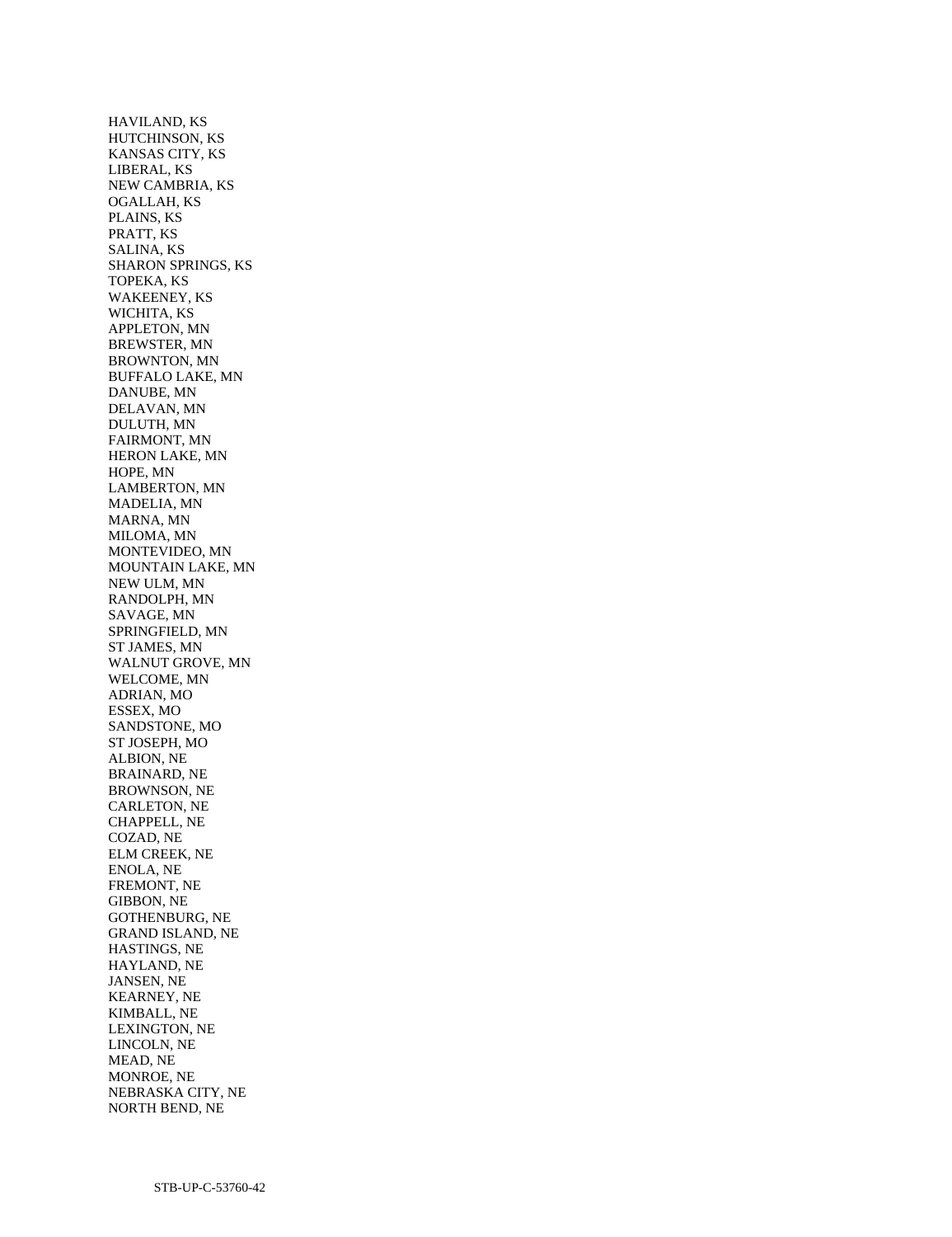HAVILAND, KS
HUTCHINSON, KS
KANSAS CITY, KS
LIBERAL, KS
NEW CAMBRIA, KS
OGALLAH, KS
PLAINS, KS
PRATT, KS
SALINA, KS
SHARON SPRINGS, KS
TOPEKA, KS
WAKEENEY, KS
WICHITA, KS
APPLETON, MN
BREWSTER, MN
BROWNTON, MN
BUFFALO LAKE, MN
DANUBE, MN
DELAVAN, MN
DULUTH, MN
FAIRMONT, MN
HERON LAKE, MN
HOPE, MN
LAMBERTON, MN
MADELIA, MN
MARNA, MN
MILOMA, MN
MONTEVIDEO, MN
MOUNTAIN LAKE, MN
NEW ULM, MN
RANDOLPH, MN
SAVAGE, MN
SPRINGFIELD, MN
ST JAMES, MN
WALNUT GROVE, MN
WELCOME, MN
ADRIAN, MO
ESSEX, MO
SANDSTONE, MO
ST JOSEPH, MO
ALBION, NE
BRAINARD, NE
BROWNSON, NE
CARLETON, NE
CHAPPELL, NE
COZAD, NE
ELM CREEK, NE
ENOLA, NE
FREMONT, NE
GIBBON, NE
GOTHENBURG, NE
GRAND ISLAND, NE
HASTINGS, NE
HAYLAND, NE
JANSEN, NE
KEARNEY, NE
KIMBALL, NE
LEXINGTON, NE
LINCOLN, NE
MEAD, NE
MONROE, NE
NEBRASKA CITY, NE
NORTH BEND, NE

STB-UP-C-53760-42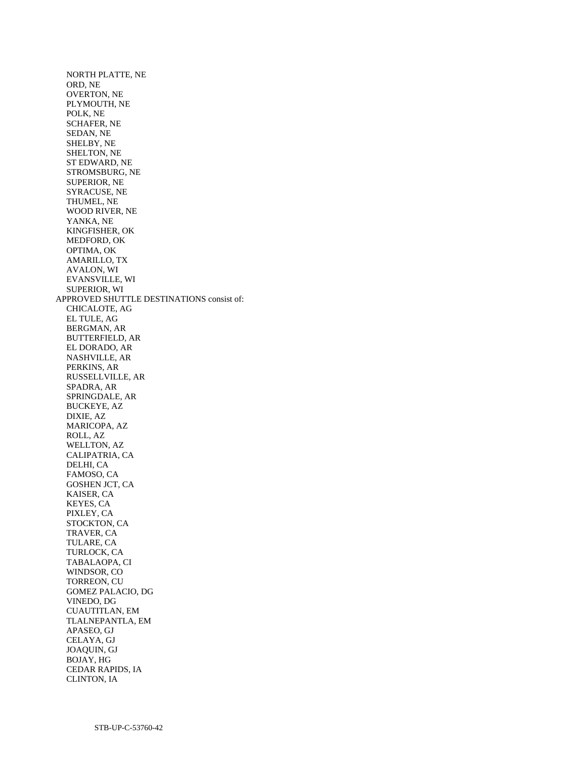NORTH PLATTE, NE
ORD, NE
OVERTON, NE
PLYMOUTH, NE
POLK, NE
SCHAFER, NE
SEDAN, NE
SHELBY, NE
SHELTON, NE
ST EDWARD, NE
STROMSBURG, NE
SUPERIOR, NE
SYRACUSE, NE
THUMEL, NE
WOOD RIVER, NE
YANKA, NE
KINGFISHER, OK
MEDFORD, OK
OPTIMA, OK
AMARILLO, TX
AVALON, WI
EVANSVILLE, WI
SUPERIOR, WI

APPROVED SHUTTLE DESTINATIONS consist of:

CHICALOTE, AG
EL TULE, AG
BERGMAN, AR
BUTTERFIELD, AR
EL DORADO, AR
NASHVILLE, AR
PERKINS, AR
RUSSELLVILLE, AR
SPADRA, AR
SPRINGDALE, AR
BUCKEYE, AZ
DIXIE, AZ
MARICOPA, AZ
ROLL, AZ
WELLTON, AZ
CALIPATRIA, CA
DELHI, CA
FAMOSO, CA
GOSHEN JCT, CA
KAISER, CA
KEYES, CA
PIXLEY, CA
STOCKTON, CA
TRAVER, CA
TULARE, CA
TURLOCK, CA
TABALAOPA, CI
WINDSOR, CO
TORREON, CU
GOMEZ PALACIO, DG
VINEDO, DG
CUAUTITLAN, EM
TLALNEPANTLA, EM
APASEO, GJ
CELAYA, GJ
JOAQUIN, GJ
BOJAY, HG
CEDAR RAPIDS, IA
CLINTON, IA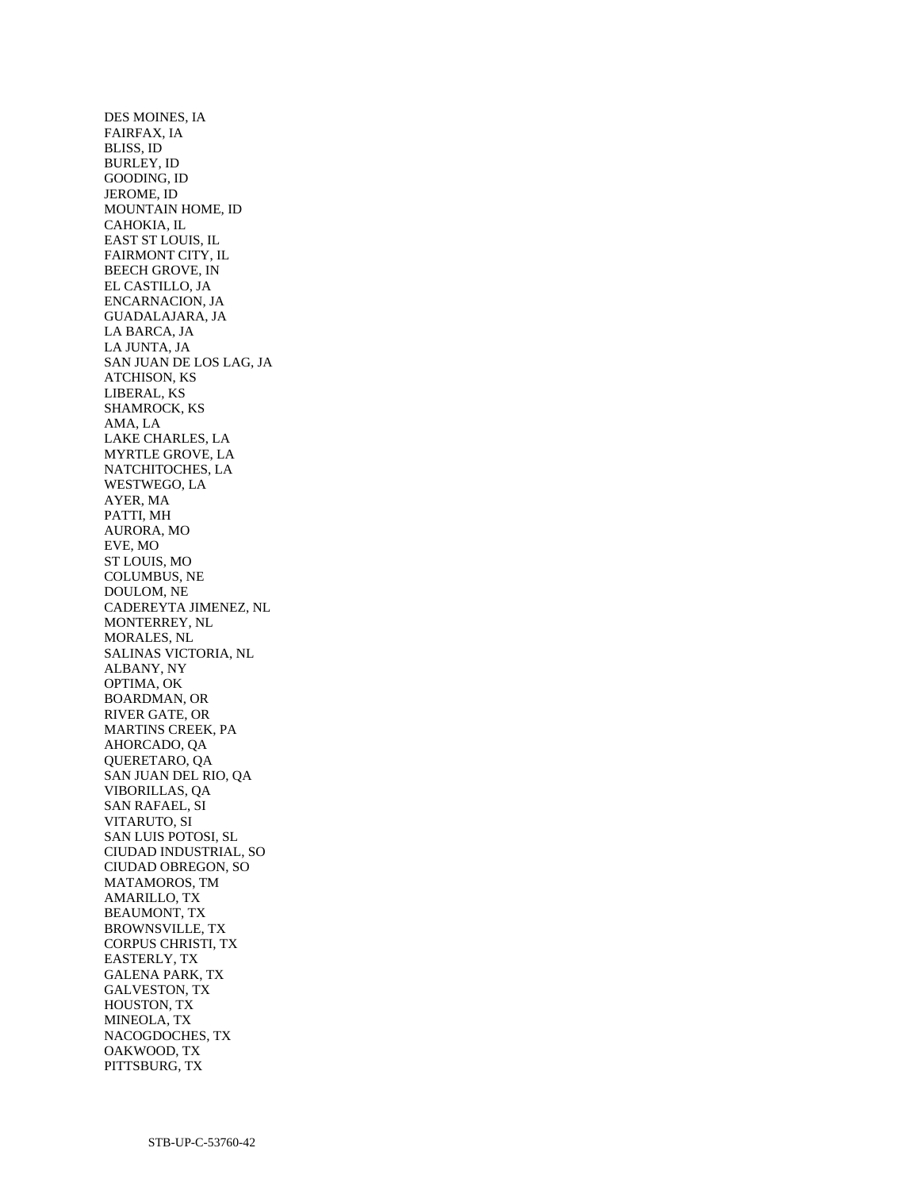DES MOINES, IA
FAIRFAX, IA
BLISS, ID
BURLEY, ID
GOODING, ID
JEROME, ID
MOUNTAIN HOME, ID
CAHOKIA, IL
EAST ST LOUIS, IL
FAIRMONT CITY, IL
BEECH GROVE, IN
EL CASTILLO, JA
ENCARNACION, JA
GUADALAJARA, JA
LA BARCA, JA
LA JUNTA, JA
SAN JUAN DE LOS LAG, JA
ATCHISON, KS
LIBERAL, KS
SHAMROCK, KS
AMA, LA
LAKE CHARLES, LA
MYRTLE GROVE, LA
NATCHITOCHES, LA
WESTWEGO, LA
AYER, MA
PATTI, MH
AURORA, MO
EVE, MO
ST LOUIS, MO
COLUMBUS, NE
DOULOM, NE
CADEREYTA JIMENEZ, NL
MONTERREY, NL
MORALES, NL
SALINAS VICTORIA, NL
ALBANY, NY
OPTIMA, OK
BOARDMAN, OR
RIVER GATE, OR
MARTINS CREEK, PA
AHORCADO, QA
QUERETARO, QA
SAN JUAN DEL RIO, QA
VIBORILLAS, QA
SAN RAFAEL, SI
VITARUTO, SI
SAN LUIS POTOSI, SL
CIUDAD INDUSTRIAL, SO
CIUDAD OBREGON, SO
MATAMOROS, TM
AMARILLO, TX
BEAUMONT, TX
BROWNSVILLE, TX
CORPUS CHRISTI, TX
EASTERLY, TX
GALENA PARK, TX
GALVESTON, TX
HOUSTON, TX
MINEOLA, TX
NACOGDOCHES, TX
OAKWOOD, TX
PITTSBURG, TX

STB-UP-C-53760-42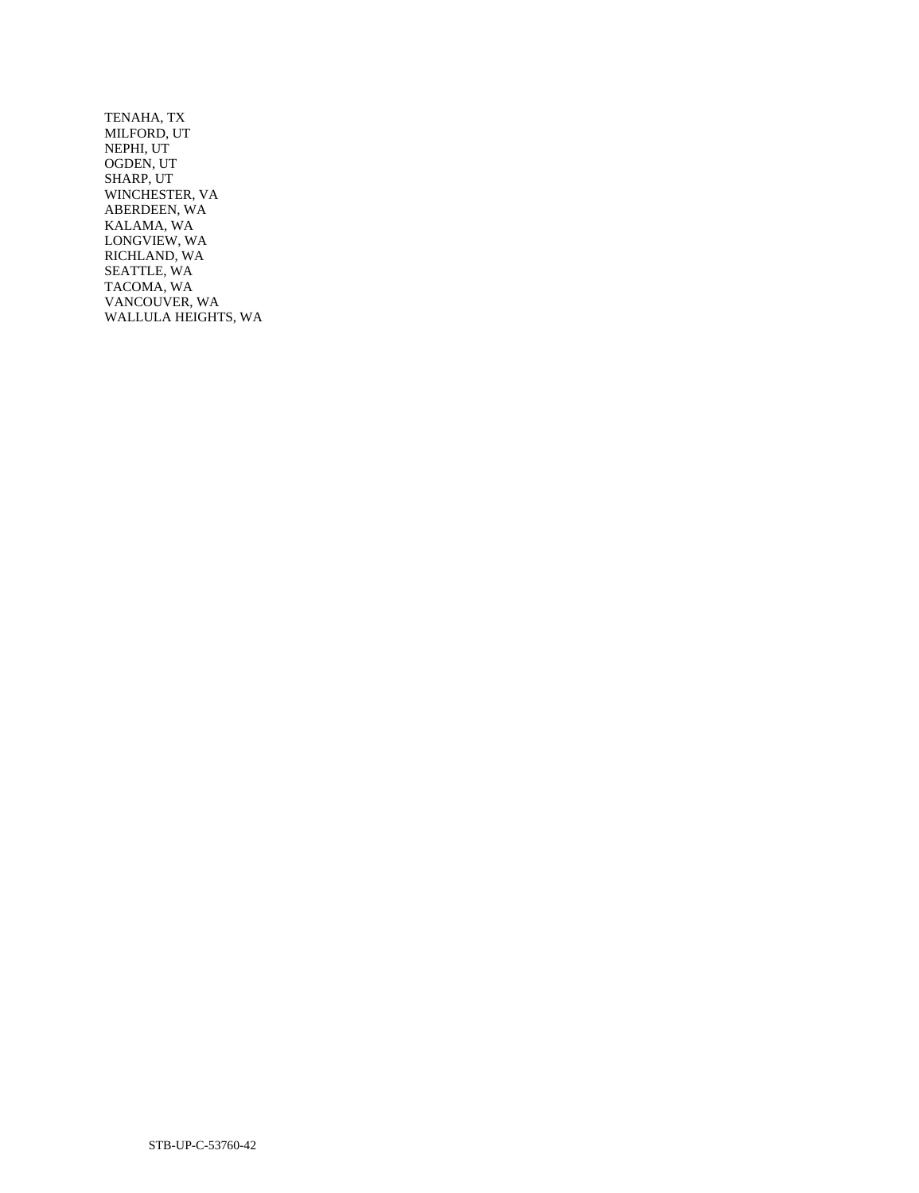TENAHA, TX  
MILFORD, UT  
NEPHI, UT  
OGDEN, UT  
SHARP, UT  
WINCHESTER, VA  
ABERDEEN, WA  
KALAMA, WA  
LONGVIEW, WA  
RICHLAND, WA  
SEATTLE, WA  
TACOMA, WA  
VANCOUVER, WA  
WALLULA HEIGHTS, WA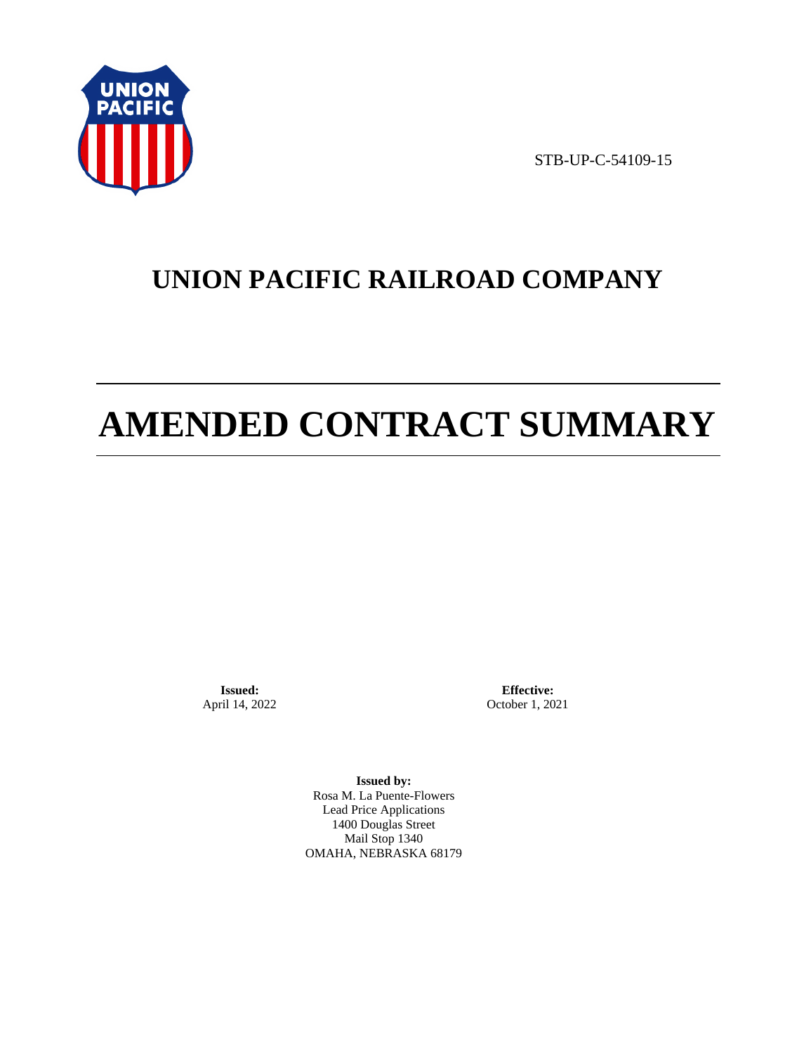STB-UP-C-54109-15

# UNION PACIFIC RAILROAD COMPANY

# AMENDED CONTRACT SUMMARY

**Issued:**
April 14, 2022

**Effective:**
October 1, 2021

**Issued by:**
Rosa M. La Puente-Flowers
Lead Price Applications
1400 Douglas Street
Mail Stop 1340
OMAHA, NEBRASKA 68179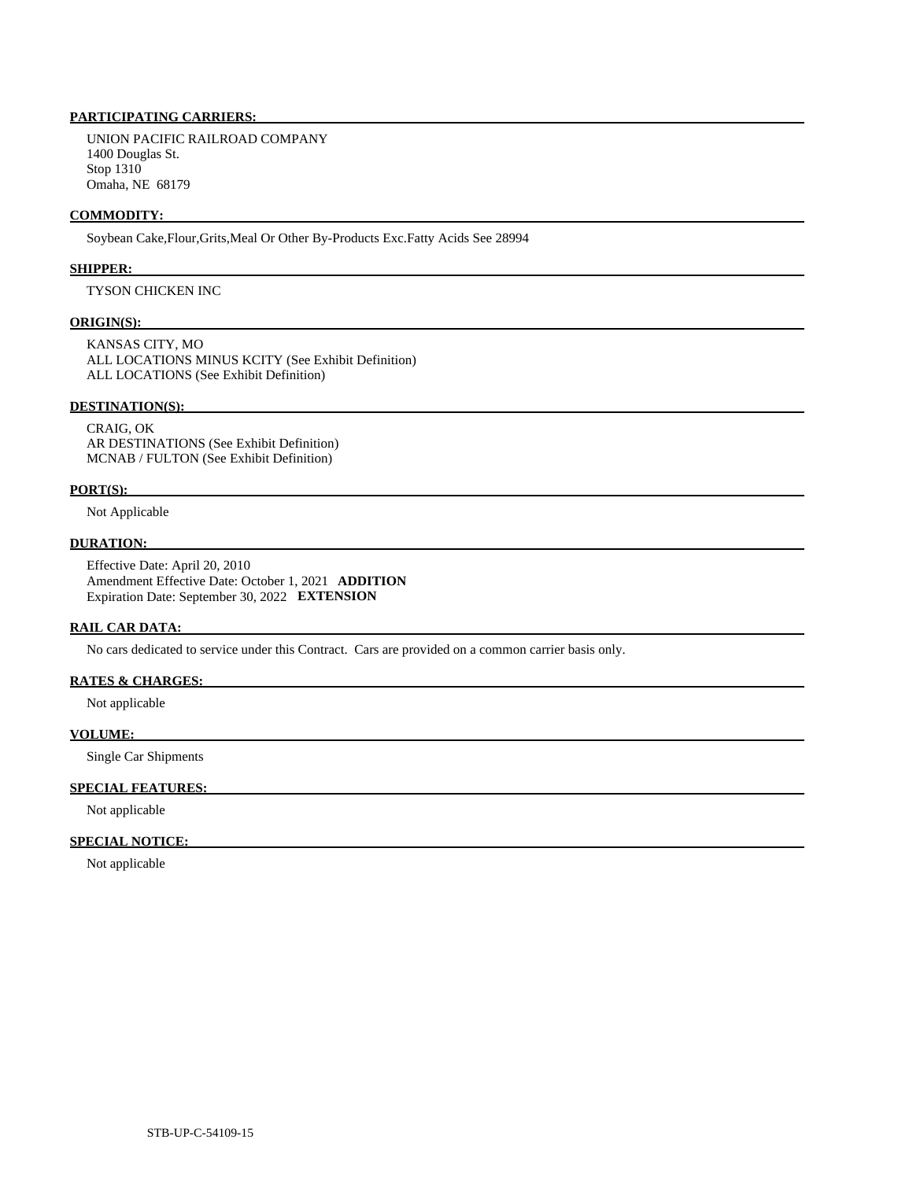**PARTICIPATING CARRIERS:**

UNION PACIFIC RAILROAD COMPANY
1400 Douglas St.
Stop 1310
Omaha, NE 68179

**COMMODITY:**

Soybean Cake,Flour,Grits,Meal Or Other By-Products Exc.Fatty Acids See 28994

**SHIPPER:**

TYSON CHICKEN INC

**ORIGIN(S):**

KANSAS CITY, MO
ALL LOCATIONS MINUS KCITY (See Exhibit Definition)
ALL LOCATIONS (See Exhibit Definition)

**DESTINATION(S):**

CRAIG, OK
AR DESTINATIONS (See Exhibit Definition)
MCNAB / FULTON (See Exhibit Definition)

**PORT(S):**

Not Applicable

**DURATION:**

Effective Date: April 20, 2010
Amendment Effective Date: October 1, 2021 **ADDITION**
Expiration Date: September 30, 2022 **EXTENSION**

**RAIL CAR DATA:**

No cars dedicated to service under this Contract. Cars are provided on a common carrier basis only.

**RATES & CHARGES:**

Not applicable

**VOLUME:**

Single Car Shipments

**SPECIAL FEATURES:**

Not applicable

**SPECIAL NOTICE:**

Not applicable

STB-UP-C-54109-15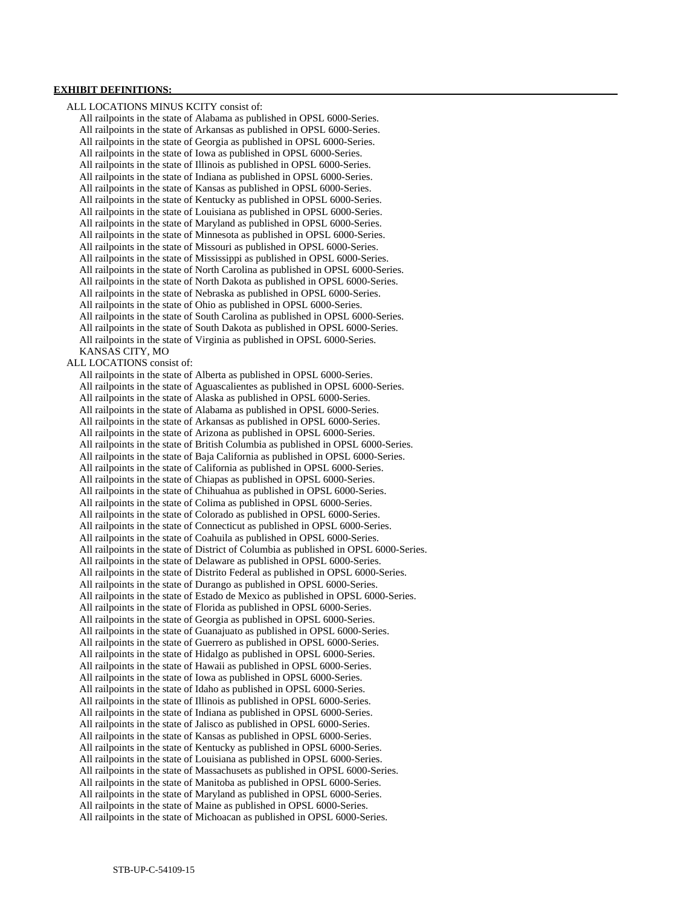**EXHIBIT DEFINITIONS:**

ALL LOCATIONS MINUS KCITY consist of:

- All railpoints in the state of Alabama as published in OPSL 6000-Series.
- All railpoints in the state of Arkansas as published in OPSL 6000-Series.
- All railpoints in the state of Georgia as published in OPSL 6000-Series.
- All railpoints in the state of Iowa as published in OPSL 6000-Series.
- All railpoints in the state of Illinois as published in OPSL 6000-Series.
- All railpoints in the state of Indiana as published in OPSL 6000-Series.
- All railpoints in the state of Kansas as published in OPSL 6000-Series.
- All railpoints in the state of Kentucky as published in OPSL 6000-Series.
- All railpoints in the state of Louisiana as published in OPSL 6000-Series.
- All railpoints in the state of Maryland as published in OPSL 6000-Series.
- All railpoints in the state of Minnesota as published in OPSL 6000-Series.
- All railpoints in the state of Missouri as published in OPSL 6000-Series.
- All railpoints in the state of Mississippi as published in OPSL 6000-Series.
- All railpoints in the state of North Carolina as published in OPSL 6000-Series.
- All railpoints in the state of North Dakota as published in OPSL 6000-Series.
- All railpoints in the state of Nebraska as published in OPSL 6000-Series.
- All railpoints in the state of Ohio as published in OPSL 6000-Series.
- All railpoints in the state of South Carolina as published in OPSL 6000-Series.
- All railpoints in the state of South Dakota as published in OPSL 6000-Series.
- All railpoints in the state of Virginia as published in OPSL 6000-Series.
- KANSAS CITY, MO

ALL LOCATIONS consist of:

- All railpoints in the state of Alberta as published in OPSL 6000-Series.
- All railpoints in the state of Aguascalientes as published in OPSL 6000-Series.
- All railpoints in the state of Alaska as published in OPSL 6000-Series.
- All railpoints in the state of Alabama as published in OPSL 6000-Series.
- All railpoints in the state of Arkansas as published in OPSL 6000-Series.
- All railpoints in the state of Arizona as published in OPSL 6000-Series.
- All railpoints in the state of British Columbia as published in OPSL 6000-Series.
- All railpoints in the state of Baja California as published in OPSL 6000-Series.
- All railpoints in the state of California as published in OPSL 6000-Series.
- All railpoints in the state of Chiapas as published in OPSL 6000-Series.
- All railpoints in the state of Chihuahua as published in OPSL 6000-Series.
- All railpoints in the state of Colima as published in OPSL 6000-Series.
- All railpoints in the state of Colorado as published in OPSL 6000-Series.
- All railpoints in the state of Connecticut as published in OPSL 6000-Series.
- All railpoints in the state of Coahuila as published in OPSL 6000-Series.
- All railpoints in the state of District of Columbia as published in OPSL 6000-Series.
- All railpoints in the state of Delaware as published in OPSL 6000-Series.
- All railpoints in the state of Distrito Federal as published in OPSL 6000-Series.
- All railpoints in the state of Durango as published in OPSL 6000-Series.
- All railpoints in the state of Estado de Mexico as published in OPSL 6000-Series.
- All railpoints in the state of Florida as published in OPSL 6000-Series.
- All railpoints in the state of Georgia as published in OPSL 6000-Series.
- All railpoints in the state of Guanajuato as published in OPSL 6000-Series.
- All railpoints in the state of Guerrero as published in OPSL 6000-Series.
- All railpoints in the state of Hidalgo as published in OPSL 6000-Series.
- All railpoints in the state of Hawaii as published in OPSL 6000-Series.
- All railpoints in the state of Iowa as published in OPSL 6000-Series.
- All railpoints in the state of Idaho as published in OPSL 6000-Series.
- All railpoints in the state of Illinois as published in OPSL 6000-Series.
- All railpoints in the state of Indiana as published in OPSL 6000-Series.
- All railpoints in the state of Jalisco as published in OPSL 6000-Series.
- All railpoints in the state of Kansas as published in OPSL 6000-Series.
- All railpoints in the state of Kentucky as published in OPSL 6000-Series.
- All railpoints in the state of Louisiana as published in OPSL 6000-Series.
- All railpoints in the state of Massachusets as published in OPSL 6000-Series.
- All railpoints in the state of Manitoba as published in OPSL 6000-Series.
- All railpoints in the state of Maryland as published in OPSL 6000-Series.
- All railpoints in the state of Maine as published in OPSL 6000-Series.
- All railpoints in the state of Michoacan as published in OPSL 6000-Series.

STB-UP-C-54109-15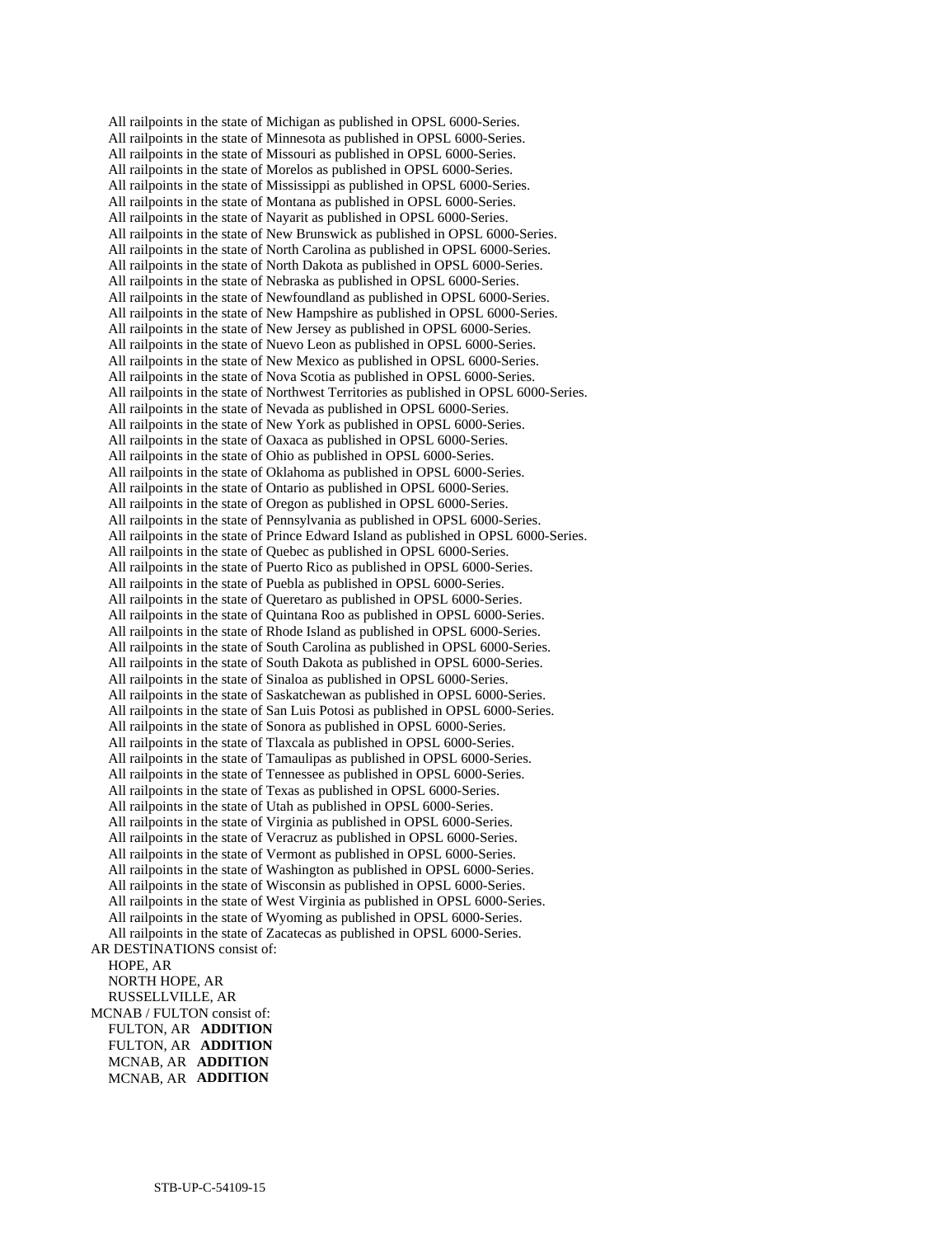All railpoints in the state of Michigan as published in OPSL 6000-Series.
All railpoints in the state of Minnesota as published in OPSL 6000-Series.
All railpoints in the state of Missouri as published in OPSL 6000-Series.
All railpoints in the state of Morelos as published in OPSL 6000-Series.
All railpoints in the state of Mississippi as published in OPSL 6000-Series.
All railpoints in the state of Montana as published in OPSL 6000-Series.
All railpoints in the state of Nayarit as published in OPSL 6000-Series.
All railpoints in the state of New Brunswick as published in OPSL 6000-Series.
All railpoints in the state of North Carolina as published in OPSL 6000-Series.
All railpoints in the state of North Dakota as published in OPSL 6000-Series.
All railpoints in the state of Nebraska as published in OPSL 6000-Series.
All railpoints in the state of Newfoundland as published in OPSL 6000-Series.
All railpoints in the state of New Hampshire as published in OPSL 6000-Series.
All railpoints in the state of New Jersey as published in OPSL 6000-Series.
All railpoints in the state of Nuevo Leon as published in OPSL 6000-Series.
All railpoints in the state of New Mexico as published in OPSL 6000-Series.
All railpoints in the state of Nova Scotia as published in OPSL 6000-Series.
All railpoints in the state of Northwest Territories as published in OPSL 6000-Series.
All railpoints in the state of Nevada as published in OPSL 6000-Series.
All railpoints in the state of New York as published in OPSL 6000-Series.
All railpoints in the state of Oaxaca as published in OPSL 6000-Series.
All railpoints in the state of Ohio as published in OPSL 6000-Series.
All railpoints in the state of Oklahoma as published in OPSL 6000-Series.
All railpoints in the state of Ontario as published in OPSL 6000-Series.
All railpoints in the state of Oregon as published in OPSL 6000-Series.
All railpoints in the state of Pennsylvania as published in OPSL 6000-Series.
All railpoints in the state of Prince Edward Island as published in OPSL 6000-Series.
All railpoints in the state of Quebec as published in OPSL 6000-Series.
All railpoints in the state of Puerto Rico as published in OPSL 6000-Series.
All railpoints in the state of Puebla as published in OPSL 6000-Series.
All railpoints in the state of Queretaro as published in OPSL 6000-Series.
All railpoints in the state of Quintana Roo as published in OPSL 6000-Series.
All railpoints in the state of Rhode Island as published in OPSL 6000-Series.
All railpoints in the state of South Carolina as published in OPSL 6000-Series.
All railpoints in the state of South Dakota as published in OPSL 6000-Series.
All railpoints in the state of Sinaloa as published in OPSL 6000-Series.
All railpoints in the state of Saskatchewan as published in OPSL 6000-Series.
All railpoints in the state of San Luis Potosi as published in OPSL 6000-Series.
All railpoints in the state of Sonora as published in OPSL 6000-Series.
All railpoints in the state of Tlaxcala as published in OPSL 6000-Series.
All railpoints in the state of Tamaulipas as published in OPSL 6000-Series.
All railpoints in the state of Tennessee as published in OPSL 6000-Series.
All railpoints in the state of Texas as published in OPSL 6000-Series.
All railpoints in the state of Utah as published in OPSL 6000-Series.
All railpoints in the state of Virginia as published in OPSL 6000-Series.
All railpoints in the state of Veracruz as published in OPSL 6000-Series.
All railpoints in the state of Vermont as published in OPSL 6000-Series.
All railpoints in the state of Washington as published in OPSL 6000-Series.
All railpoints in the state of Wisconsin as published in OPSL 6000-Series.
All railpoints in the state of West Virginia as published in OPSL 6000-Series.
All railpoints in the state of Wyoming as published in OPSL 6000-Series.
All railpoints in the state of Zacatecas as published in OPSL 6000-Series.

AR DESTINATIONS consist of:
HOPE, AR
NORTH HOPE, AR
RUSSELLVILLE, AR

MCNAB / FULTON consist of:
FULTON, AR **ADDITION**
FULTON, AR **ADDITION**
MCNAB, AR **ADDITION**
MCNAB, AR **ADDITION**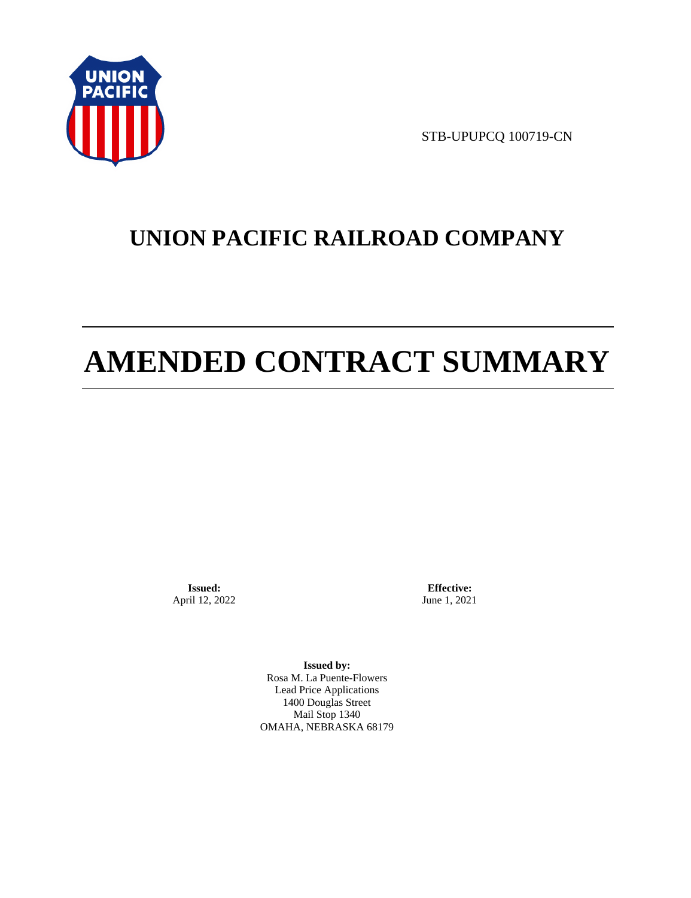STB-UPUPCQ 100719-CN

# UNION PACIFIC RAILROAD COMPANY

# AMENDED CONTRACT SUMMARY

**Issued:**
April 12, 2022

**Effective:**
June 1, 2021

**Issued by:**
Rosa M. La Puente-Flowers
Lead Price Applications
1400 Douglas Street
Mail Stop 1340
OMAHA, NEBRASKA 68179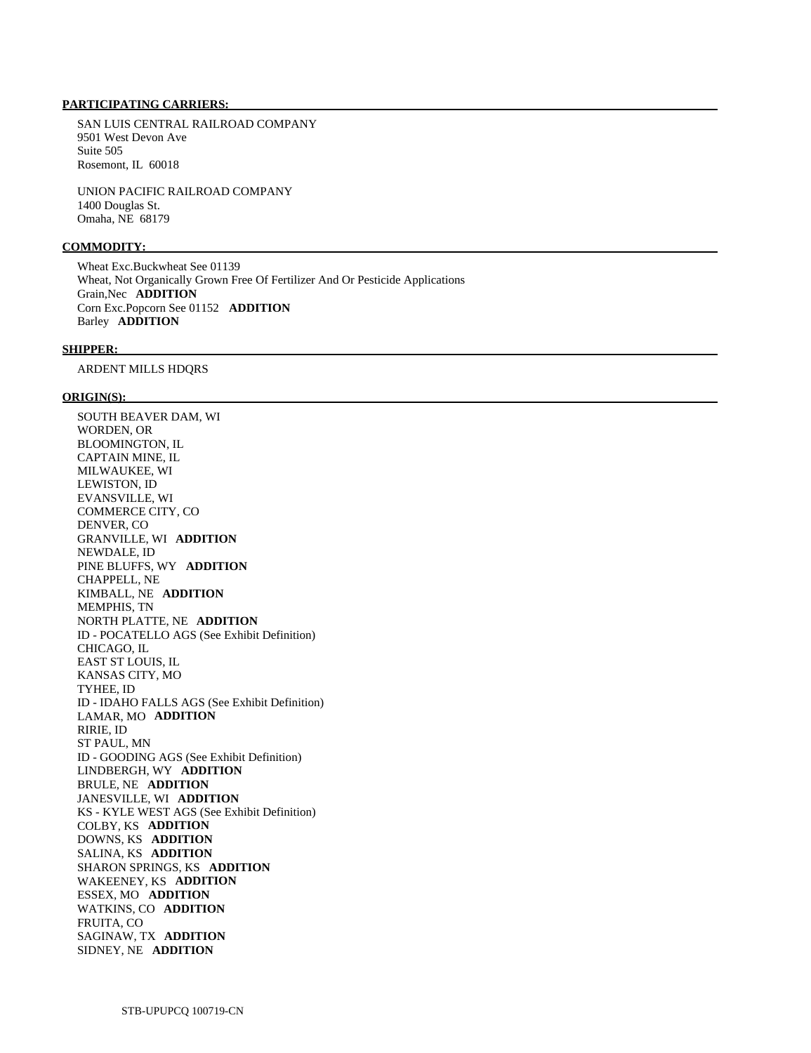**PARTICIPATING CARRIERS:**

SAN LUIS CENTRAL RAILROAD COMPANY
9501 West Devon Ave
Suite 505
Rosemont, IL 60018

UNION PACIFIC RAILROAD COMPANY
1400 Douglas St.
Omaha, NE 68179

**COMMODITY:**

Wheat Exc.Buckwheat See 01139
Wheat, Not Organically Grown Free Of Fertilizer And Or Pesticide Applications
Grain,Nec **ADDITION**
Corn Exc.Popcorn See 01152 **ADDITION**
Barley **ADDITION**

**SHIPPER:**

ARDENT MILLS HDQRS

**ORIGIN(S):**

SOUTH BEAVER DAM, WI
WORDEN, OR
BLOOMINGTON, IL
CAPTAIN MINE, IL
MILWAUKEE, WI
LEWISTON, ID
EVANSVILLE, WI
COMMERCE CITY, CO
DENVER, CO
GRANVILLE, WI **ADDITION**
NEWDALE, ID
PINE BLUFFS, WY **ADDITION**
CHAPPELL, NE
KIMBALL, NE **ADDITION**
MEMPHIS, TN
NORTH PLATTE, NE **ADDITION**
ID - POCATELLO AGS (See Exhibit Definition)
CHICAGO, IL
EAST ST LOUIS, IL
KANSAS CITY, MO
TYHEE, ID
ID - IDAHO FALLS AGS (See Exhibit Definition)
LAMAR, MO **ADDITION**
RIRIE, ID
ST PAUL, MN
ID - GOODING AGS (See Exhibit Definition)
LINDBERGH, WY **ADDITION**
BRULE, NE **ADDITION**
JANESVILLE, WI **ADDITION**
KS - KYLE WEST AGS (See Exhibit Definition)
COLBY, KS **ADDITION**
DOWNS, KS **ADDITION**
SALINA, KS **ADDITION**
SHARON SPRINGS, KS **ADDITION**
WAKEENEY, KS **ADDITION**
ESSEX, MO **ADDITION**
WATKINS, CO **ADDITION**
FRUITA, CO
SAGINAW, TX **ADDITION**
SIDNEY, NE **ADDITION**

STB-UPUPCQ 100719-CN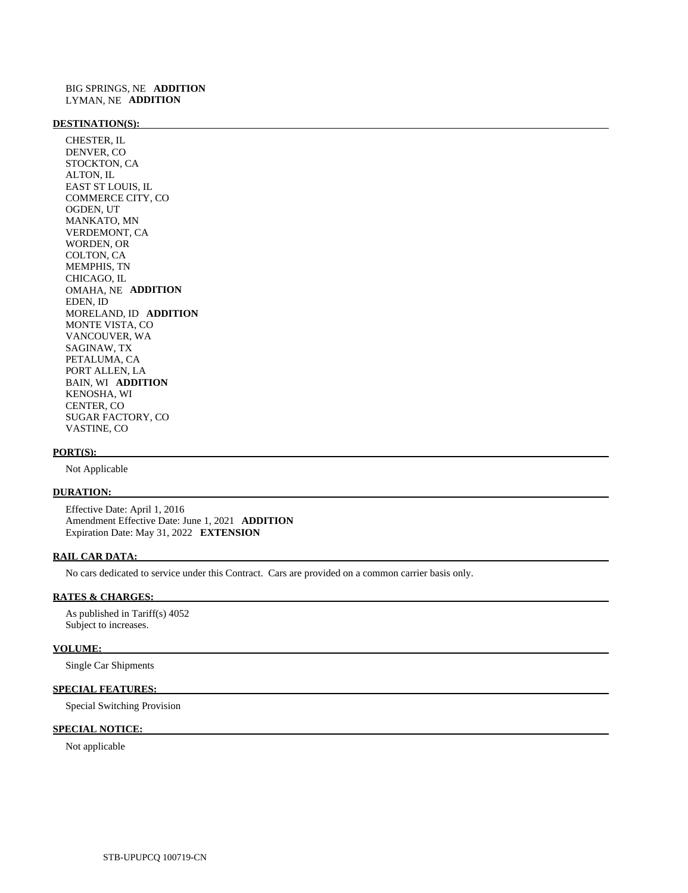BIG SPRINGS, NE **ADDITION**
LYMAN, NE **ADDITION**

**DESTINATION(S):**

CHESTER, IL
DENVER, CO
STOCKTON, CA
ALTON, IL
EAST ST LOUIS, IL
COMMERCE CITY, CO
OGDEN, UT
MANKATO, MN
VERDEMONT, CA
WORDEN, OR
COLTON, CA
MEMPHIS, TN
CHICAGO, IL
OMAHA, NE **ADDITION**
EDEN, ID
MORELAND, ID **ADDITION**
MONTE VISTA, CO
VANCOUVER, WA
SAGINAW, TX
PETALUMA, CA
PORT ALLEN, LA
BAIN, WI **ADDITION**
KENOSHA, WI
CENTER, CO
SUGAR FACTORY, CO
VASTINE, CO

**PORT(S):**

Not Applicable

**DURATION:**

Effective Date: April 1, 2016
Amendment Effective Date: June 1, 2021 **ADDITION**
Expiration Date: May 31, 2022 **EXTENSION**

**RAIL CAR DATA:**

No cars dedicated to service under this Contract. Cars are provided on a common carrier basis only.

**RATES & CHARGES:**

As published in Tariff(s) 4052
Subject to increases.

**VOLUME:**

Single Car Shipments

**SPECIAL FEATURES:**

Special Switching Provision

**SPECIAL NOTICE:**

Not applicable

STB-UPUPCQ 100719-CN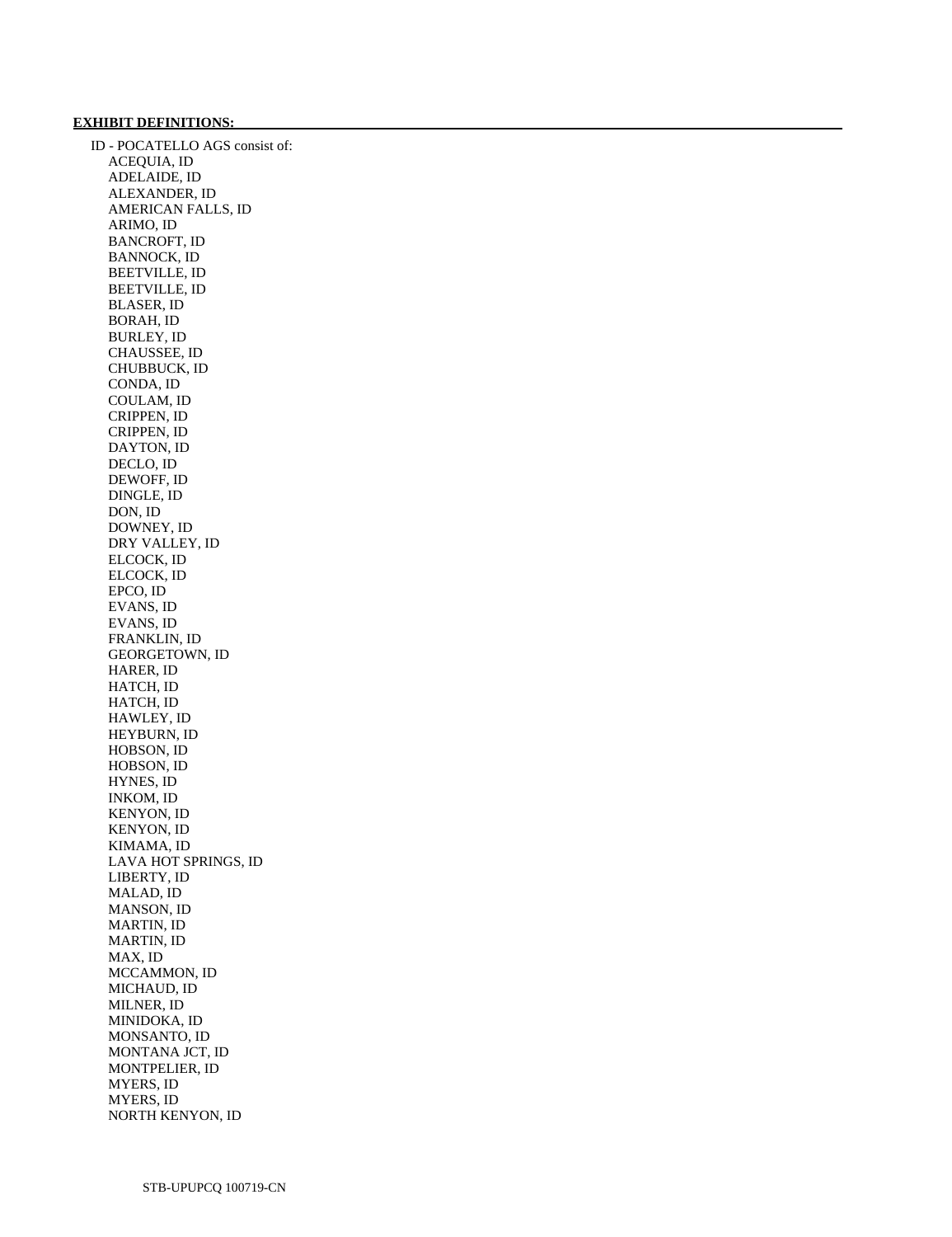**EXHIBIT DEFINITIONS:**

ID - POCATELLO AGS consist of:

- ACEQUIA, ID
- ADELAIDE, ID
- ALEXANDER, ID
- AMERICAN FALLS, ID
- ARIMO, ID
- BANCROFT, ID
- BANNOCK, ID
- BEETVILLE, ID
- BEETVILLE, ID
- BLASER, ID
- BORAH, ID
- BURLEY, ID
- CHAUSSEE, ID
- CHUBBUCK, ID
- CONDA, ID
- COULAM, ID
- CRIPPEN, ID
- CRIPPEN, ID
- DAYTON, ID
- DECLO, ID
- DEWOFF, ID
- DINGLE, ID
- DON, ID
- DOWNEY, ID
- DRY VALLEY, ID
- ELCOCK, ID
- ELCOCK, ID
- EPCO, ID
- EVANS, ID
- EVANS, ID
- FRANKLIN, ID
- GEORGETOWN, ID
- HARER, ID
- HATCH, ID
- HATCH, ID
- HAWLEY, ID
- HEYBURN, ID
- HOBSON, ID
- HOBSON, ID
- HYNES, ID
- INKOM, ID
- KENYON, ID
- KENYON, ID
- KIMAMA, ID
- LAVA HOT SPRINGS, ID
- LIBERTY, ID
- MALAD, ID
- MANSON, ID
- MARTIN, ID
- MARTIN, ID
- MAX, ID
- MCCAMMON, ID
- MICHAUD, ID
- MILNER, ID
- MINIDOKA, ID
- MONSANTO, ID
- MONTANA JCT, ID
- MONTPELIER, ID
- MYERS, ID
- MYERS, ID
- NORTH KENYON, ID

STB-UPUPCQ 100719-CN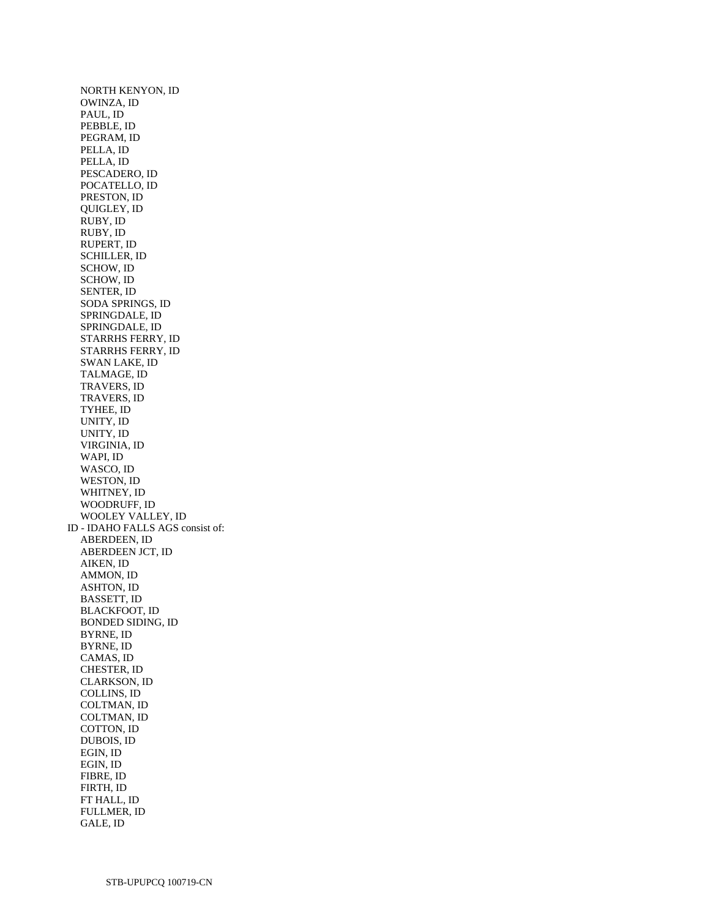NORTH KENYON, ID
OWINZA, ID
PAUL, ID
PEBBLE, ID
PEGRAM, ID
PELLA, ID
PELLA, ID
PESCADERO, ID
POCATELLO, ID
PRESTON, ID
QUIGLEY, ID
RUBY, ID
RUBY, ID
RUPERT, ID
SCHILLER, ID
SCHOW, ID
SCHOW, ID
SENTER, ID
SODA SPRINGS, ID
SPRINGDALE, ID
SPRINGDALE, ID
STARRHS FERRY, ID
STARRHS FERRY, ID
SWAN LAKE, ID
TALMAGE, ID
TRAVERS, ID
TRAVERS, ID
TYHEE, ID
UNITY, ID
UNITY, ID
VIRGINIA, ID
WAPI, ID
WASCO, ID
WESTON, ID
WHITNEY, ID
WOODRUFF, ID
WOOLEY VALLEY, ID

ID - IDAHO FALLS AGS consist of:
ABERDEEN, ID
ABERDEEN JCT, ID
AIKEN, ID
AMMON, ID
ASHTON, ID
BASSETT, ID
BLACKFOOT, ID
BONDED SIDING, ID
BYRNE, ID
BYRNE, ID
CAMAS, ID
CHESTER, ID
CLARKSON, ID
COLLINS, ID
COLTMAN, ID
COLTMAN, ID
COTTON, ID
DUBOIS, ID
EGIN, ID
EGIN, ID
FIBRE, ID
FIRTH, ID
FT HALL, ID
FULLMER, ID
GALE, ID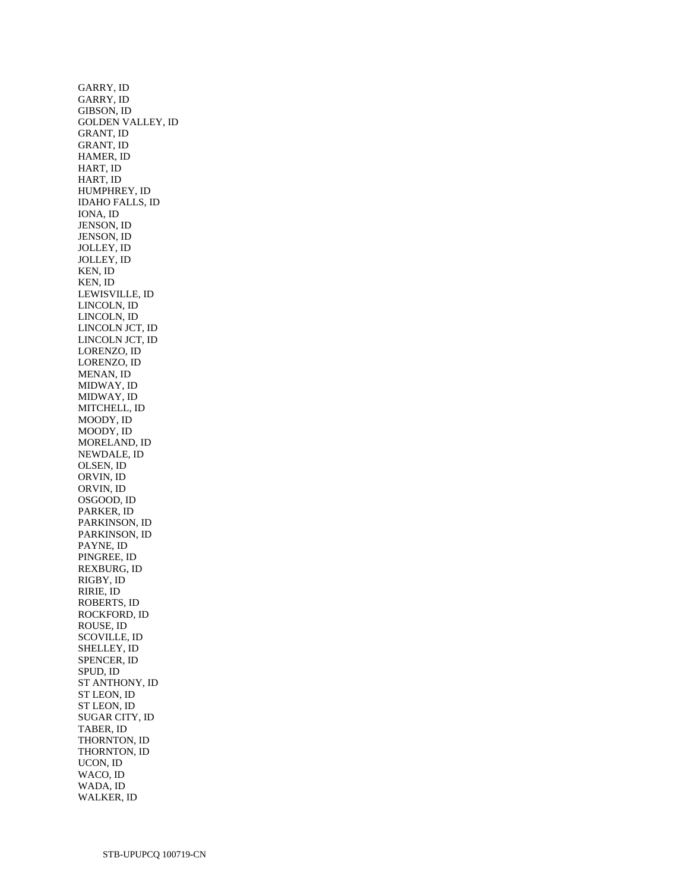GARRY, ID
GARRY, ID
GIBSON, ID
GOLDEN VALLEY, ID
GRANT, ID
GRANT, ID
HAMER, ID
HART, ID
HART, ID
HUMPHREY, ID
IDAHO FALLS, ID
IONA, ID
JENSON, ID
JENSON, ID
JOLLEY, ID
JOLLEY, ID
KEN, ID
KEN, ID
LEWISVILLE, ID
LINCOLN, ID
LINCOLN, ID
LINCOLN JCT, ID
LINCOLN JCT, ID
LORENZO, ID
LORENZO, ID
MENAN, ID
MIDWAY, ID
MIDWAY, ID
MITCHELL, ID
MOODY, ID
MOODY, ID
MORELAND, ID
NEWDALE, ID
OLSEN, ID
ORVIN, ID
ORVIN, ID
OSGOOD, ID
PARKER, ID
PARKINSON, ID
PARKINSON, ID
PAYNE, ID
PINGREE, ID
REXBURG, ID
RIGBY, ID
RIRIE, ID
ROBERTS, ID
ROCKFORD, ID
ROUSE, ID
SCOVILLE, ID
SHELLEY, ID
SPENCER, ID
SPUD, ID
ST ANTHONY, ID
ST LEON, ID
ST LEON, ID
SUGAR CITY, ID
TABER, ID
THORNTON, ID
THORNTON, ID
UCON, ID
WACO, ID
WADA, ID
WALKER, ID

STB-UPUPCQ 100719-CN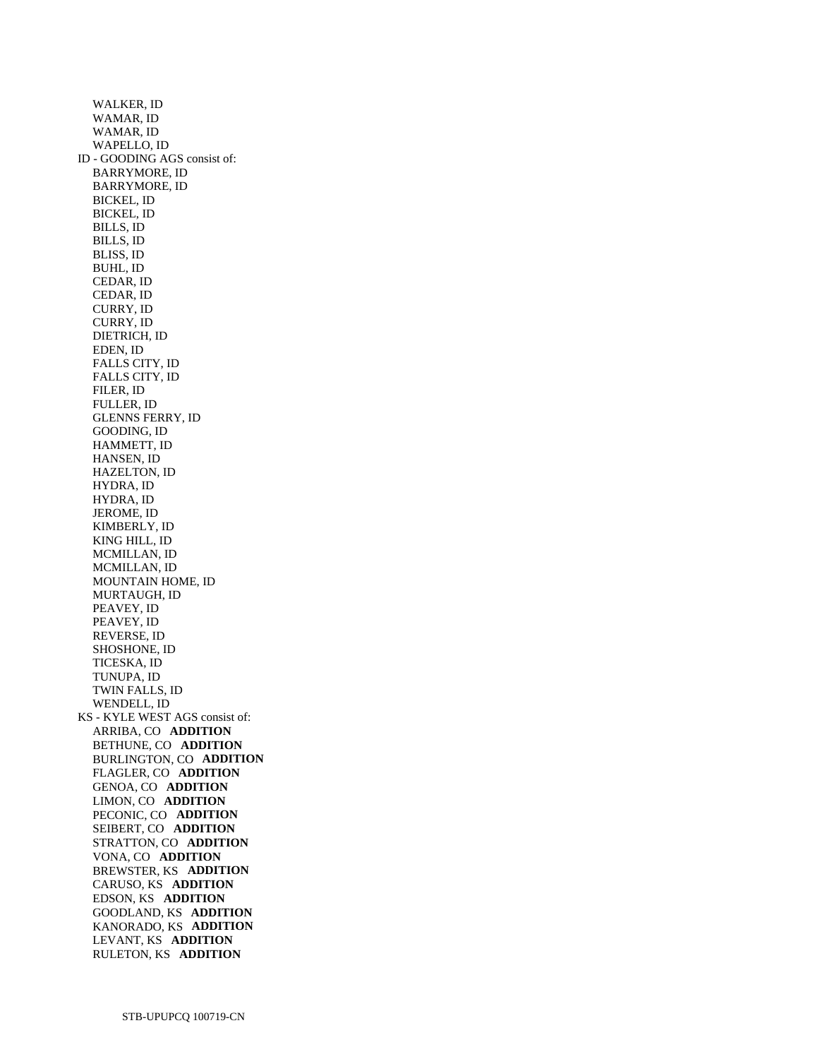WALKER, ID
WAMAR, ID
WAMAR, ID
WAPELLO, ID

ID - GOODING AGS consist of:

BARRYMORE, ID
BARRYMORE, ID
BICKEL, ID
BICKEL, ID
BILLS, ID
BILLS, ID
BLISS, ID
BUHL, ID
CEDAR, ID
CEDAR, ID
CURRY, ID
CURRY, ID
DIETRICH, ID
EDEN, ID
FALLS CITY, ID
FALLS CITY, ID
FILER, ID
FULLER, ID
GLENNS FERRY, ID
GOODING, ID
HAMMETT, ID
HANSEN, ID
HAZELTON, ID
HYDRA, ID
HYDRA, ID
JEROME, ID
KIMBERLY, ID
KING HILL, ID
MCMILLAN, ID
MCMILLAN, ID
MOUNTAIN HOME, ID
MURTAUGH, ID
PEAVEY, ID
PEAVEY, ID
REVERSE, ID
SHOSHONE, ID
TICESKA, ID
TUNUPA, ID
TWIN FALLS, ID
WENDELL, ID

KS - KYLE WEST AGS consist of:

ARRIBA, CO **ADDITION**
BETHUNE, CO **ADDITION**
BURLINGTON, CO **ADDITION**
FLAGLER, CO **ADDITION**
GENOA, CO **ADDITION**
LIMON, CO **ADDITION**
PECONIC, CO **ADDITION**
SEIBERT, CO **ADDITION**
STRATTON, CO **ADDITION**
VONA, CO **ADDITION**
BREWSTER, KS **ADDITION**
CARUSO, KS **ADDITION**
EDSON, KS **ADDITION**
GOODLAND, KS **ADDITION**
KANORADO, KS **ADDITION**
LEVANT, KS **ADDITION**
RULETON, KS **ADDITION**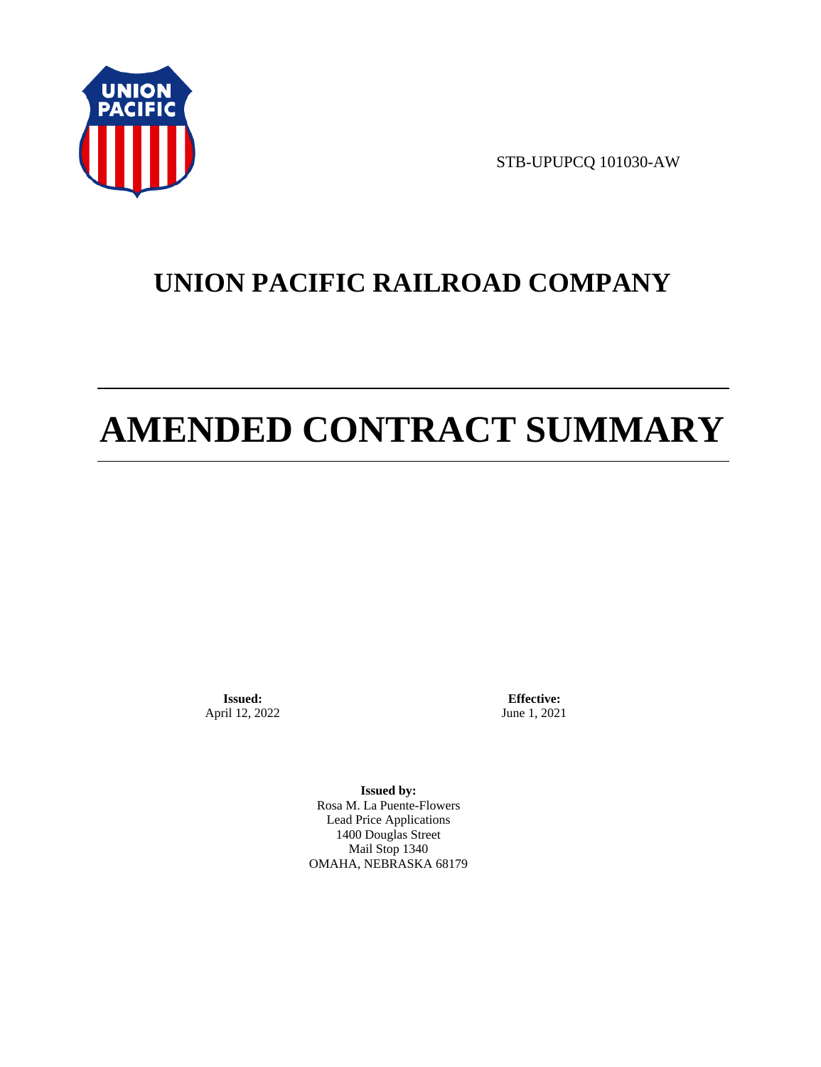STB-UPUPCQ 101030-AW

# UNION PACIFIC RAILROAD COMPANY

# AMENDED CONTRACT SUMMARY

**Issued:**
April 12, 2022

**Effective:**
June 1, 2021

**Issued by:**
Rosa M. La Puente-Flowers
Lead Price Applications
1400 Douglas Street
Mail Stop 1340
OMAHA, NEBRASKA 68179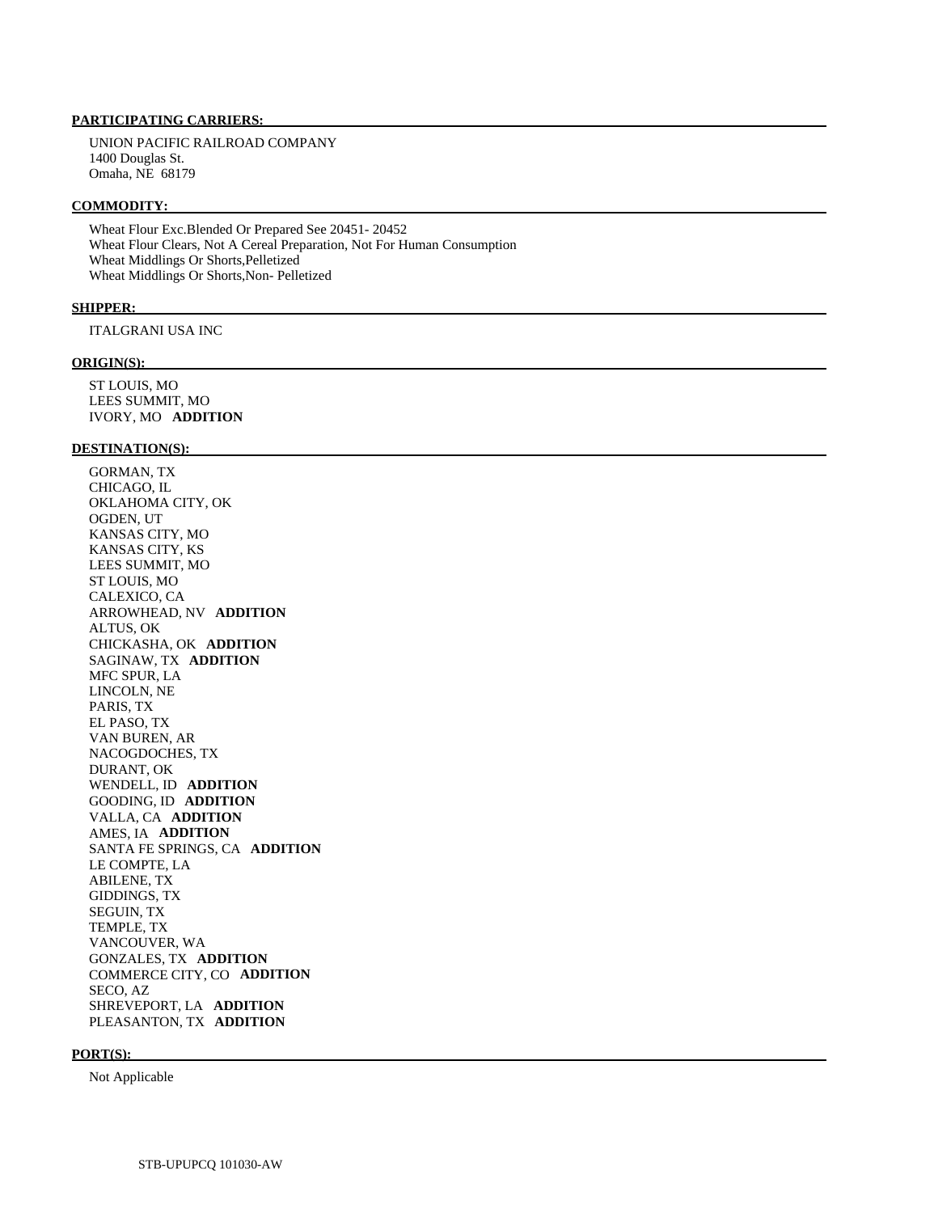**PARTICIPATING CARRIERS:**

UNION PACIFIC RAILROAD COMPANY
1400 Douglas St.
Omaha, NE 68179

**COMMODITY:**

Wheat Flour Exc.Blended Or Prepared See 20451- 20452
Wheat Flour Clears, Not A Cereal Preparation, Not For Human Consumption
Wheat Middlings Or Shorts,Pelletized
Wheat Middlings Or Shorts,Non- Pelletized

**SHIPPER:**

ITALGRANI USA INC

**ORIGIN(S):**

ST LOUIS, MO
LEES SUMMIT, MO
IVORY, MO **ADDITION**

**DESTINATION(S):**

GORMAN, TX
CHICAGO, IL
OKLAHOMA CITY, OK
OGDEN, UT
KANSAS CITY, MO
KANSAS CITY, KS
LEES SUMMIT, MO
ST LOUIS, MO
CALEXICO, CA
ARROWHEAD, NV **ADDITION**
ALTUS, OK
CHICKASHA, OK **ADDITION**
SAGINAW, TX **ADDITION**
MFC SPUR, LA
LINCOLN, NE
PARIS, TX
EL PASO, TX
VAN BUREN, AR
NACOGDOCHES, TX
DURANT, OK
WENDELL, ID **ADDITION**
GOODING, ID **ADDITION**
VALLA, CA **ADDITION**
AMES, IA **ADDITION**
SANTA FE SPRINGS, CA **ADDITION**
LE COMPTE, LA
ABILENE, TX
GIDDINGS, TX
SEGUIN, TX
TEMPLE, TX
VANCOUVER, WA
GONZALES, TX **ADDITION**
COMMERCE CITY, CO **ADDITION**
SECO, AZ
SHREVEPORT, LA **ADDITION**
PLEASANTON, TX **ADDITION**

**PORT(S):**

Not Applicable

STB-UPUPCQ 101030-AW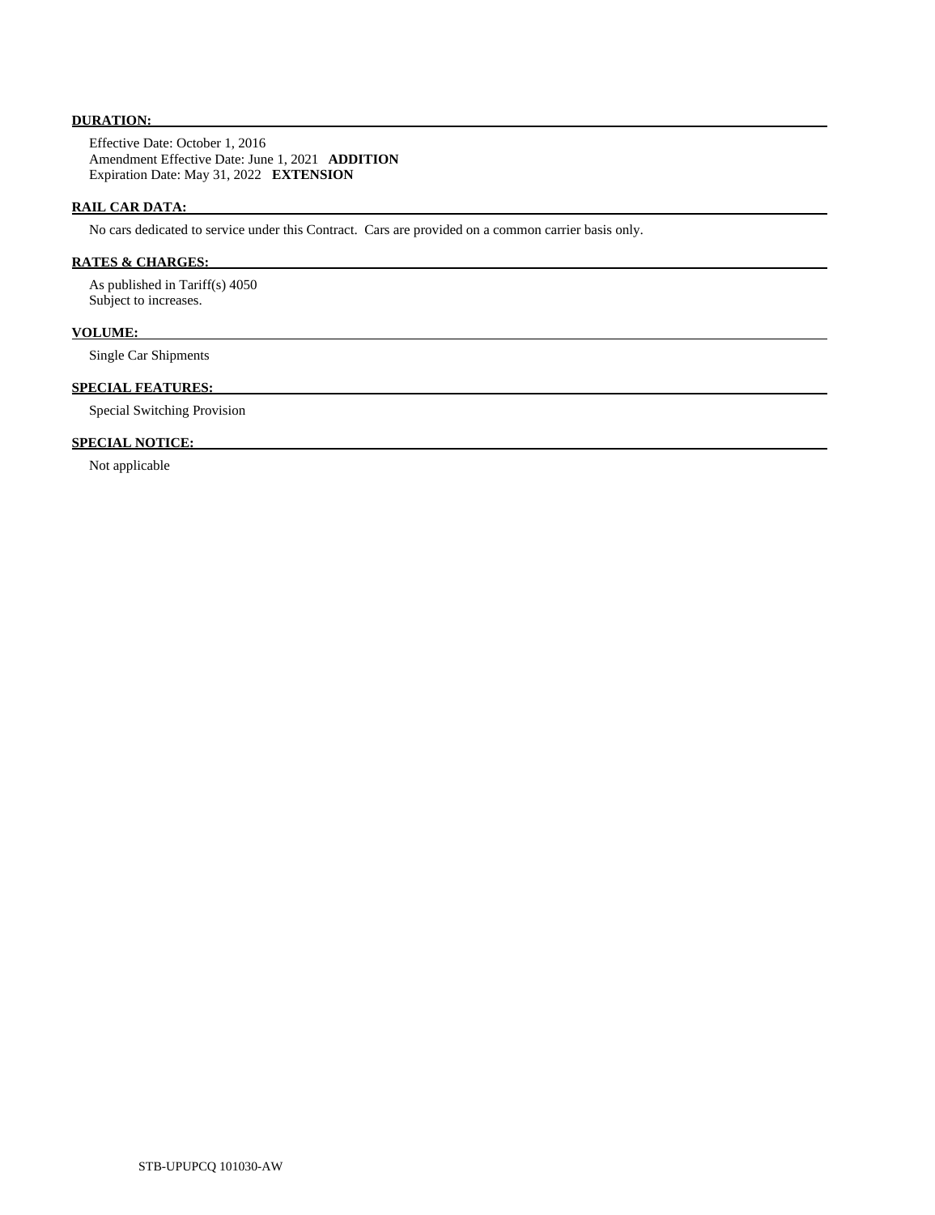**DURATION:**

Effective Date: October 1, 2016
Amendment Effective Date: June 1, 2021 **ADDITION**
Expiration Date: May 31, 2022 **EXTENSION**

**RAIL CAR DATA:**

No cars dedicated to service under this Contract. Cars are provided on a common carrier basis only.

**RATES & CHARGES:**

As published in Tariff(s) 4050
Subject to increases.

**VOLUME:**

Single Car Shipments

**SPECIAL FEATURES:**

Special Switching Provision

**SPECIAL NOTICE:**

Not applicable

STB-UPUPCQ 101030-AW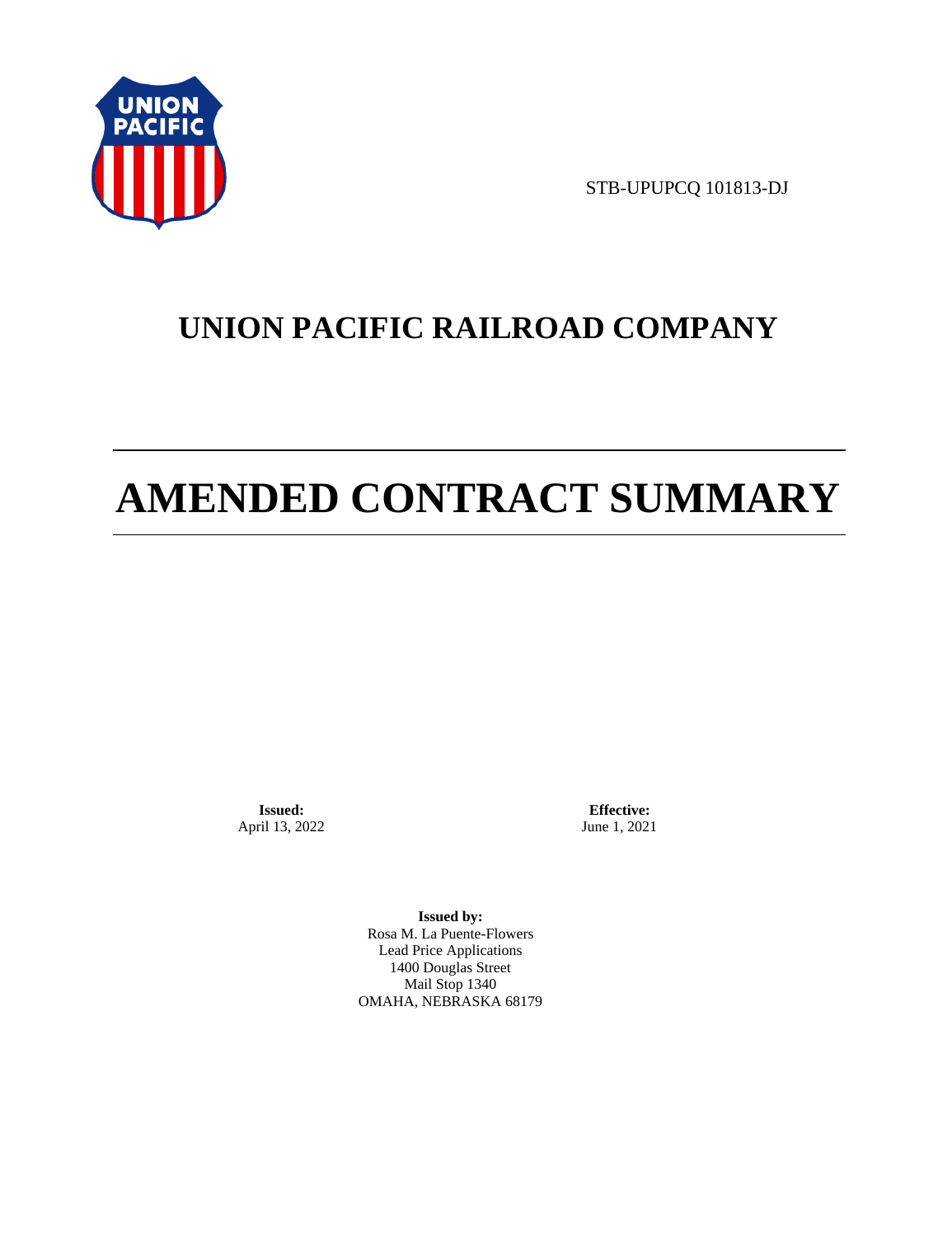STB-UPUPCQ 101813-DJ

# UNION PACIFIC RAILROAD COMPANY

# AMENDED CONTRACT SUMMARY

**Issued:**
April 13, 2022

**Effective:**
June 1, 2021

**Issued by:**
Rosa M. La Puente-Flowers
Lead Price Applications
1400 Douglas Street
Mail Stop 1340
OMAHA, NEBRASKA 68179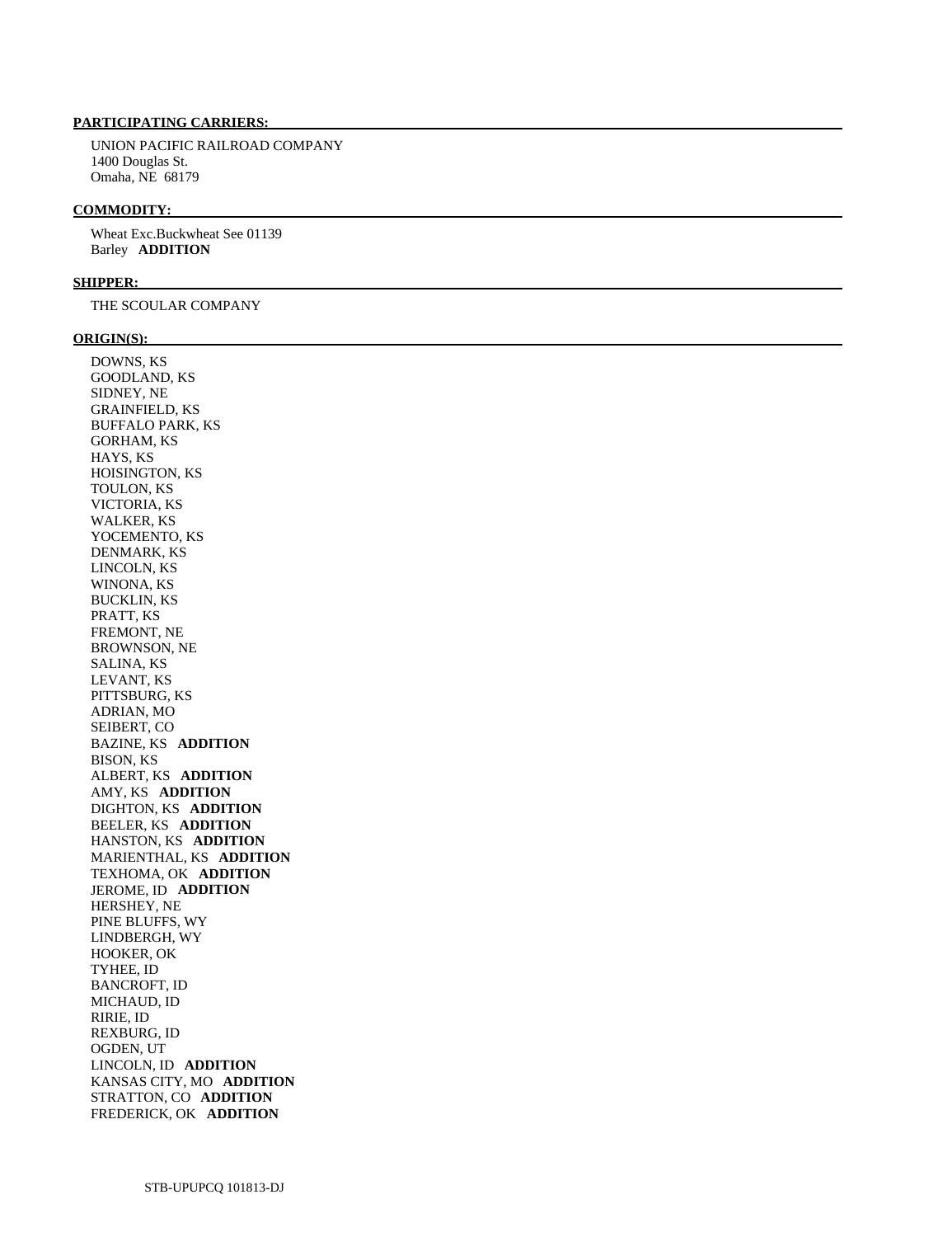**PARTICIPATING CARRIERS:**

UNION PACIFIC RAILROAD COMPANY
1400 Douglas St.
Omaha, NE 68179

**COMMODITY:**

Wheat Exc.Buckwheat See 01139
Barley **ADDITION**

**SHIPPER:**

THE SCOULAR COMPANY

**ORIGIN(S):**

DOWNS, KS
GOODLAND, KS
SIDNEY, NE
GRAINFIELD, KS
BUFFALO PARK, KS
GORHAM, KS
HAYS, KS
HOISINGTON, KS
TOULON, KS
VICTORIA, KS
WALKER, KS
YOCEMENTO, KS
DENMARK, KS
LINCOLN, KS
WINONA, KS
BUCKLIN, KS
PRATT, KS
FREMONT, NE
BROWNSON, NE
SALINA, KS
LEVANT, KS
PITTSBURG, KS
ADRIAN, MO
SEIBERT, CO
BAZINE, KS **ADDITION**
BISON, KS
ALBERT, KS **ADDITION**
AMY, KS **ADDITION**
DIGHTON, KS **ADDITION**
BEELER, KS **ADDITION**
HANSTON, KS **ADDITION**
MARIENTHAL, KS **ADDITION**
TEXHOMA, OK **ADDITION**
JEROME, ID **ADDITION**
HERSHEY, NE
PINE BLUFFS, WY
LINDBERGH, WY
HOOKER, OK
TYHEE, ID
BANCROFT, ID
MICHAUD, ID
RIRIE, ID
REXBURG, ID
OGDEN, UT
LINCOLN, ID **ADDITION**
KANSAS CITY, MO **ADDITION**
STRATTON, CO **ADDITION**
FREDERICK, OK **ADDITION**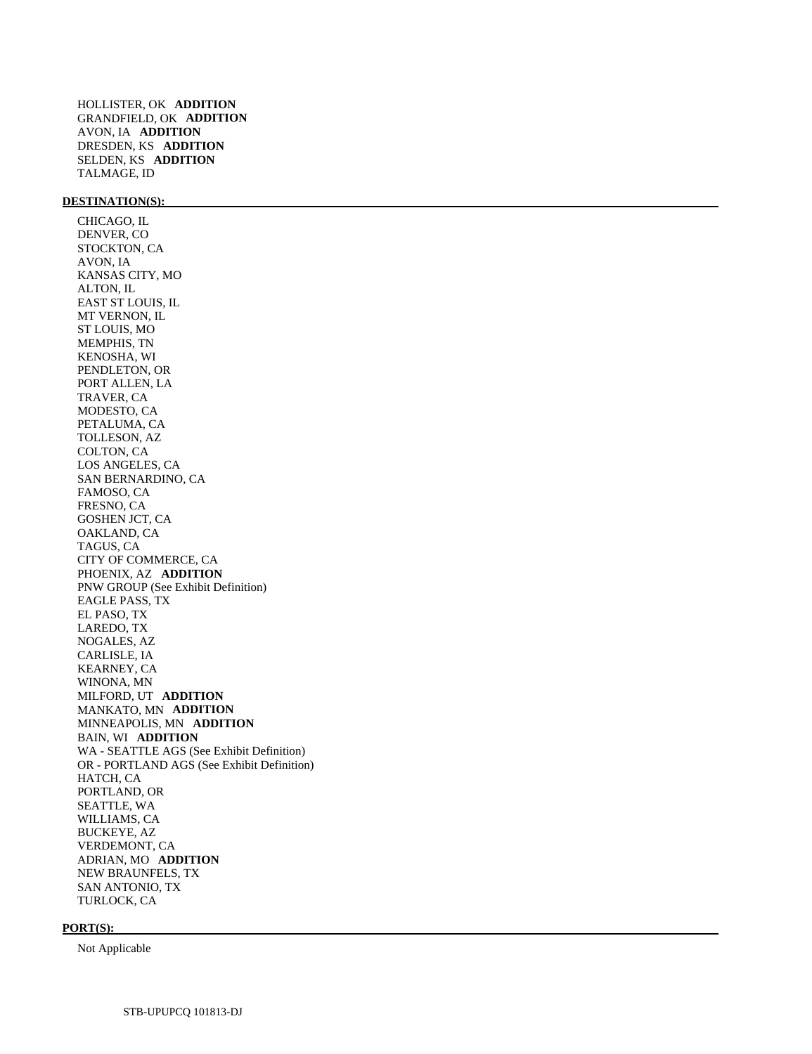HOLLISTER, OK **ADDITION**
GRANDFIELD, OK **ADDITION**
AVON, IA **ADDITION**
DRESDEN, KS **ADDITION**
SELDEN, KS **ADDITION**
TALMAGE, ID

**DESTINATION(S):**

CHICAGO, IL
DENVER, CO
STOCKTON, CA
AVON, IA
KANSAS CITY, MO
ALTON, IL
EAST ST LOUIS, IL
MT VERNON, IL
ST LOUIS, MO
MEMPHIS, TN
KENOSHA, WI
PENDLETON, OR
PORT ALLEN, LA
TRAVER, CA
MODESTO, CA
PETALUMA, CA
TOLLESON, AZ
COLTON, CA
LOS ANGELES, CA
SAN BERNARDINO, CA
FAMOSO, CA
FRESNO, CA
GOSHEN JCT, CA
OAKLAND, CA
TAGUS, CA
CITY OF COMMERCE, CA
PHOENIX, AZ **ADDITION**
PNW GROUP (See Exhibit Definition)
EAGLE PASS, TX
EL PASO, TX
LAREDO, TX
NOGALES, AZ
CARLISLE, IA
KEARNEY, CA
WINONA, MN
MILFORD, UT **ADDITION**
MANKATO, MN **ADDITION**
MINNEAPOLIS, MN **ADDITION**
BAIN, WI **ADDITION**
WA - SEATTLE AGS (See Exhibit Definition)
OR - PORTLAND AGS (See Exhibit Definition)
HATCH, CA
PORTLAND, OR
SEATTLE, WA
WILLIAMS, CA
BUCKEYE, AZ
VERDEMONT, CA
ADRIAN, MO **ADDITION**
NEW BRAUNFELS, TX
SAN ANTONIO, TX
TURLOCK, CA

**PORT(S):**

Not Applicable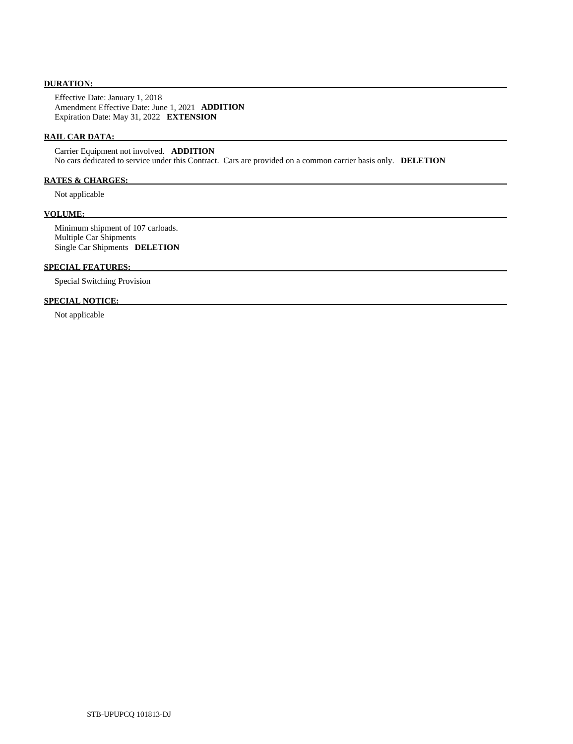**DURATION:**

Effective Date: January 1, 2018
Amendment Effective Date: June 1, 2021 **ADDITION**
Expiration Date: May 31, 2022 **EXTENSION**

**RAIL CAR DATA:**

Carrier Equipment not involved. **ADDITION**
No cars dedicated to service under this Contract. Cars are provided on a common carrier basis only. **DELETION**

**RATES & CHARGES:**

Not applicable

**VOLUME:**

Minimum shipment of 107 carloads.
Multiple Car Shipments
Single Car Shipments **DELETION**

**SPECIAL FEATURES:**

Special Switching Provision

**SPECIAL NOTICE:**

Not applicable

STB-UPUPCQ 101813-DJ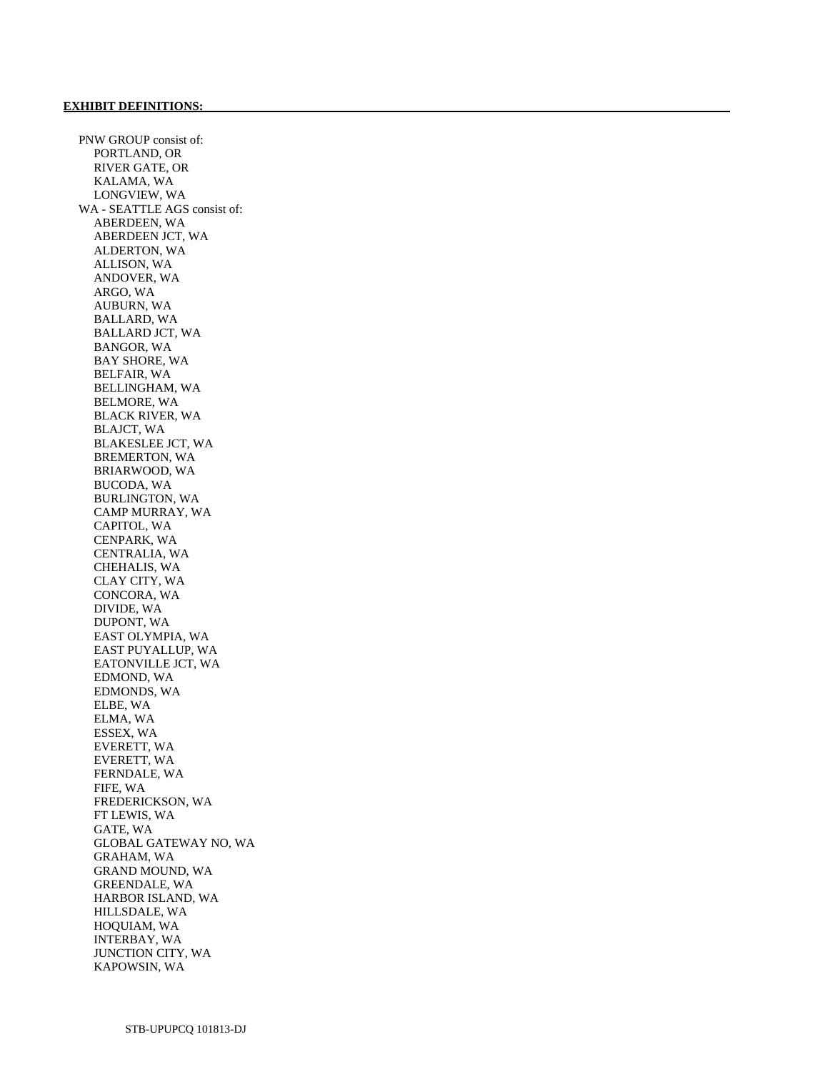**EXHIBIT DEFINITIONS:**

PNW GROUP consist of:
- PORTLAND, OR
- RIVER GATE, OR
- KALAMA, WA
- LONGVIEW, WA

WA - SEATTLE AGS consist of:
- ABERDEEN, WA
- ABERDEEN JCT, WA
- ALDERTON, WA
- ALLISON, WA
- ANDOVER, WA
- ARGO, WA
- AUBURN, WA
- BALLARD, WA
- BALLARD JCT, WA
- BANGOR, WA
- BAY SHORE, WA
- BELFAIR, WA
- BELLINGHAM, WA
- BELMORE, WA
- BLACK RIVER, WA
- BLAJCT, WA
- BLAKESLEE JCT, WA
- BREMERTON, WA
- BRIARWOOD, WA
- BUCODA, WA
- BURLINGTON, WA
- CAMP MURRAY, WA
- CAPITOL, WA
- CENPARK, WA
- CENTRALIA, WA
- CHEHALIS, WA
- CLAY CITY, WA
- CONCORA, WA
- DIVIDE, WA
- DUPONT, WA
- EAST OLYMPIA, WA
- EAST PUYALLUP, WA
- EATONVILLE JCT, WA
- EDMOND, WA
- EDMONDS, WA
- ELBE, WA
- ELMA, WA
- ESSEX, WA
- EVERETT, WA
- EVERETT, WA
- FERNDALE, WA
- FIFE, WA
- FREDERICKSON, WA
- FT LEWIS, WA
- GATE, WA
- GLOBAL GATEWAY NO, WA
- GRAHAM, WA
- GRAND MOUND, WA
- GREENDALE, WA
- HARBOR ISLAND, WA
- HILLSDALE, WA
- HOQUIAM, WA
- INTERBAY, WA
- JUNCTION CITY, WA
- KAPOWSIN, WA

STB-UPUPCQ 101813-DJ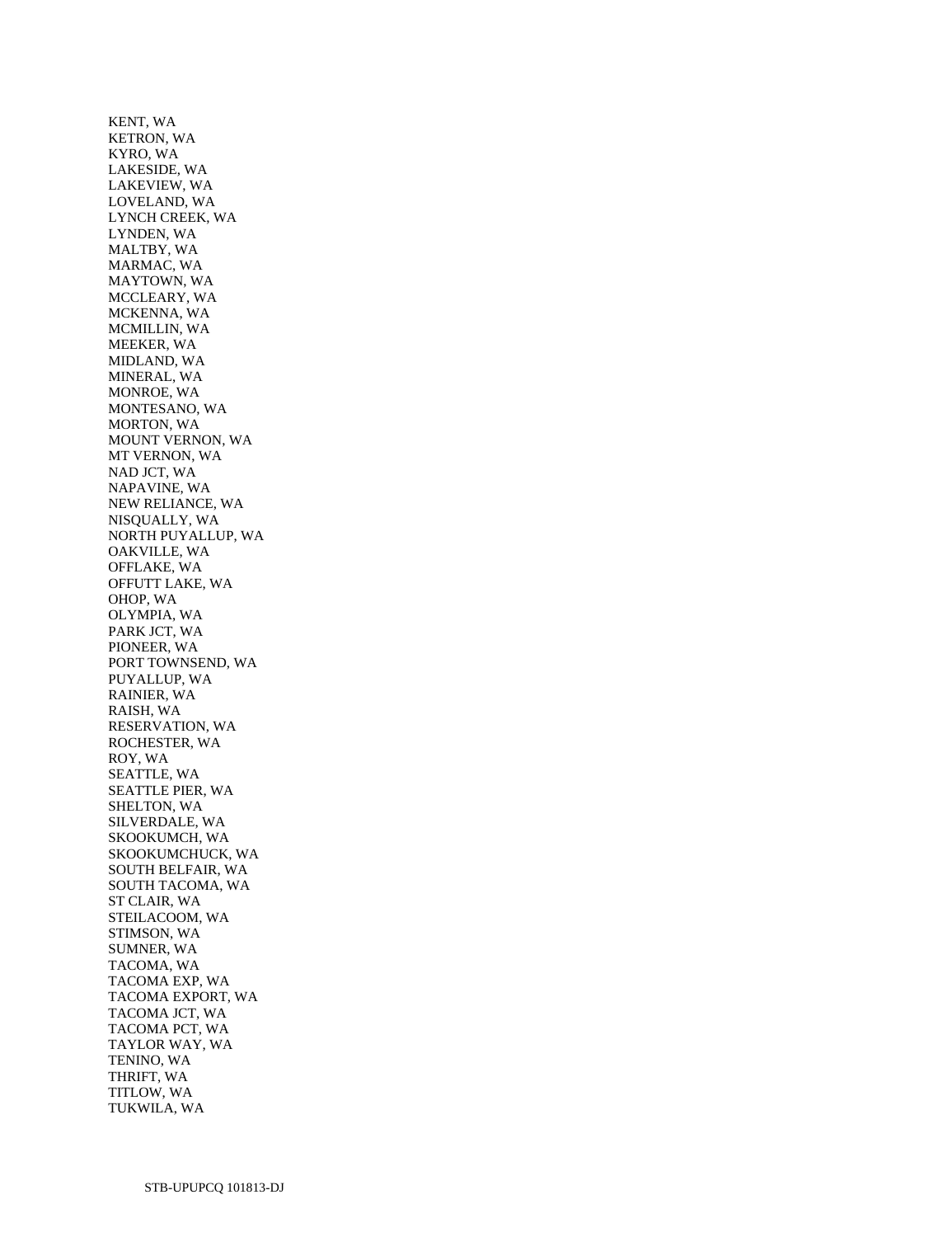KENT, WA
KETRON, WA
KYRO, WA
LAKESIDE, WA
LAKEVIEW, WA
LOVELAND, WA
LYNCH CREEK, WA
LYNDEN, WA
MALTBY, WA
MARMAC, WA
MAYTOWN, WA
MCCLEARY, WA
MCKENNA, WA
MCMILLIN, WA
MEEKER, WA
MIDLAND, WA
MINERAL, WA
MONROE, WA
MONTESANO, WA
MORTON, WA
MOUNT VERNON, WA
MT VERNON, WA
NAD JCT, WA
NAPAVINE, WA
NEW RELIANCE, WA
NISQUALLY, WA
NORTH PUYALLUP, WA
OAKVILLE, WA
OFFLAKE, WA
OFFUTT LAKE, WA
OHOP, WA
OLYMPIA, WA
PARK JCT, WA
PIONEER, WA
PORT TOWNSEND, WA
PUYALLUP, WA
RAINIER, WA
RAISH, WA
RESERVATION, WA
ROCHESTER, WA
ROY, WA
SEATTLE, WA
SEATTLE PIER, WA
SHELTON, WA
SILVERDALE, WA
SKOOKUMCH, WA
SKOOKUMCHUCK, WA
SOUTH BELFAIR, WA
SOUTH TACOMA, WA
ST CLAIR, WA
STEILACOOM, WA
STIMSON, WA
SUMNER, WA
TACOMA, WA
TACOMA EXP, WA
TACOMA EXPORT, WA
TACOMA JCT, WA
TACOMA PCT, WA
TAYLOR WAY, WA
TENINO, WA
THRIFT, WA
TITLOW, WA
TUKWILA, WA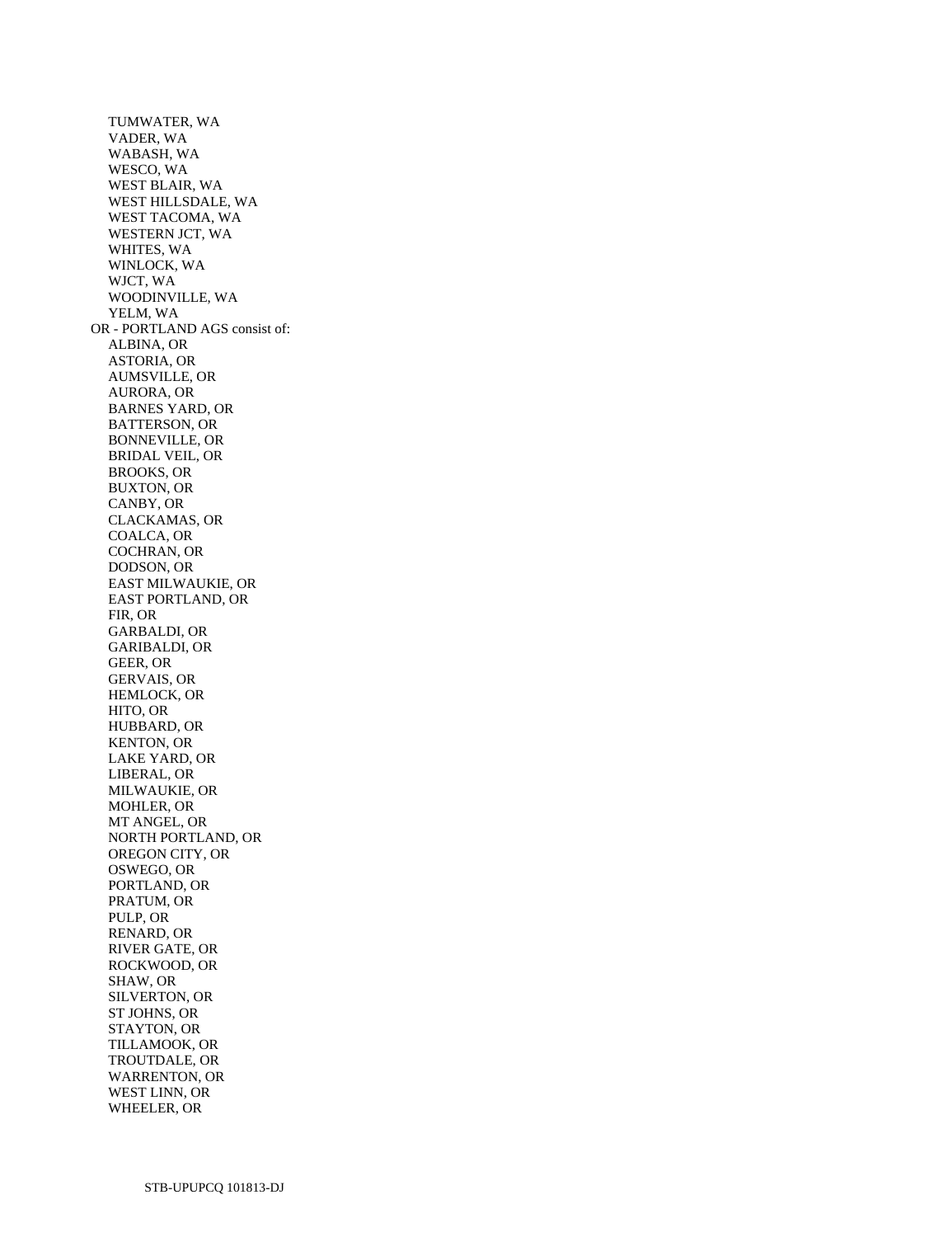- TUMWATER, WA
- VADER, WA
- WABASH, WA
- WESCO, WA
- WEST BLAIR, WA
- WEST HILLSDALE, WA
- WEST TACOMA, WA
- WESTERN JCT, WA
- WHITES, WA
- WINLOCK, WA
- WJCT, WA
- WOODINVILLE, WA
- YELM, WA

OR - PORTLAND AGS consist of:

- ALBINA, OR
- ASTORIA, OR
- AUMSVILLE, OR
- AURORA, OR
- BARNES YARD, OR
- BATTERSON, OR
- BONNEVILLE, OR
- BRIDAL VEIL, OR
- BROOKS, OR
- BUXTON, OR
- CANBY, OR
- CLACKAMAS, OR
- COALCA, OR
- COCHRAN, OR
- DODSON, OR
- EAST MILWAUKIE, OR
- EAST PORTLAND, OR
- FIR, OR
- GARBALDI, OR
- GARIBALDI, OR
- GEER, OR
- GERVAIS, OR
- HEMLOCK, OR
- HITO, OR
- HUBBARD, OR
- KENTON, OR
- LAKE YARD, OR
- LIBERAL, OR
- MILWAUKIE, OR
- MOHLER, OR
- MT ANGEL, OR
- NORTH PORTLAND, OR
- OREGON CITY, OR
- OSWEGO, OR
- PORTLAND, OR
- PRATUM, OR
- PULP, OR
- RENARD, OR
- RIVER GATE, OR
- ROCKWOOD, OR
- SHAW, OR
- SILVERTON, OR
- ST JOHNS, OR
- STAYTON, OR
- TILLAMOOK, OR
- TROUTDALE, OR
- WARRENTON, OR
- WEST LINN, OR
- WHEELER, OR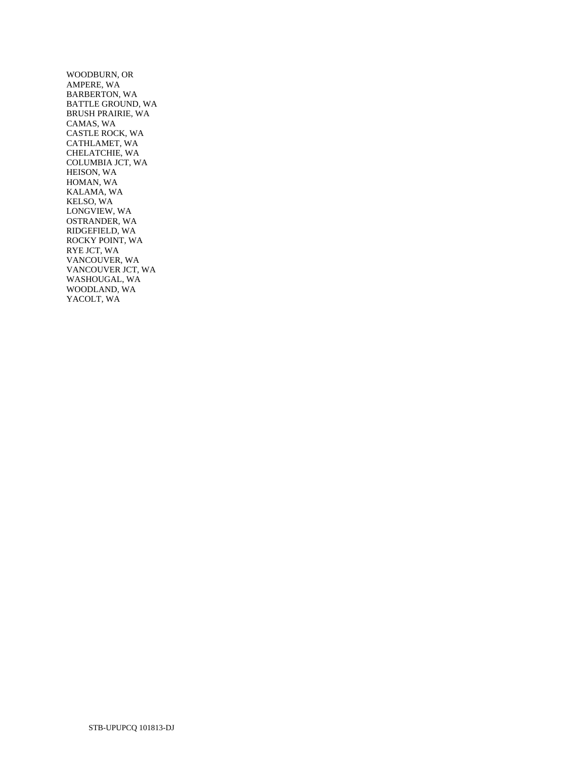WOODBURN, OR
AMPERE, WA
BARBERTON, WA
BATTLE GROUND, WA
BRUSH PRAIRIE, WA
CAMAS, WA
CASTLE ROCK, WA
CATHLAMET, WA
CHELATCHIE, WA
COLUMBIA JCT, WA
HEISON, WA
HOMAN, WA
KALAMA, WA
KELSO, WA
LONGVIEW, WA
OSTRANDER, WA
RIDGEFIELD, WA
ROCKY POINT, WA
RYE JCT, WA
VANCOUVER, WA
VANCOUVER JCT, WA
WASHOUGAL, WA
WOODLAND, WA
YACOLT, WA

STB-UPUPCQ 101813-DJ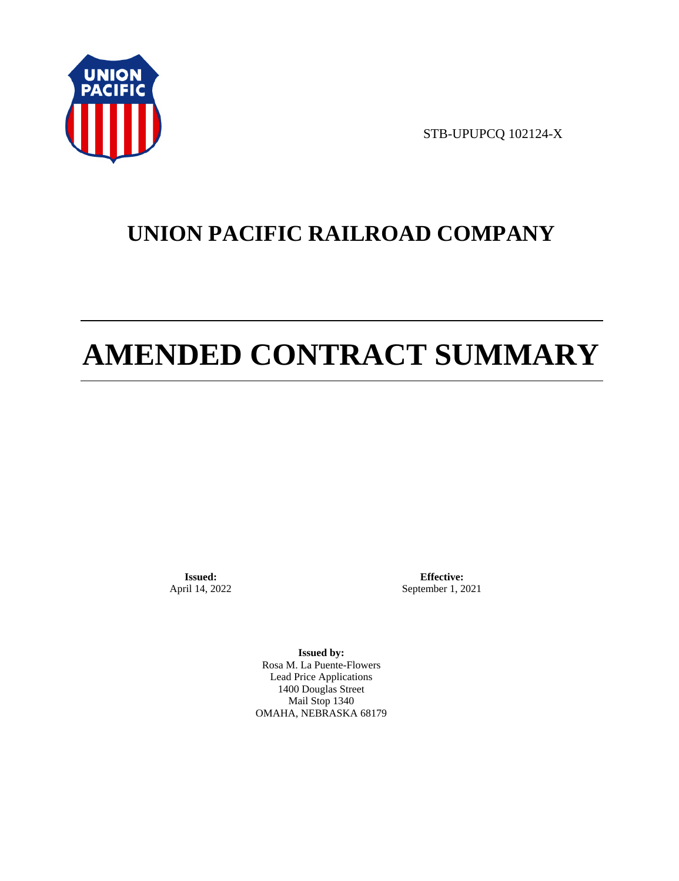STB-UPUPCQ 102124-X

# UNION PACIFIC RAILROAD COMPANY

# AMENDED CONTRACT SUMMARY

**Issued:**
April 14, 2022

**Effective:**
September 1, 2021

**Issued by:**
Rosa M. La Puente-Flowers
Lead Price Applications
1400 Douglas Street
Mail Stop 1340
OMAHA, NEBRASKA 68179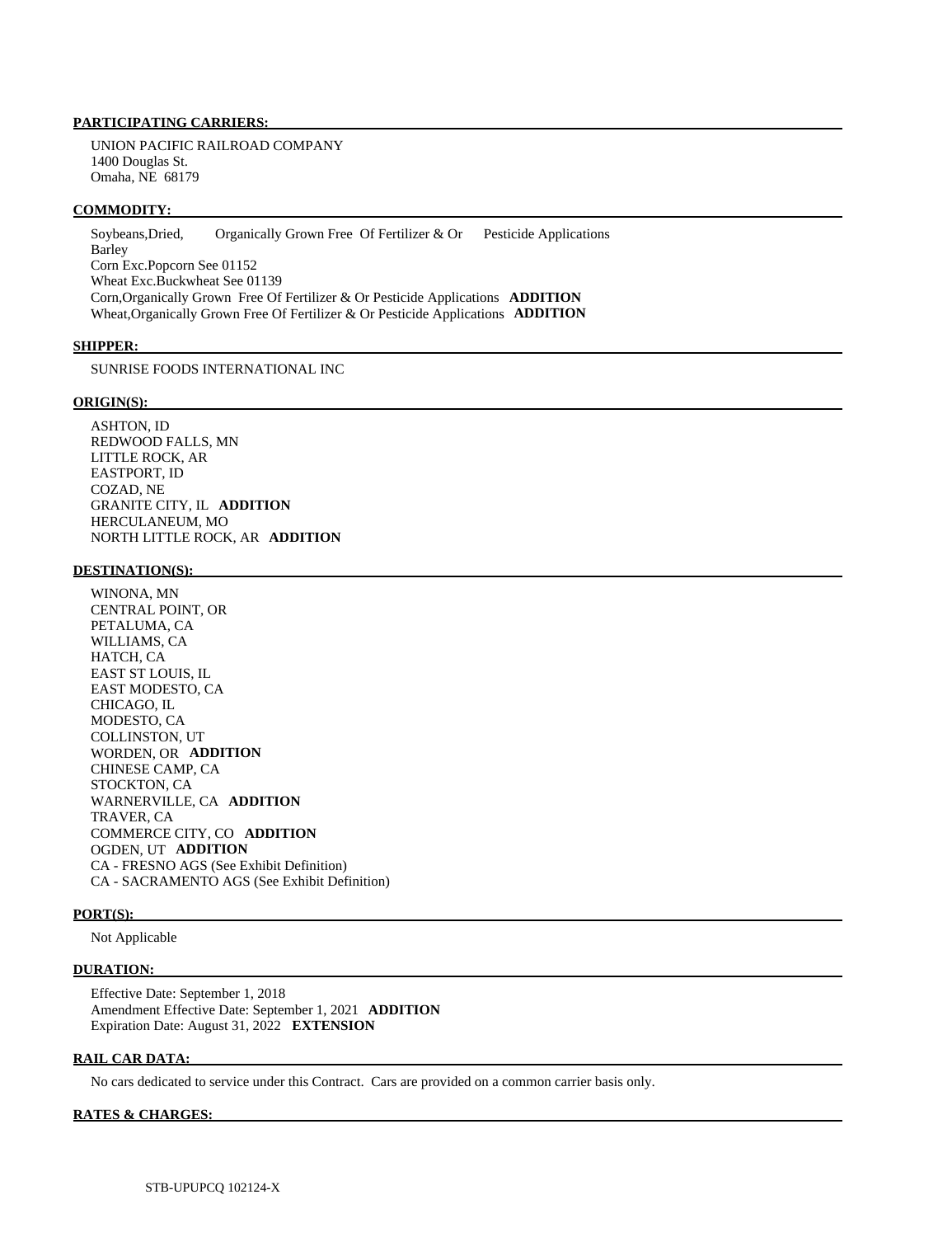**PARTICIPATING CARRIERS:**

UNION PACIFIC RAILROAD COMPANY
1400 Douglas St.
Omaha, NE 68179

**COMMODITY:**

Soybeans,Dried, Organically Grown Free Of Fertilizer & Or Pesticide Applications
Barley
Corn Exc.Popcorn See 01152
Wheat Exc.Buckwheat See 01139
Corn,Organically Grown Free Of Fertilizer & Or Pesticide Applications **ADDITION**
Wheat,Organically Grown Free Of Fertilizer & Or Pesticide Applications **ADDITION**

**SHIPPER:**

SUNRISE FOODS INTERNATIONAL INC

**ORIGIN(S):**

ASHTON, ID
REDWOOD FALLS, MN
LITTLE ROCK, AR
EASTPORT, ID
COZAD, NE
GRANITE CITY, IL **ADDITION**
HERCULANEUM, MO
NORTH LITTLE ROCK, AR **ADDITION**

**DESTINATION(S):**

WINONA, MN
CENTRAL POINT, OR
PETALUMA, CA
WILLIAMS, CA
HATCH, CA
EAST ST LOUIS, IL
EAST MODESTO, CA
CHICAGO, IL
MODESTO, CA
COLLINSTON, UT
WORDEN, OR **ADDITION**
CHINESE CAMP, CA
STOCKTON, CA
WARNERVILLE, CA **ADDITION**
TRAVER, CA
COMMERCE CITY, CO **ADDITION**
OGDEN, UT **ADDITION**
CA - FRESNO AGS (See Exhibit Definition)
CA - SACRAMENTO AGS (See Exhibit Definition)

**PORT(S):**

Not Applicable

**DURATION:**

Effective Date: September 1, 2018
Amendment Effective Date: September 1, 2021 **ADDITION**
Expiration Date: August 31, 2022 **EXTENSION**

**RAIL CAR DATA:**

No cars dedicated to service under this Contract. Cars are provided on a common carrier basis only.

**RATES & CHARGES:**

STB-UPUPCQ 102124-X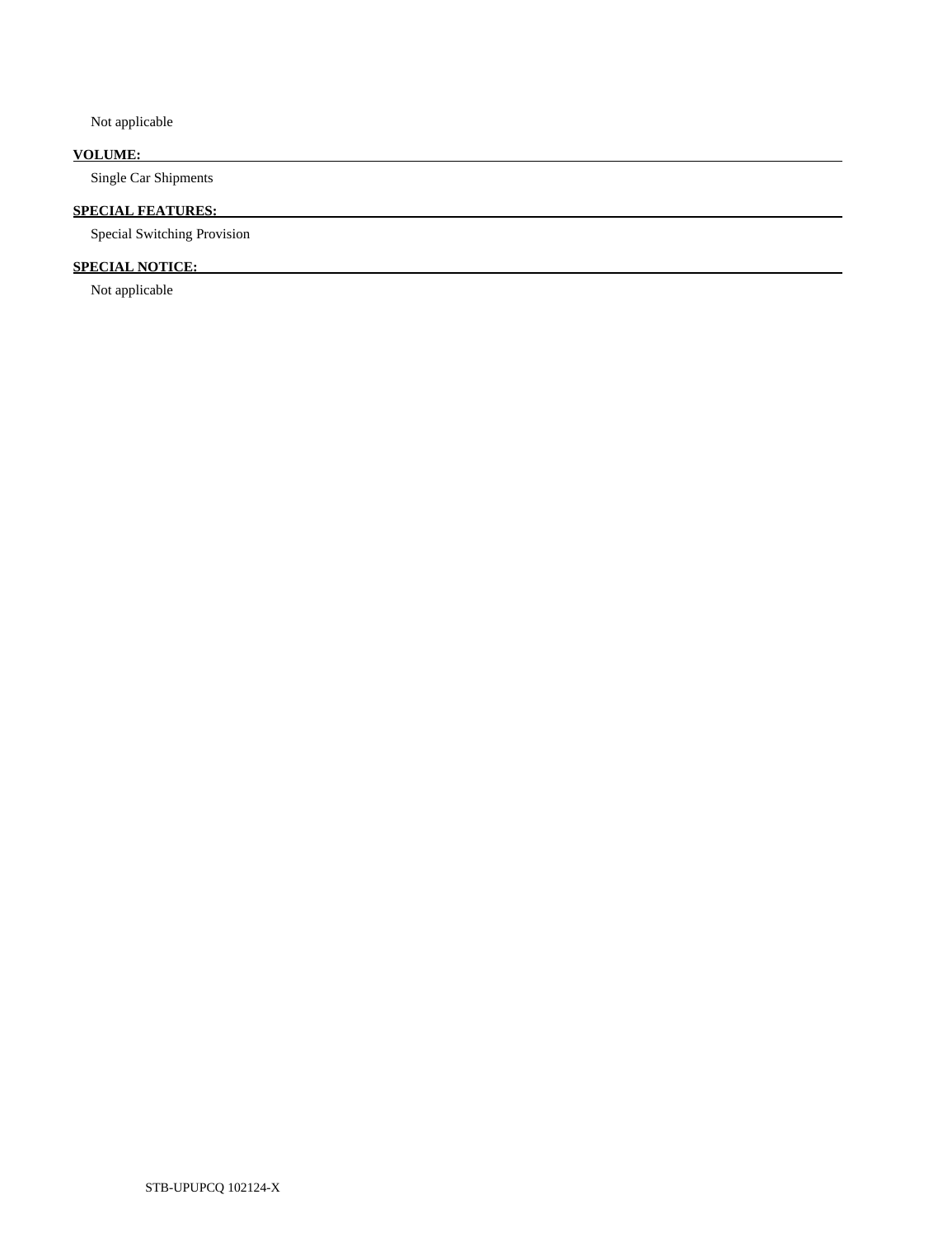Not applicable

**VOLUME:**

Single Car Shipments

**SPECIAL FEATURES:**

Special Switching Provision

**SPECIAL NOTICE:**

Not applicable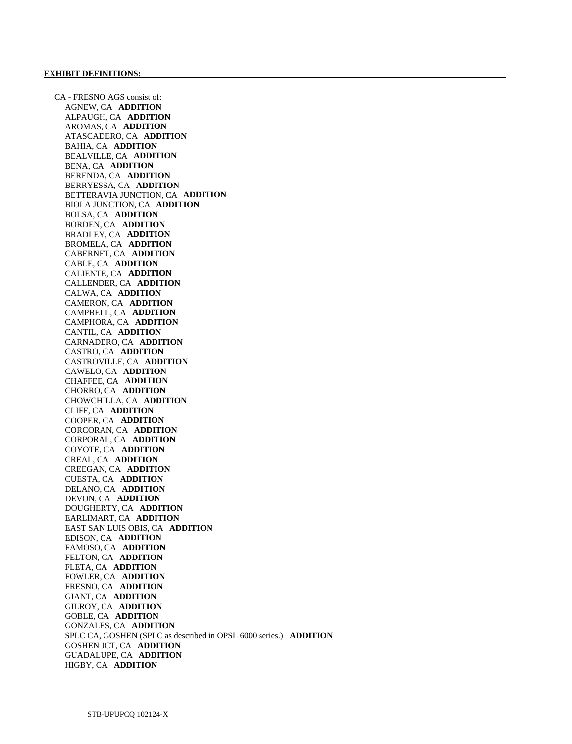**EXHIBIT DEFINITIONS:**

CA - FRESNO AGS consist of:

- AGNEW, CA **ADDITION**
- ALPAUGH, CA **ADDITION**
- AROMAS, CA **ADDITION**
- ATASCADERO, CA **ADDITION**
- BAHIA, CA **ADDITION**
- BEALVILLE, CA **ADDITION**
- BENA, CA **ADDITION**
- BERENDA, CA **ADDITION**
- BERRYESSA, CA **ADDITION**
- BETTERAVIA JUNCTION, CA **ADDITION**
- BIOLA JUNCTION, CA **ADDITION**
- BOLSA, CA **ADDITION**
- BORDEN, CA **ADDITION**
- BRADLEY, CA **ADDITION**
- BROMELA, CA **ADDITION**
- CABERNET, CA **ADDITION**
- CABLE, CA **ADDITION**
- CALIENTE, CA **ADDITION**
- CALLENDER, CA **ADDITION**
- CALWA, CA **ADDITION**
- CAMERON, CA **ADDITION**
- CAMPBELL, CA **ADDITION**
- CAMPHORA, CA **ADDITION**
- CANTIL, CA **ADDITION**
- CARNADERO, CA **ADDITION**
- CASTRO, CA **ADDITION**
- CASTROVILLE, CA **ADDITION**
- CAWELO, CA **ADDITION**
- CHAFFEE, CA **ADDITION**
- CHORRO, CA **ADDITION**
- CHOWCHILLA, CA **ADDITION**
- CLIFF, CA **ADDITION**
- COOPER, CA **ADDITION**
- CORCORAN, CA **ADDITION**
- CORPORAL, CA **ADDITION**
- COYOTE, CA **ADDITION**
- CREAL, CA **ADDITION**
- CREEGAN, CA **ADDITION**
- CUESTA, CA **ADDITION**
- DELANO, CA **ADDITION**
- DEVON, CA **ADDITION**
- DOUGHERTY, CA **ADDITION**
- EARLIMART, CA **ADDITION**
- EAST SAN LUIS OBIS, CA **ADDITION**
- EDISON, CA **ADDITION**
- FAMOSO, CA **ADDITION**
- FELTON, CA **ADDITION**
- FLETA, CA **ADDITION**
- FOWLER, CA **ADDITION**
- FRESNO, CA **ADDITION**
- GIANT, CA **ADDITION**
- GILROY, CA **ADDITION**
- GOBLE, CA **ADDITION**
- GONZALES, CA **ADDITION**
- SPLC CA, GOSHEN (SPLC as described in OPSL 6000 series.) **ADDITION**
- GOSHEN JCT, CA **ADDITION**
- GUADALUPE, CA **ADDITION**
- HIGBY, CA **ADDITION**

STB-UPUPCQ 102124-X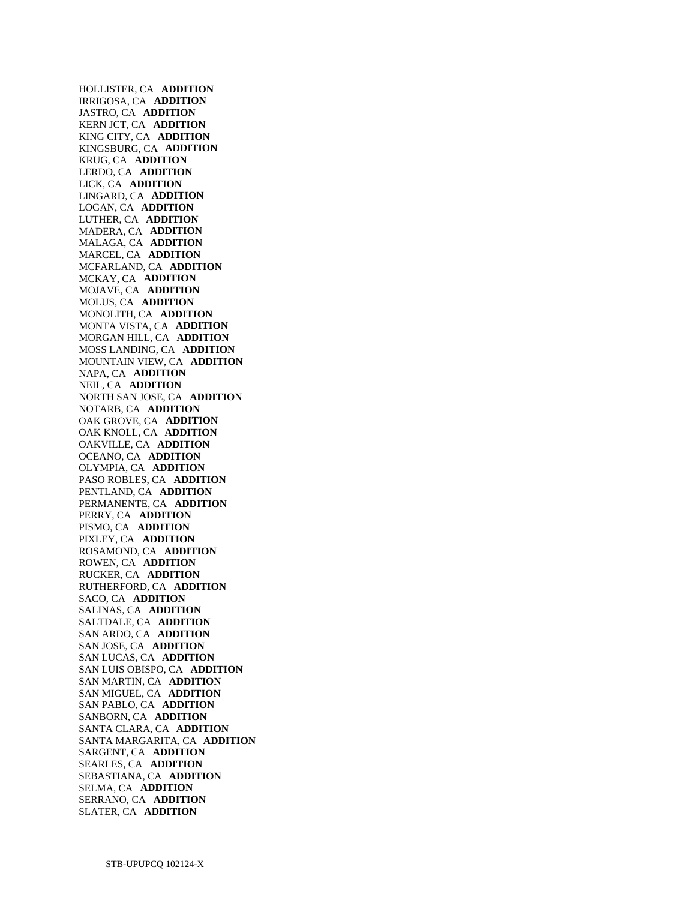HOLLISTER, CA **ADDITION**
IRRIGOSA, CA **ADDITION**
JASTRO, CA **ADDITION**
KERN JCT, CA **ADDITION**
KING CITY, CA **ADDITION**
KINGSBURG, CA **ADDITION**
KRUG, CA **ADDITION**
LERDO, CA **ADDITION**
LICK, CA **ADDITION**
LINGARD, CA **ADDITION**
LOGAN, CA **ADDITION**
LUTHER, CA **ADDITION**
MADERA, CA **ADDITION**
MALAGA, CA **ADDITION**
MARCEL, CA **ADDITION**
MCFARLAND, CA **ADDITION**
MCKAY, CA **ADDITION**
MOJAVE, CA **ADDITION**
MOLUS, CA **ADDITION**
MONOLITH, CA **ADDITION**
MONTA VISTA, CA **ADDITION**
MORGAN HILL, CA **ADDITION**
MOSS LANDING, CA **ADDITION**
MOUNTAIN VIEW, CA **ADDITION**
NAPA, CA **ADDITION**
NEIL, CA **ADDITION**
NORTH SAN JOSE, CA **ADDITION**
NOTARB, CA **ADDITION**
OAK GROVE, CA **ADDITION**
OAK KNOLL, CA **ADDITION**
OAKVILLE, CA **ADDITION**
OCEANO, CA **ADDITION**
OLYMPIA, CA **ADDITION**
PASO ROBLES, CA **ADDITION**
PENTLAND, CA **ADDITION**
PERMANENTE, CA **ADDITION**
PERRY, CA **ADDITION**
PISMO, CA **ADDITION**
PIXLEY, CA **ADDITION**
ROSAMOND, CA **ADDITION**
ROWEN, CA **ADDITION**
RUCKER, CA **ADDITION**
RUTHERFORD, CA **ADDITION**
SACO, CA **ADDITION**
SALINAS, CA **ADDITION**
SALTDALE, CA **ADDITION**
SAN ARDO, CA **ADDITION**
SAN JOSE, CA **ADDITION**
SAN LUCAS, CA **ADDITION**
SAN LUIS OBISPO, CA **ADDITION**
SAN MARTIN, CA **ADDITION**
SAN MIGUEL, CA **ADDITION**
SAN PABLO, CA **ADDITION**
SANBORN, CA **ADDITION**
SANTA CLARA, CA **ADDITION**
SANTA MARGARITA, CA **ADDITION**
SARGENT, CA **ADDITION**
SEARLES, CA **ADDITION**
SEBASTIANA, CA **ADDITION**
SELMA, CA **ADDITION**
SERRANO, CA **ADDITION**
SLATER, CA **ADDITION**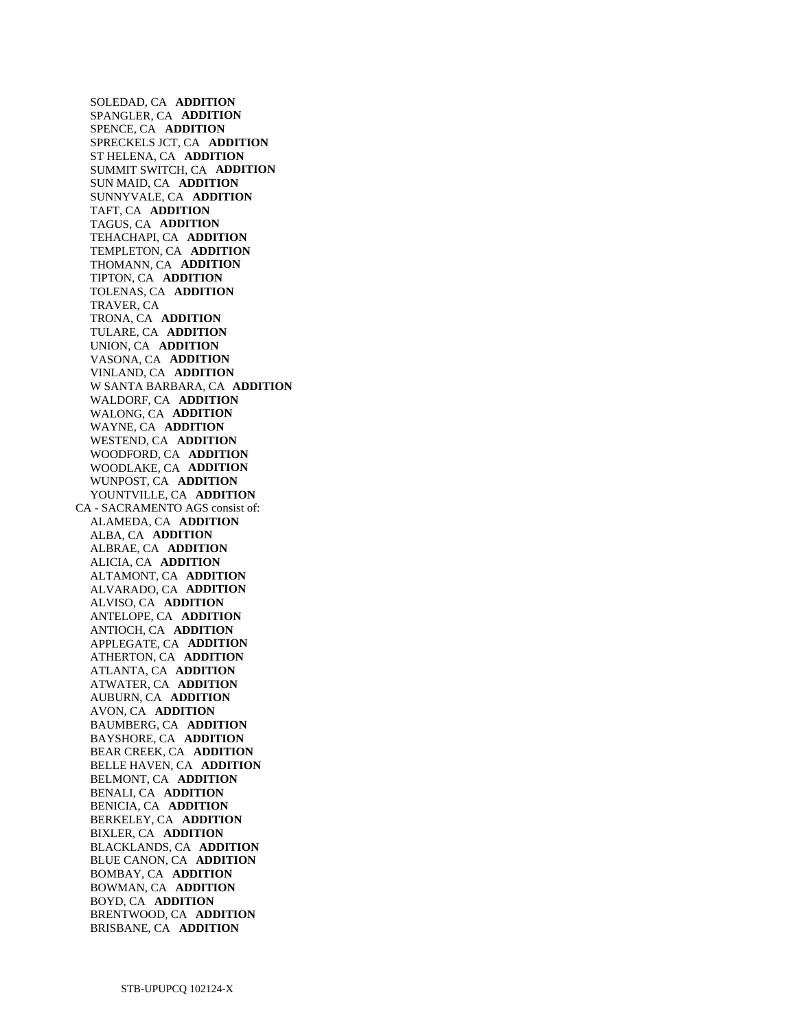SOLEDAD, CA **ADDITION**
SPANGLER, CA **ADDITION**
SPENCE, CA **ADDITION**
SPRECKELS JCT, CA **ADDITION**
ST HELENA, CA **ADDITION**
SUMMIT SWITCH, CA **ADDITION**
SUN MAID, CA **ADDITION**
SUNNYVALE, CA **ADDITION**
TAFT, CA **ADDITION**
TAGUS, CA **ADDITION**
TEHACHAPI, CA **ADDITION**
TEMPLETON, CA **ADDITION**
THOMANN, CA **ADDITION**
TIPTON, CA **ADDITION**
TOLENAS, CA **ADDITION**
TRAVER, CA
TRONA, CA **ADDITION**
TULARE, CA **ADDITION**
UNION, CA **ADDITION**
VASONA, CA **ADDITION**
VINLAND, CA **ADDITION**
W SANTA BARBARA, CA **ADDITION**
WALDORF, CA **ADDITION**
WALONG, CA **ADDITION**
WAYNE, CA **ADDITION**
WESTEND, CA **ADDITION**
WOODFORD, CA **ADDITION**
WOODLAKE, CA **ADDITION**
WUNPOST, CA **ADDITION**
YOUNTVILLE, CA **ADDITION**

CA - SACRAMENTO AGS consist of:

ALAMEDA, CA **ADDITION**
ALBA, CA **ADDITION**
ALBRAE, CA **ADDITION**
ALICIA, CA **ADDITION**
ALTAMONT, CA **ADDITION**
ALVARADO, CA **ADDITION**
ALVISO, CA **ADDITION**
ANTELOPE, CA **ADDITION**
ANTIOCH, CA **ADDITION**
APPLEGATE, CA **ADDITION**
ATHERTON, CA **ADDITION**
ATLANTA, CA **ADDITION**
ATWATER, CA **ADDITION**
AUBURN, CA **ADDITION**
AVON, CA **ADDITION**
BAUMBERG, CA **ADDITION**
BAYSHORE, CA **ADDITION**
BEAR CREEK, CA **ADDITION**
BELLE HAVEN, CA **ADDITION**
BELMONT, CA **ADDITION**
BENALI, CA **ADDITION**
BENICIA, CA **ADDITION**
BERKELEY, CA **ADDITION**
BIXLER, CA **ADDITION**
BLACKLANDS, CA **ADDITION**
BLUE CANON, CA **ADDITION**
BOMBAY, CA **ADDITION**
BOWMAN, CA **ADDITION**
BOYD, CA **ADDITION**
BRENTWOOD, CA **ADDITION**
BRISBANE, CA **ADDITION**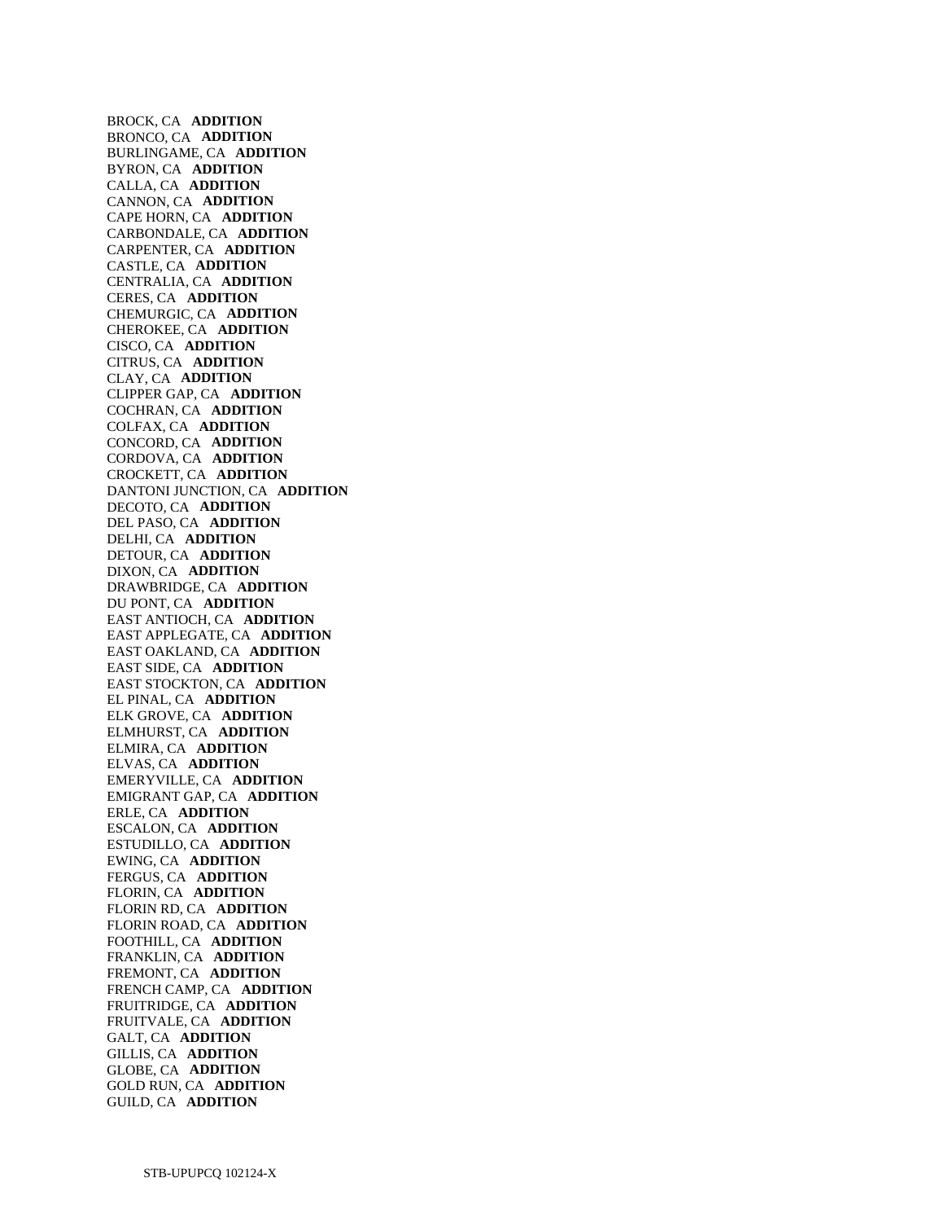BROCK, CA **ADDITION**
BRONCO, CA **ADDITION**
BURLINGAME, CA **ADDITION**
BYRON, CA **ADDITION**
CALLA, CA **ADDITION**
CANNON, CA **ADDITION**
CAPE HORN, CA **ADDITION**
CARBONDALE, CA **ADDITION**
CARPENTER, CA **ADDITION**
CASTLE, CA **ADDITION**
CENTRALIA, CA **ADDITION**
CERES, CA **ADDITION**
CHEMURGIC, CA **ADDITION**
CHEROKEE, CA **ADDITION**
CISCO, CA **ADDITION**
CITRUS, CA **ADDITION**
CLAY, CA **ADDITION**
CLIPPER GAP, CA **ADDITION**
COCHRAN, CA **ADDITION**
COLFAX, CA **ADDITION**
CONCORD, CA **ADDITION**
CORDOVA, CA **ADDITION**
CROCKETT, CA **ADDITION**
DANTONI JUNCTION, CA **ADDITION**
DECOTO, CA **ADDITION**
DEL PASO, CA **ADDITION**
DELHI, CA **ADDITION**
DETOUR, CA **ADDITION**
DIXON, CA **ADDITION**
DRAWBRIDGE, CA **ADDITION**
DU PONT, CA **ADDITION**
EAST ANTIOCH, CA **ADDITION**
EAST APPLEGATE, CA **ADDITION**
EAST OAKLAND, CA **ADDITION**
EAST SIDE, CA **ADDITION**
EAST STOCKTON, CA **ADDITION**
EL PINAL, CA **ADDITION**
ELK GROVE, CA **ADDITION**
ELMHURST, CA **ADDITION**
ELMIRA, CA **ADDITION**
ELVAS, CA **ADDITION**
EMERYVILLE, CA **ADDITION**
EMIGRANT GAP, CA **ADDITION**
ERLE, CA **ADDITION**
ESCALON, CA **ADDITION**
ESTUDILLO, CA **ADDITION**
EWING, CA **ADDITION**
FERGUS, CA **ADDITION**
FLORIN, CA **ADDITION**
FLORIN RD, CA **ADDITION**
FLORIN ROAD, CA **ADDITION**
FOOTHILL, CA **ADDITION**
FRANKLIN, CA **ADDITION**
FREMONT, CA **ADDITION**
FRENCH CAMP, CA **ADDITION**
FRUITRIDGE, CA **ADDITION**
FRUITVALE, CA **ADDITION**
GALT, CA **ADDITION**
GILLIS, CA **ADDITION**
GLOBE, CA **ADDITION**
GOLD RUN, CA **ADDITION**
GUILD, CA **ADDITION**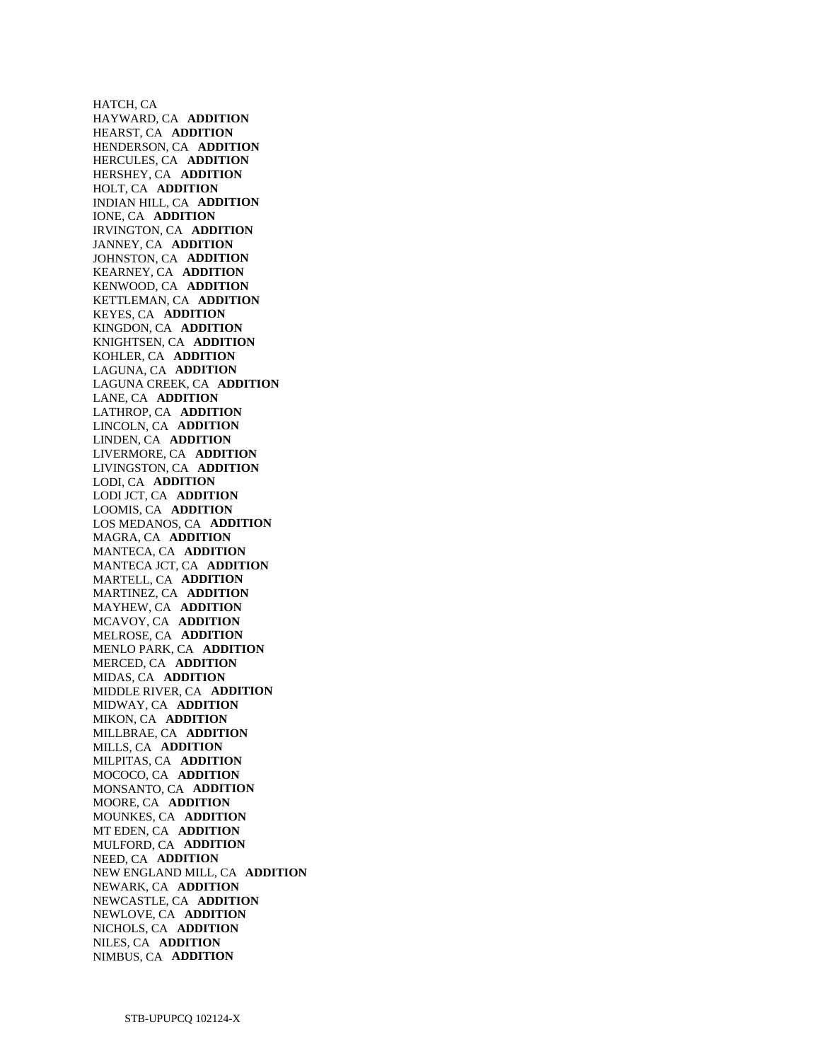HATCH, CA  
HAYWARD, CA **ADDITION**  
HEARST, CA **ADDITION**  
HENDERSON, CA **ADDITION**  
HERCULES, CA **ADDITION**  
HERSHEY, CA **ADDITION**  
HOLT, CA **ADDITION**  
INDIAN HILL, CA **ADDITION**  
IONE, CA **ADDITION**  
IRVINGTON, CA **ADDITION**  
JANNEY, CA **ADDITION**  
JOHNSTON, CA **ADDITION**  
KEARNEY, CA **ADDITION**  
KENWOOD, CA **ADDITION**  
KETTLEMAN, CA **ADDITION**  
KEYES, CA **ADDITION**  
KINGDON, CA **ADDITION**  
KNIGHTSEN, CA **ADDITION**  
KOHLER, CA **ADDITION**  
LAGUNA, CA **ADDITION**  
LAGUNA CREEK, CA **ADDITION**  
LANE, CA **ADDITION**  
LATHROP, CA **ADDITION**  
LINCOLN, CA **ADDITION**  
LINDEN, CA **ADDITION**  
LIVERMORE, CA **ADDITION**  
LIVINGSTON, CA **ADDITION**  
LODI, CA **ADDITION**  
LODI JCT, CA **ADDITION**  
LOOMIS, CA **ADDITION**  
LOS MEDANOS, CA **ADDITION**  
MAGRA, CA **ADDITION**  
MANTECA, CA **ADDITION**  
MANTECA JCT, CA **ADDITION**  
MARTELL, CA **ADDITION**  
MARTINEZ, CA **ADDITION**  
MAYHEW, CA **ADDITION**  
MCAVOY, CA **ADDITION**  
MELROSE, CA **ADDITION**  
MENLO PARK, CA **ADDITION**  
MERCED, CA **ADDITION**  
MIDAS, CA **ADDITION**  
MIDDLE RIVER, CA **ADDITION**  
MIDWAY, CA **ADDITION**  
MIKON, CA **ADDITION**  
MILLBRAE, CA **ADDITION**  
MILLS, CA **ADDITION**  
MILPITAS, CA **ADDITION**  
MOCOCO, CA **ADDITION**  
MONSANTO, CA **ADDITION**  
MOORE, CA **ADDITION**  
MOUNKES, CA **ADDITION**  
MT EDEN, CA **ADDITION**  
MULFORD, CA **ADDITION**  
NEED, CA **ADDITION**  
NEW ENGLAND MILL, CA **ADDITION**  
NEWARK, CA **ADDITION**  
NEWCASTLE, CA **ADDITION**  
NEWLOVE, CA **ADDITION**  
NICHOLS, CA **ADDITION**  
NILES, CA **ADDITION**  
NIMBUS, CA **ADDITION**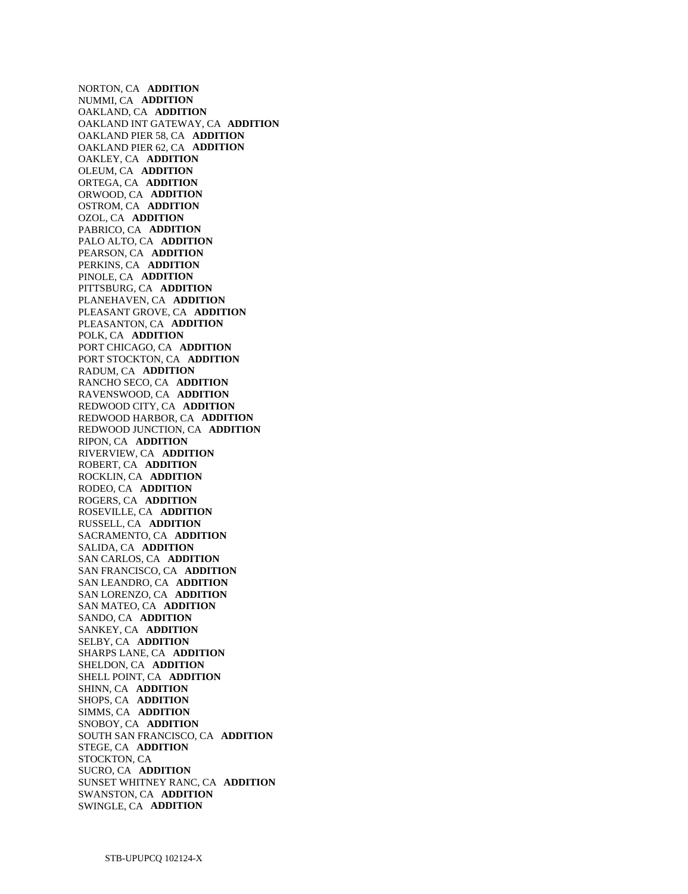NORTON, CA **ADDITION**
NUMMI, CA **ADDITION**
OAKLAND, CA **ADDITION**
OAKLAND INT GATEWAY, CA **ADDITION**
OAKLAND PIER 58, CA **ADDITION**
OAKLAND PIER 62, CA **ADDITION**
OAKLEY, CA **ADDITION**
OLEUM, CA **ADDITION**
ORTEGA, CA **ADDITION**
ORWOOD, CA **ADDITION**
OSTROM, CA **ADDITION**
OZOL, CA **ADDITION**
PABRICO, CA **ADDITION**
PALO ALTO, CA **ADDITION**
PEARSON, CA **ADDITION**
PERKINS, CA **ADDITION**
PINOLE, CA **ADDITION**
PITTSBURG, CA **ADDITION**
PLANEHAVEN, CA **ADDITION**
PLEASANT GROVE, CA **ADDITION**
PLEASANTON, CA **ADDITION**
POLK, CA **ADDITION**
PORT CHICAGO, CA **ADDITION**
PORT STOCKTON, CA **ADDITION**
RADUM, CA **ADDITION**
RANCHO SECO, CA **ADDITION**
RAVENSWOOD, CA **ADDITION**
REDWOOD CITY, CA **ADDITION**
REDWOOD HARBOR, CA **ADDITION**
REDWOOD JUNCTION, CA **ADDITION**
RIPON, CA **ADDITION**
RIVERVIEW, CA **ADDITION**
ROBERT, CA **ADDITION**
ROCKLIN, CA **ADDITION**
RODEO, CA **ADDITION**
ROGERS, CA **ADDITION**
ROSEVILLE, CA **ADDITION**
RUSSELL, CA **ADDITION**
SACRAMENTO, CA **ADDITION**
SALIDA, CA **ADDITION**
SAN CARLOS, CA **ADDITION**
SAN FRANCISCO, CA **ADDITION**
SAN LEANDRO, CA **ADDITION**
SAN LORENZO, CA **ADDITION**
SAN MATEO, CA **ADDITION**
SANDO, CA **ADDITION**
SANKEY, CA **ADDITION**
SELBY, CA **ADDITION**
SHARPS LANE, CA **ADDITION**
SHELDON, CA **ADDITION**
SHELL POINT, CA **ADDITION**
SHINN, CA **ADDITION**
SHOPS, CA **ADDITION**
SIMMS, CA **ADDITION**
SNOBOY, CA **ADDITION**
SOUTH SAN FRANCISCO, CA **ADDITION**
STEGE, CA **ADDITION**
STOCKTON, CA
SUCRO, CA **ADDITION**
SUNSET WHITNEY RANC, CA **ADDITION**
SWANSTON, CA **ADDITION**
SWINGLE, CA **ADDITION**

STB-UPUPCQ 102124-X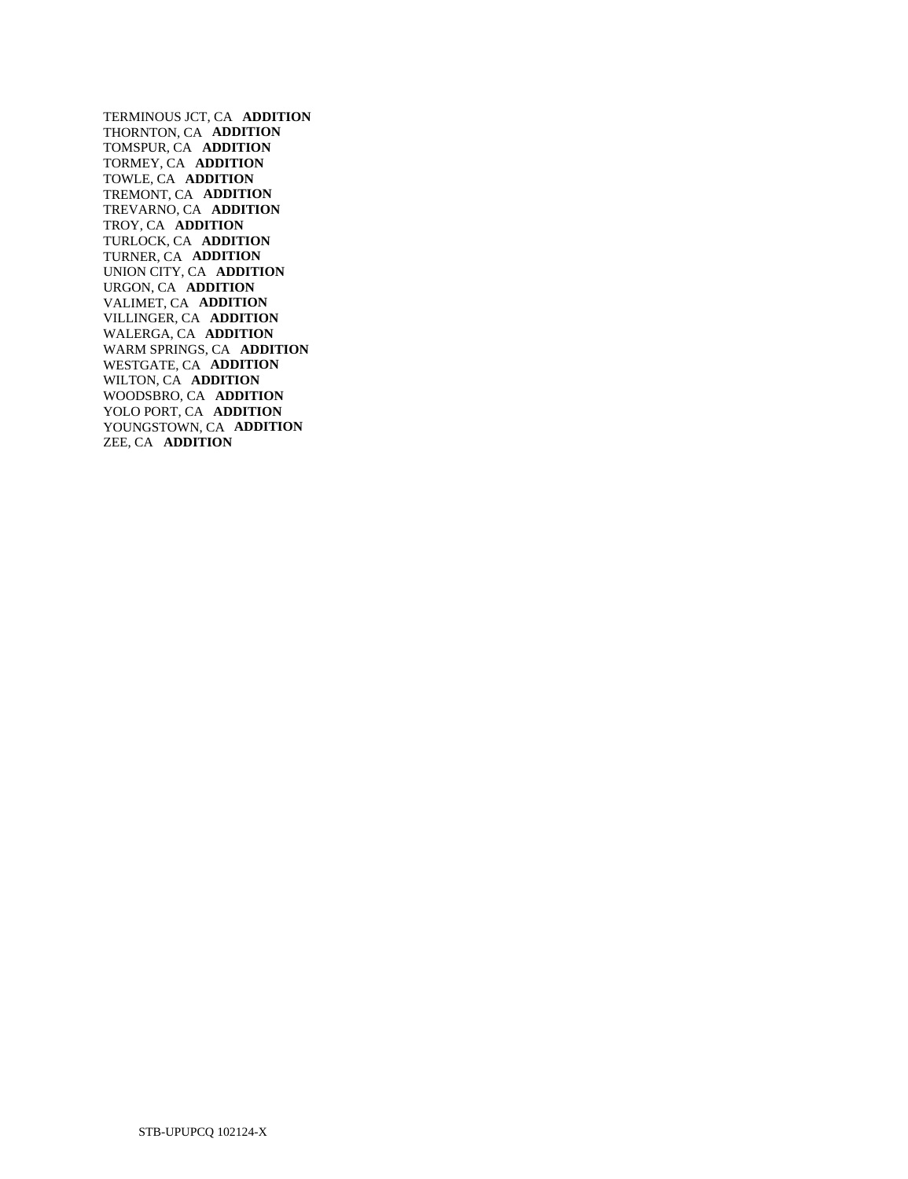TERMINOUS JCT, CA **ADDITION**
THORNTON, CA **ADDITION**
TOMSPUR, CA **ADDITION**
TORMEY, CA **ADDITION**
TOWLE, CA **ADDITION**
TREMONT, CA **ADDITION**
TREVARNO, CA **ADDITION**
TROY, CA **ADDITION**
TURLOCK, CA **ADDITION**
TURNER, CA **ADDITION**
UNION CITY, CA **ADDITION**
URGON, CA **ADDITION**
VALIMET, CA **ADDITION**
VILLINGER, CA **ADDITION**
WALERGA, CA **ADDITION**
WARM SPRINGS, CA **ADDITION**
WESTGATE, CA **ADDITION**
WILTON, CA **ADDITION**
WOODSBRO, CA **ADDITION**
YOLO PORT, CA **ADDITION**
YOUNGSTOWN, CA **ADDITION**
ZEE, CA **ADDITION**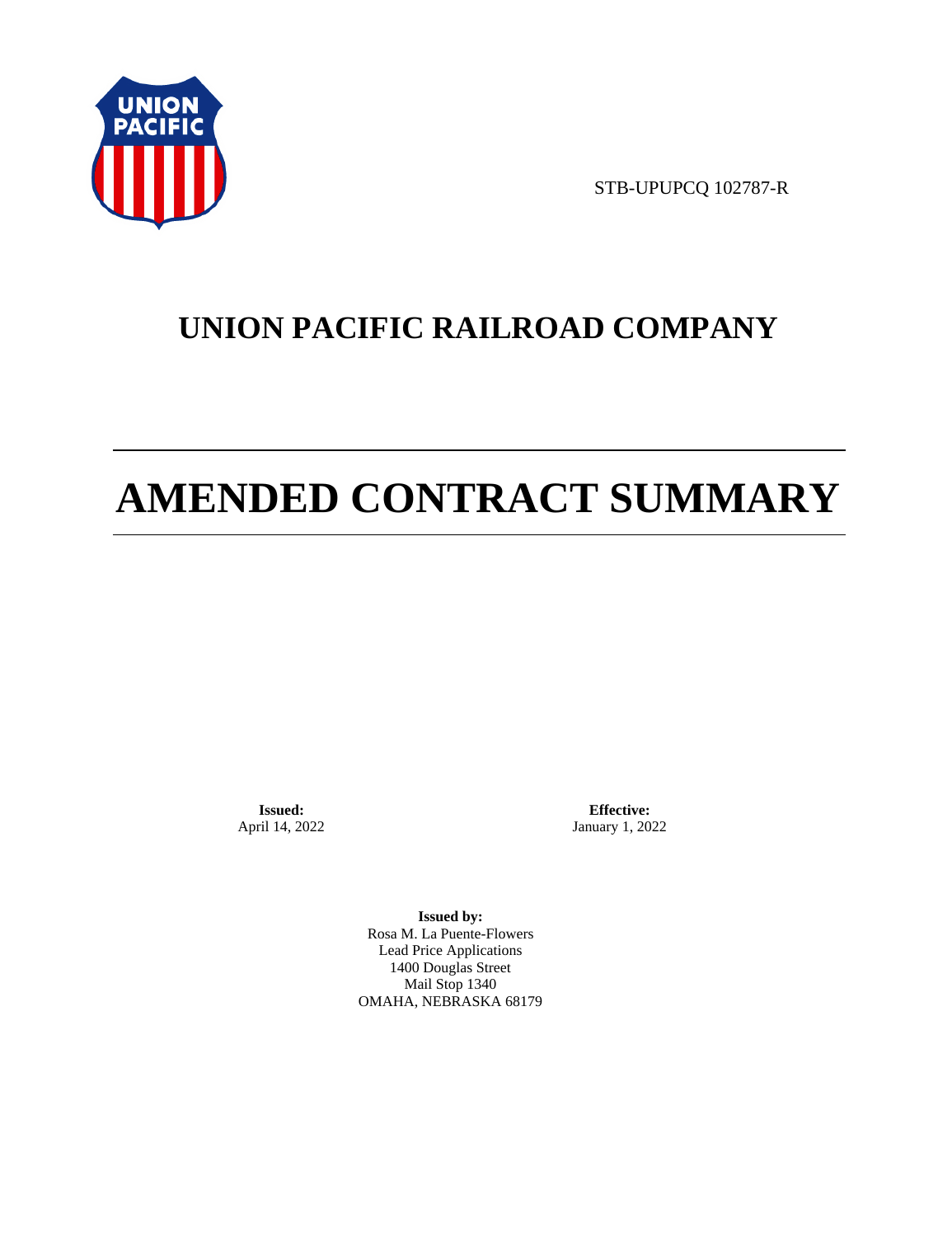STB-UPUPCQ 102787-R

# UNION PACIFIC RAILROAD COMPANY

# AMENDED CONTRACT SUMMARY

**Issued:**
April 14, 2022

**Effective:**
January 1, 2022

**Issued by:**
Rosa M. La Puente-Flowers
Lead Price Applications
1400 Douglas Street
Mail Stop 1340
OMAHA, NEBRASKA 68179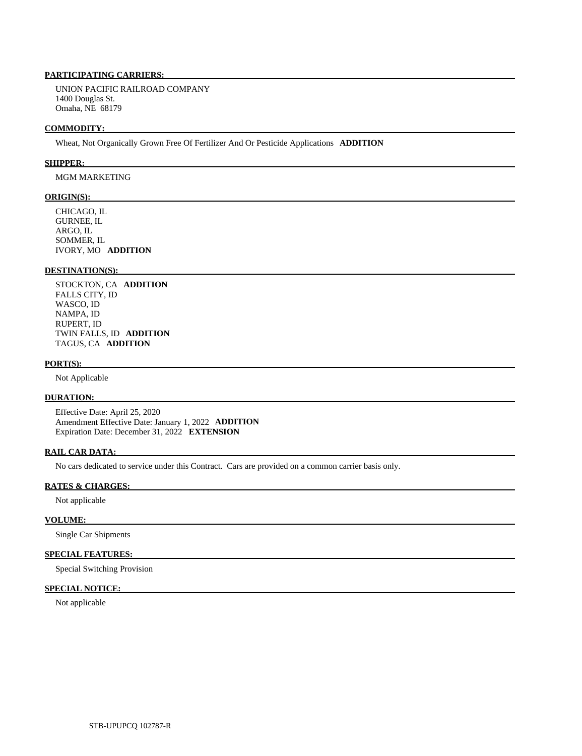**PARTICIPATING CARRIERS:**

UNION PACIFIC RAILROAD COMPANY
1400 Douglas St.
Omaha, NE 68179

**COMMODITY:**

Wheat, Not Organically Grown Free Of Fertilizer And Or Pesticide Applications **ADDITION**

**SHIPPER:**

MGM MARKETING

**ORIGIN(S):**

CHICAGO, IL
GURNEE, IL
ARGO, IL
SOMMER, IL
IVORY, MO **ADDITION**

**DESTINATION(S):**

STOCKTON, CA **ADDITION**
FALLS CITY, ID
WASCO, ID
NAMPA, ID
RUPERT, ID
TWIN FALLS, ID **ADDITION**
TAGUS, CA **ADDITION**

**PORT(S):**

Not Applicable

**DURATION:**

Effective Date: April 25, 2020
Amendment Effective Date: January 1, 2022 **ADDITION**
Expiration Date: December 31, 2022 **EXTENSION**

**RAIL CAR DATA:**

No cars dedicated to service under this Contract. Cars are provided on a common carrier basis only.

**RATES & CHARGES:**

Not applicable

**VOLUME:**

Single Car Shipments

**SPECIAL FEATURES:**

Special Switching Provision

**SPECIAL NOTICE:**

Not applicable

STB-UPUPCQ 102787-R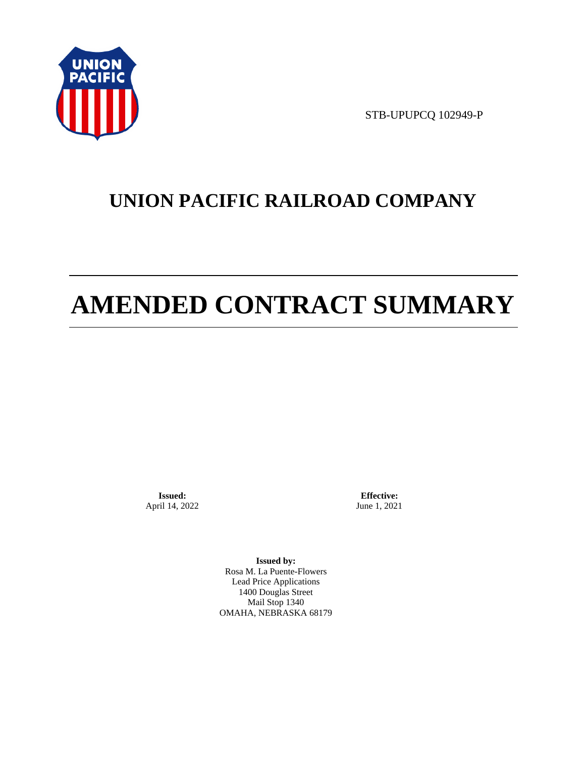STB-UPUPCQ 102949-P

# UNION PACIFIC RAILROAD COMPANY

# AMENDED CONTRACT SUMMARY

**Issued:**
April 14, 2022

**Effective:**
June 1, 2021

**Issued by:**
Rosa M. La Puente-Flowers
Lead Price Applications
1400 Douglas Street
Mail Stop 1340
OMAHA, NEBRASKA 68179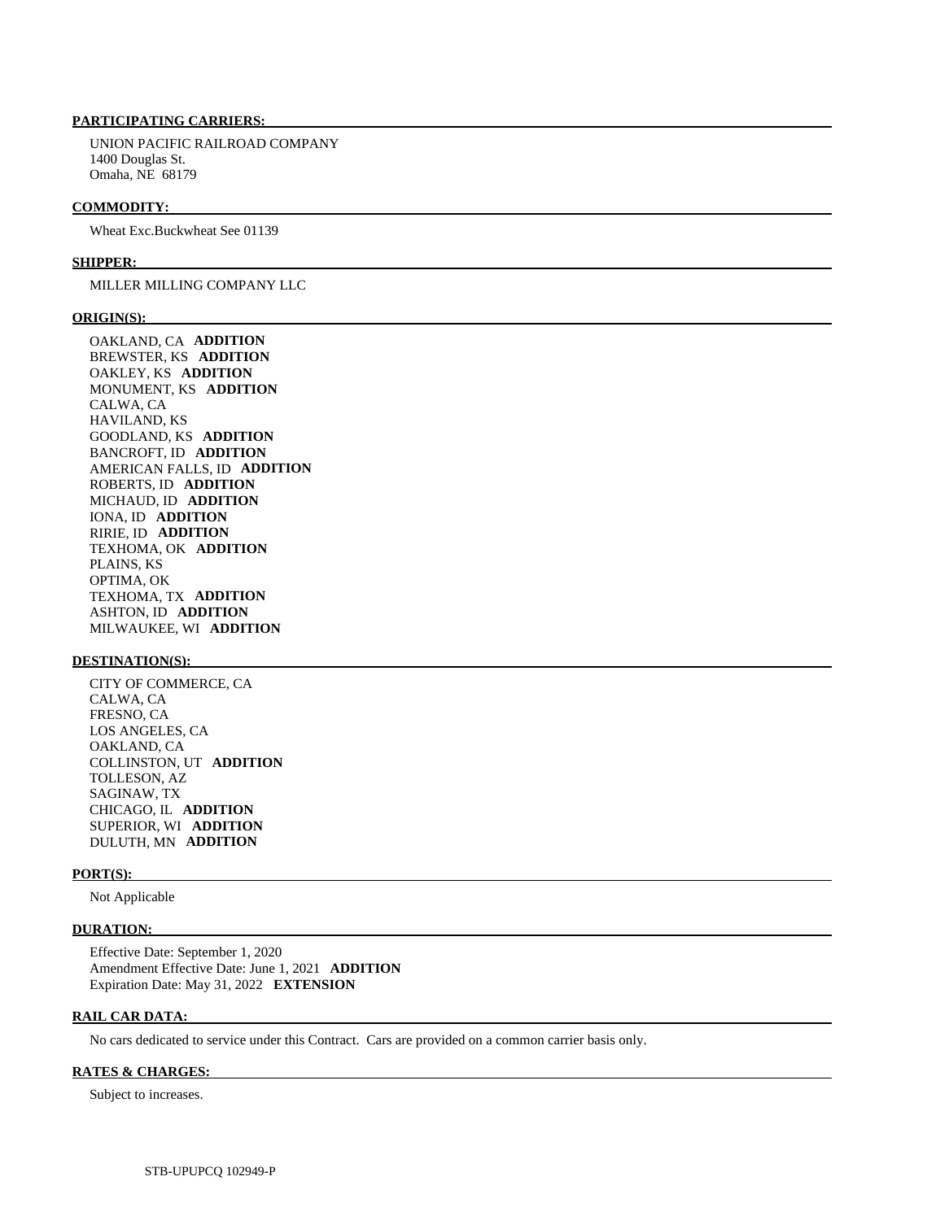**PARTICIPATING CARRIERS:**

UNION PACIFIC RAILROAD COMPANY
1400 Douglas St.
Omaha, NE 68179

**COMMODITY:**

Wheat Exc.Buckwheat See 01139

**SHIPPER:**

MILLER MILLING COMPANY LLC

**ORIGIN(S):**

OAKLAND, CA **ADDITION**
BREWSTER, KS **ADDITION**
OAKLEY, KS **ADDITION**
MONUMENT, KS **ADDITION**
CALWA, CA
HAVILAND, KS
GOODLAND, KS **ADDITION**
BANCROFT, ID **ADDITION**
AMERICAN FALLS, ID **ADDITION**
ROBERTS, ID **ADDITION**
MICHAUD, ID **ADDITION**
IONA, ID **ADDITION**
RIRIE, ID **ADDITION**
TEXHOMA, OK **ADDITION**
PLAINS, KS
OPTIMA, OK
TEXHOMA, TX **ADDITION**
ASHTON, ID **ADDITION**
MILWAUKEE, WI **ADDITION**

**DESTINATION(S):**

CITY OF COMMERCE, CA
CALWA, CA
FRESNO, CA
LOS ANGELES, CA
OAKLAND, CA
COLLINSTON, UT **ADDITION**
TOLLESON, AZ
SAGINAW, TX
CHICAGO, IL **ADDITION**
SUPERIOR, WI **ADDITION**
DULUTH, MN **ADDITION**

**PORT(S):**

Not Applicable

**DURATION:**

Effective Date: September 1, 2020
Amendment Effective Date: June 1, 2021 **ADDITION**
Expiration Date: May 31, 2022 **EXTENSION**

**RAIL CAR DATA:**

No cars dedicated to service under this Contract. Cars are provided on a common carrier basis only.

**RATES & CHARGES:**

Subject to increases.

STB-UPUPCQ 102949-P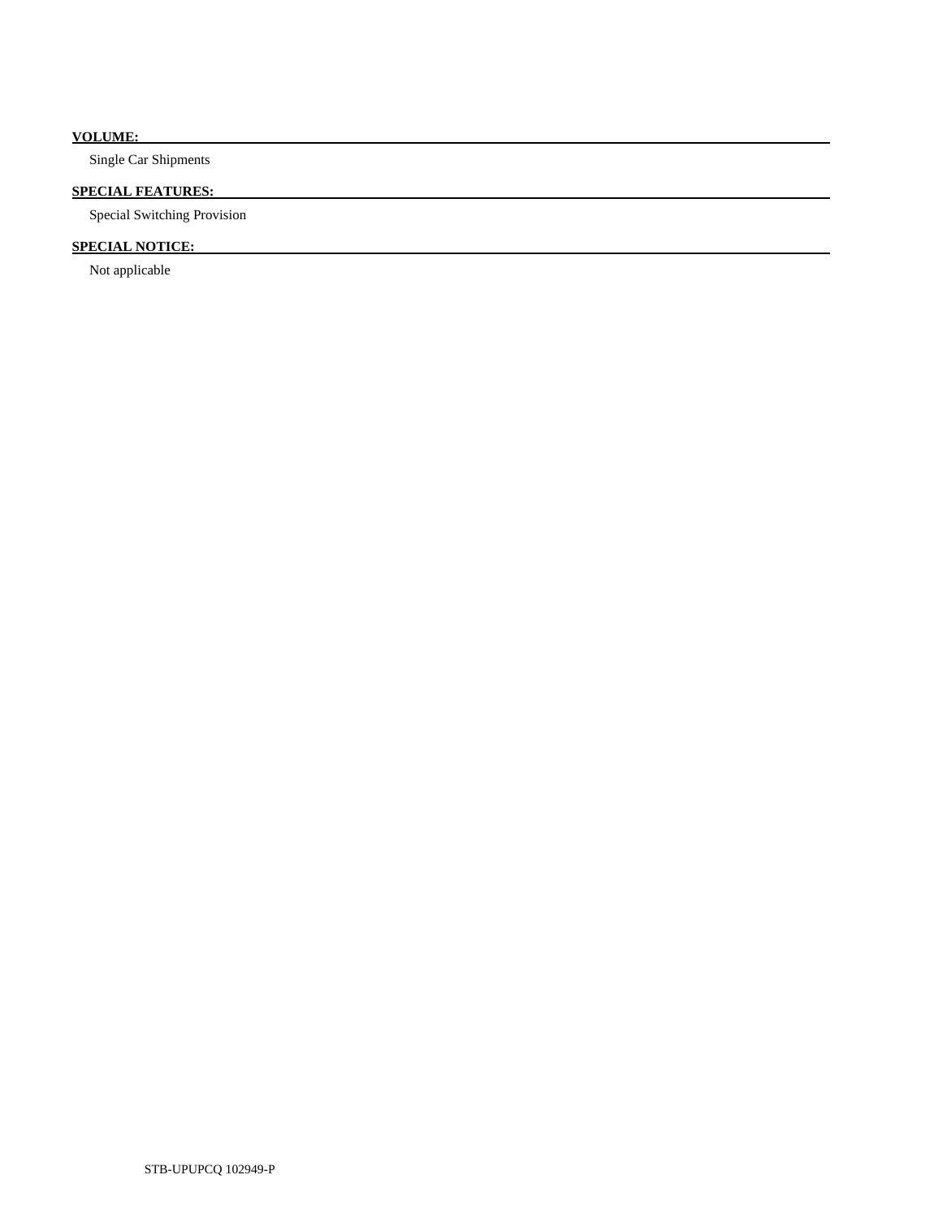**VOLUME:**

Single Car Shipments

**SPECIAL FEATURES:**

Special Switching Provision

**SPECIAL NOTICE:**

Not applicable

STB-UPUPCQ 102949-P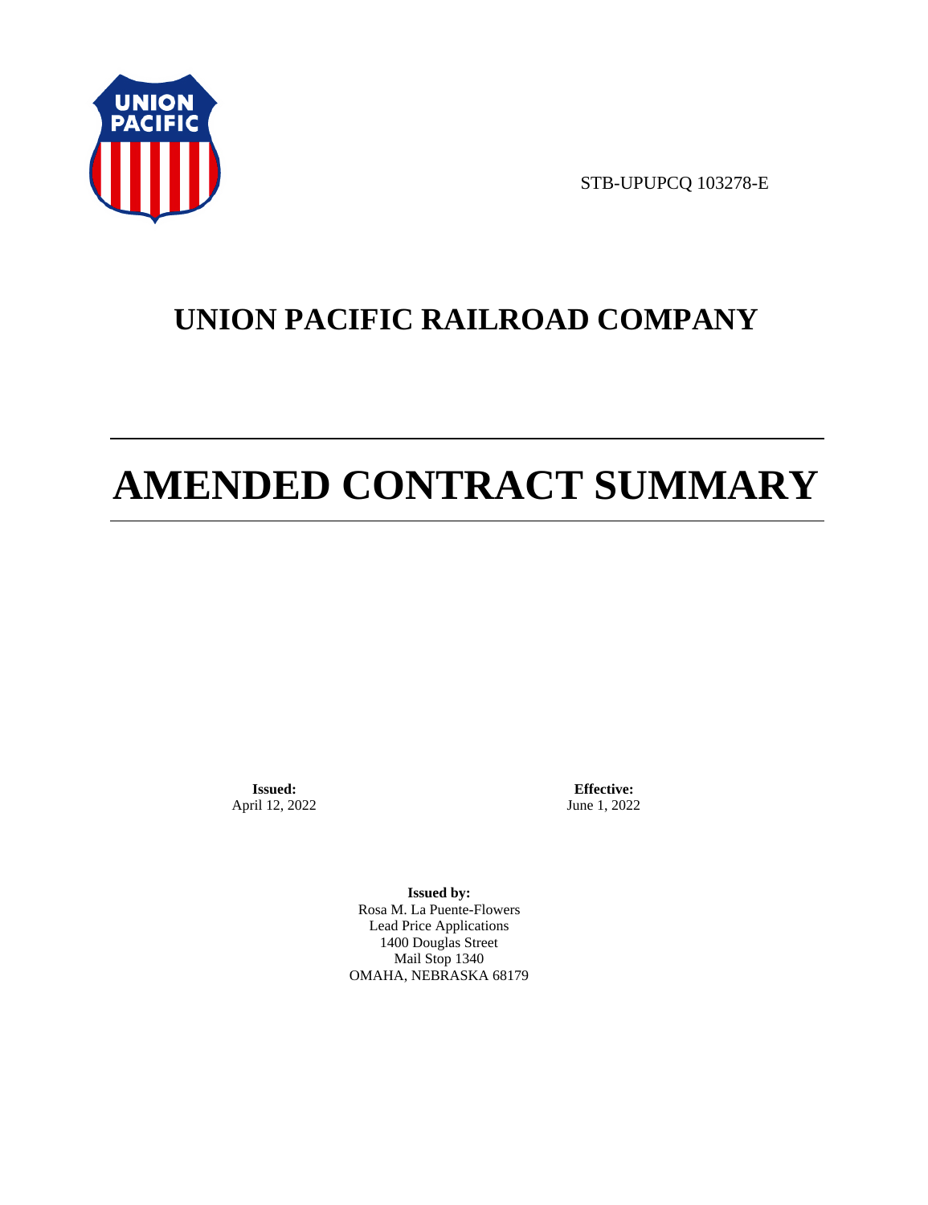STB-UPUPCQ 103278-E

# UNION PACIFIC RAILROAD COMPANY

# AMENDED CONTRACT SUMMARY

**Issued:**
April 12, 2022

**Effective:**
June 1, 2022

**Issued by:**
Rosa M. La Puente-Flowers
Lead Price Applications
1400 Douglas Street
Mail Stop 1340
OMAHA, NEBRASKA 68179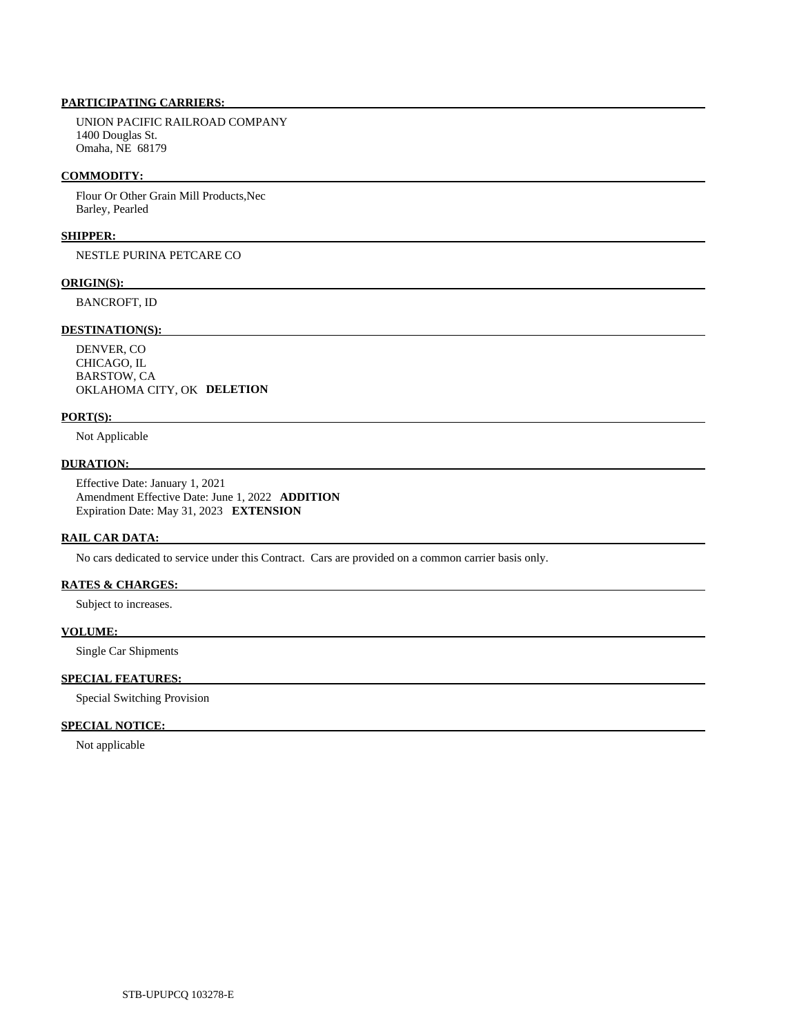**PARTICIPATING CARRIERS:**

UNION PACIFIC RAILROAD COMPANY
1400 Douglas St.
Omaha, NE 68179

**COMMODITY:**

Flour Or Other Grain Mill Products,Nec
Barley, Pearled

**SHIPPER:**

NESTLE PURINA PETCARE CO

**ORIGIN(S):**

BANCROFT, ID

**DESTINATION(S):**

DENVER, CO
CHICAGO, IL
BARSTOW, CA
OKLAHOMA CITY, OK **DELETION**

**PORT(S):**

Not Applicable

**DURATION:**

Effective Date: January 1, 2021
Amendment Effective Date: June 1, 2022 **ADDITION**
Expiration Date: May 31, 2023 **EXTENSION**

**RAIL CAR DATA:**

No cars dedicated to service under this Contract. Cars are provided on a common carrier basis only.

**RATES & CHARGES:**

Subject to increases.

**VOLUME:**

Single Car Shipments

**SPECIAL FEATURES:**

Special Switching Provision

**SPECIAL NOTICE:**

Not applicable

STB-UPUPCQ 103278-E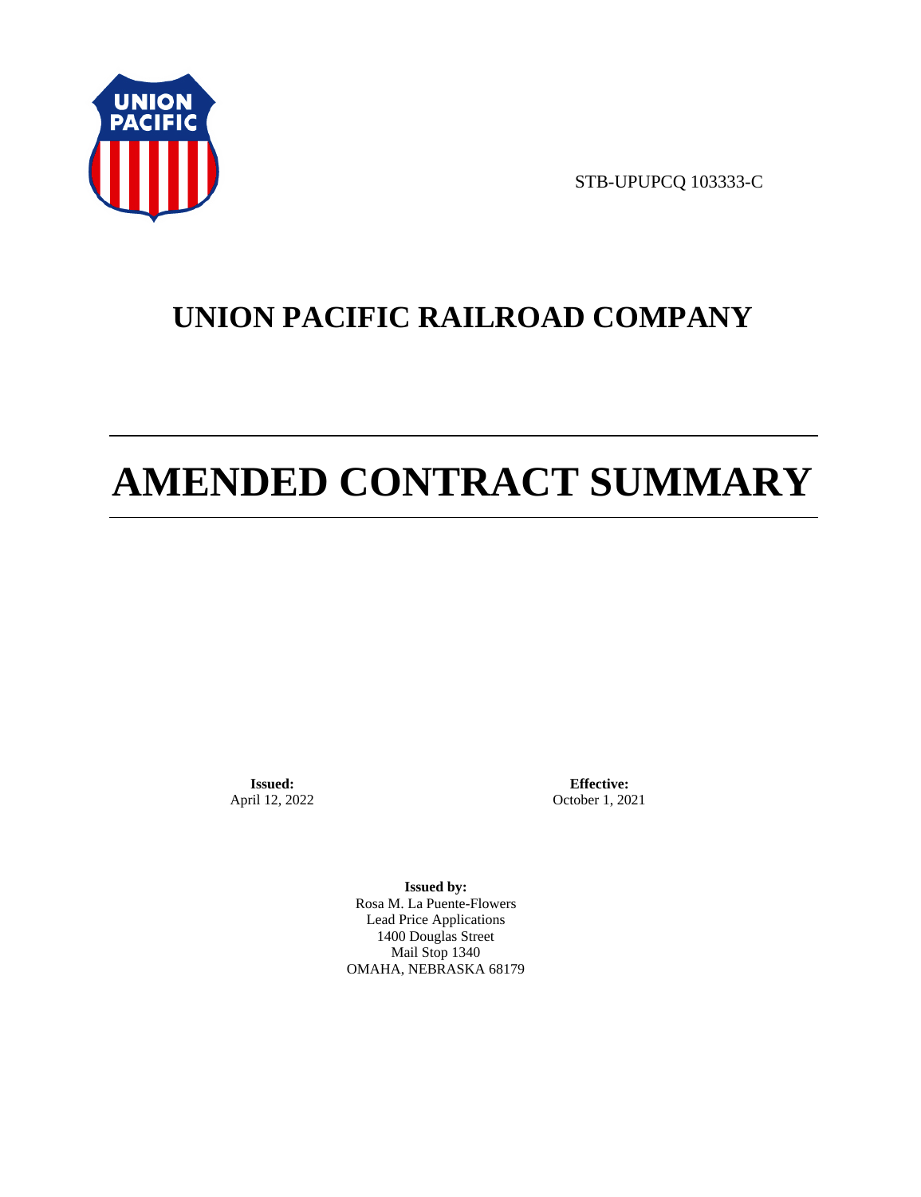STB-UPUPCQ 103333-C

# UNION PACIFIC RAILROAD COMPANY

# AMENDED CONTRACT SUMMARY

**Issued:**
April 12, 2022

**Effective:**
October 1, 2021

**Issued by:**
Rosa M. La Puente-Flowers
Lead Price Applications
1400 Douglas Street
Mail Stop 1340
OMAHA, NEBRASKA 68179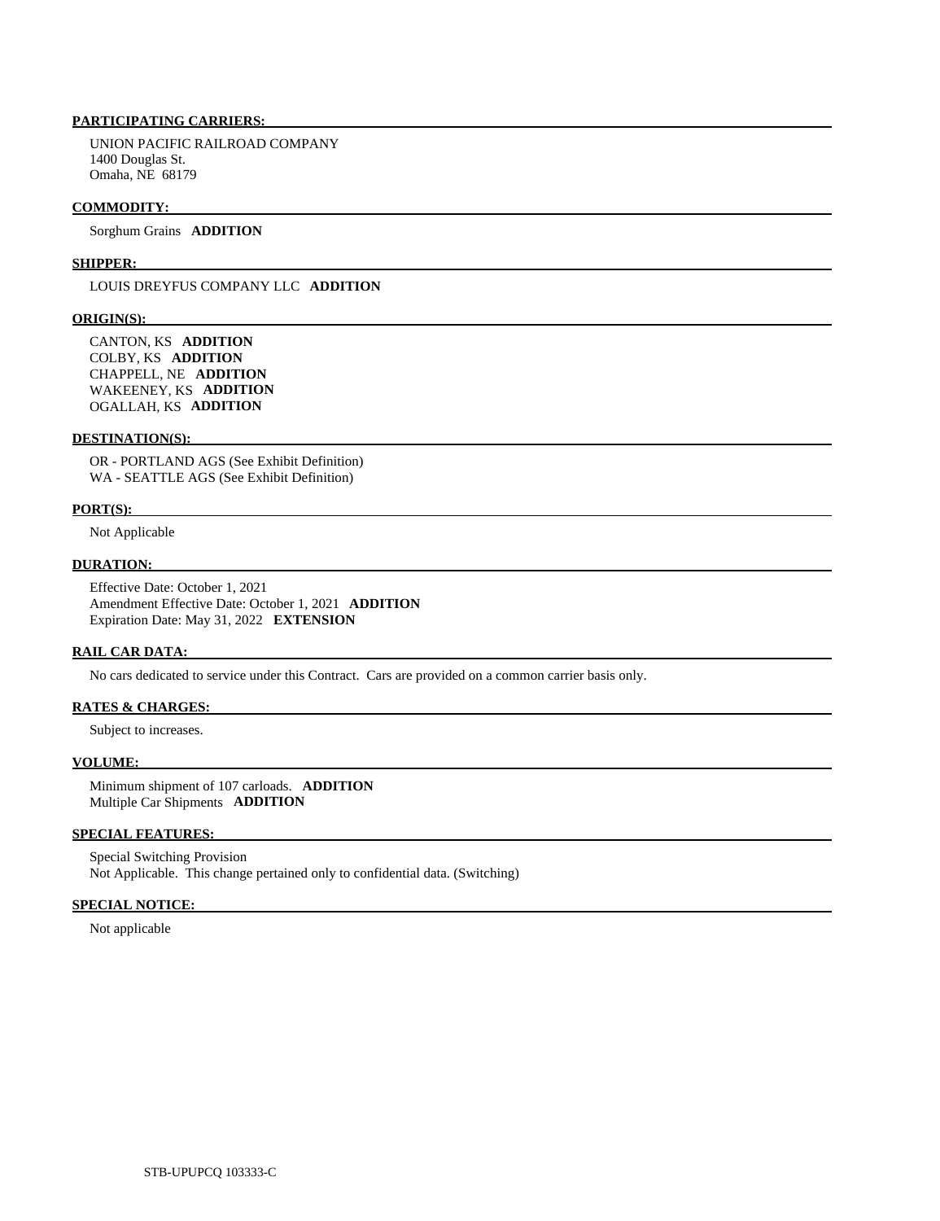**PARTICIPATING CARRIERS:**

UNION PACIFIC RAILROAD COMPANY
1400 Douglas St.
Omaha, NE 68179

**COMMODITY:**

Sorghum Grains **ADDITION**

**SHIPPER:**

LOUIS DREYFUS COMPANY LLC **ADDITION**

**ORIGIN(S):**

CANTON, KS **ADDITION**
COLBY, KS **ADDITION**
CHAPPELL, NE **ADDITION**
WAKEENEY, KS **ADDITION**
OGALLAH, KS **ADDITION**

**DESTINATION(S):**

OR - PORTLAND AGS (See Exhibit Definition)
WA - SEATTLE AGS (See Exhibit Definition)

**PORT(S):**

Not Applicable

**DURATION:**

Effective Date: October 1, 2021
Amendment Effective Date: October 1, 2021 **ADDITION**
Expiration Date: May 31, 2022 **EXTENSION**

**RAIL CAR DATA:**

No cars dedicated to service under this Contract. Cars are provided on a common carrier basis only.

**RATES & CHARGES:**

Subject to increases.

**VOLUME:**

Minimum shipment of 107 carloads. **ADDITION**
Multiple Car Shipments **ADDITION**

**SPECIAL FEATURES:**

Special Switching Provision
Not Applicable. This change pertained only to confidential data. (Switching)

**SPECIAL NOTICE:**

Not applicable

STB-UPUPCQ 103333-C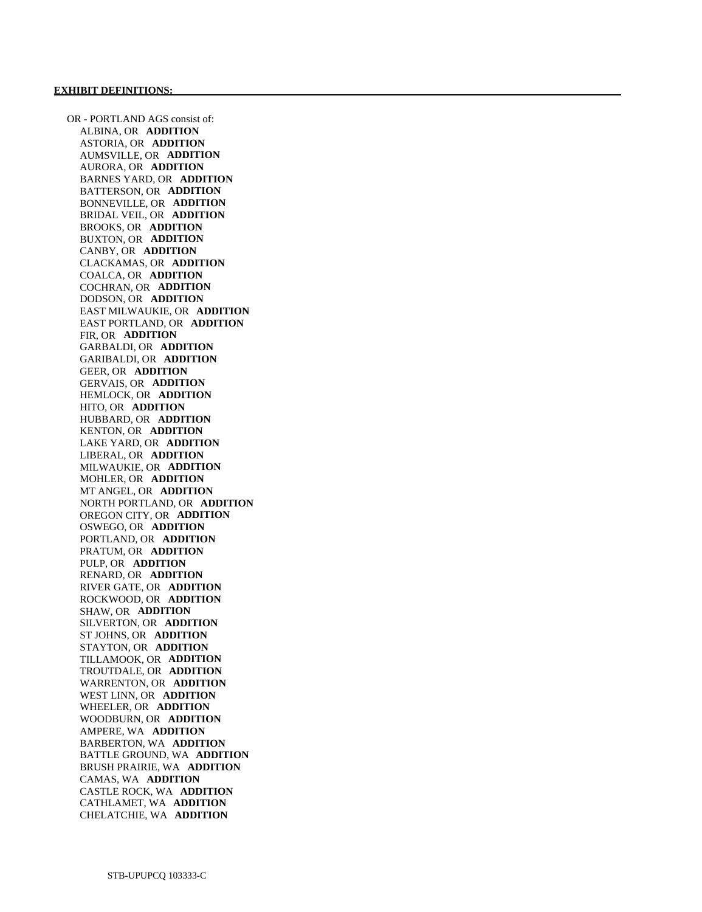**EXHIBIT DEFINITIONS:**

OR - PORTLAND AGS consist of:
- ALBINA, OR **ADDITION**
- ASTORIA, OR **ADDITION**
- AUMSVILLE, OR **ADDITION**
- AURORA, OR **ADDITION**
- BARNES YARD, OR **ADDITION**
- BATTERSON, OR **ADDITION**
- BONNEVILLE, OR **ADDITION**
- BRIDAL VEIL, OR **ADDITION**
- BROOKS, OR **ADDITION**
- BUXTON, OR **ADDITION**
- CANBY, OR **ADDITION**
- CLACKAMAS, OR **ADDITION**
- COALCA, OR **ADDITION**
- COCHRAN, OR **ADDITION**
- DODSON, OR **ADDITION**
- EAST MILWAUKIE, OR **ADDITION**
- EAST PORTLAND, OR **ADDITION**
- FIR, OR **ADDITION**
- GARBALDI, OR **ADDITION**
- GARIBALDI, OR **ADDITION**
- GEER, OR **ADDITION**
- GERVAIS, OR **ADDITION**
- HEMLOCK, OR **ADDITION**
- HITO, OR **ADDITION**
- HUBBARD, OR **ADDITION**
- KENTON, OR **ADDITION**
- LAKE YARD, OR **ADDITION**
- LIBERAL, OR **ADDITION**
- MILWAUKIE, OR **ADDITION**
- MOHLER, OR **ADDITION**
- MT ANGEL, OR **ADDITION**
- NORTH PORTLAND, OR **ADDITION**
- OREGON CITY, OR **ADDITION**
- OSWEGO, OR **ADDITION**
- PORTLAND, OR **ADDITION**
- PRATUM, OR **ADDITION**
- PULP, OR **ADDITION**
- RENARD, OR **ADDITION**
- RIVER GATE, OR **ADDITION**
- ROCKWOOD, OR **ADDITION**
- SHAW, OR **ADDITION**
- SILVERTON, OR **ADDITION**
- ST JOHNS, OR **ADDITION**
- STAYTON, OR **ADDITION**
- TILLAMOOK, OR **ADDITION**
- TROUTDALE, OR **ADDITION**
- WARRENTON, OR **ADDITION**
- WEST LINN, OR **ADDITION**
- WHEELER, OR **ADDITION**
- WOODBURN, OR **ADDITION**
- AMPERE, WA **ADDITION**
- BARBERTON, WA **ADDITION**
- BATTLE GROUND, WA **ADDITION**
- BRUSH PRAIRIE, WA **ADDITION**
- CAMAS, WA **ADDITION**
- CASTLE ROCK, WA **ADDITION**
- CATHLAMET, WA **ADDITION**
- CHELATCHIE, WA **ADDITION**

STB-UPUPCQ 103333-C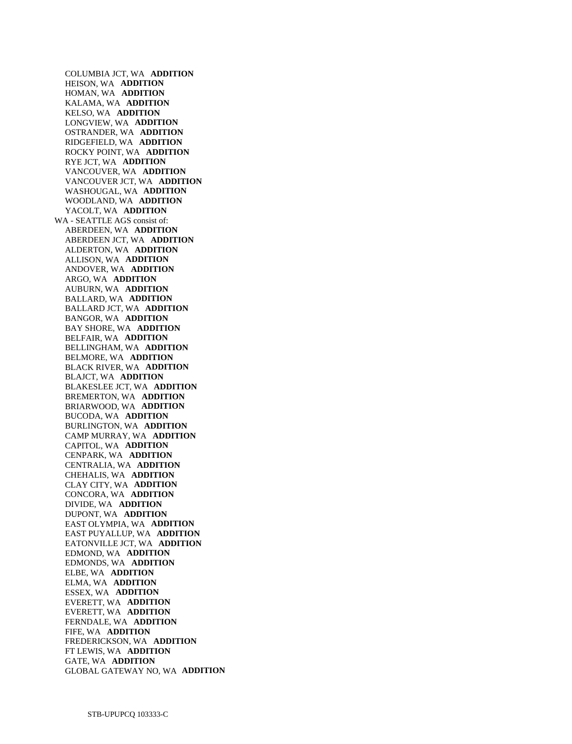COLUMBIA JCT, WA **ADDITION**
HEISON, WA **ADDITION**
HOMAN, WA **ADDITION**
KALAMA, WA **ADDITION**
KELSO, WA **ADDITION**
LONGVIEW, WA **ADDITION**
OSTRANDER, WA **ADDITION**
RIDGEFIELD, WA **ADDITION**
ROCKY POINT, WA **ADDITION**
RYE JCT, WA **ADDITION**
VANCOUVER, WA **ADDITION**
VANCOUVER JCT, WA **ADDITION**
WASHOUGAL, WA **ADDITION**
WOODLAND, WA **ADDITION**
YACOLT, WA **ADDITION**

WA - SEATTLE AGS consist of:

ABERDEEN, WA **ADDITION**
ABERDEEN JCT, WA **ADDITION**
ALDERTON, WA **ADDITION**
ALLISON, WA **ADDITION**
ANDOVER, WA **ADDITION**
ARGO, WA **ADDITION**
AUBURN, WA **ADDITION**
BALLARD, WA **ADDITION**
BALLARD JCT, WA **ADDITION**
BANGOR, WA **ADDITION**
BAY SHORE, WA **ADDITION**
BELFAIR, WA **ADDITION**
BELLINGHAM, WA **ADDITION**
BELMORE, WA **ADDITION**
BLACK RIVER, WA **ADDITION**
BLAJCT, WA **ADDITION**
BLAKESLEE JCT, WA **ADDITION**
BREMERTON, WA **ADDITION**
BRIARWOOD, WA **ADDITION**
BUCODA, WA **ADDITION**
BURLINGTON, WA **ADDITION**
CAMP MURRAY, WA **ADDITION**
CAPITOL, WA **ADDITION**
CENPARK, WA **ADDITION**
CENTRALIA, WA **ADDITION**
CHEHALIS, WA **ADDITION**
CLAY CITY, WA **ADDITION**
CONCORA, WA **ADDITION**
DIVIDE, WA **ADDITION**
DUPONT, WA **ADDITION**
EAST OLYMPIA, WA **ADDITION**
EAST PUYALLUP, WA **ADDITION**
EATONVILLE JCT, WA **ADDITION**
EDMOND, WA **ADDITION**
EDMONDS, WA **ADDITION**
ELBE, WA **ADDITION**
ELMA, WA **ADDITION**
ESSEX, WA **ADDITION**
EVERETT, WA **ADDITION**
EVERETT, WA **ADDITION**
FERNDALE, WA **ADDITION**
FIFE, WA **ADDITION**
FREDERICKSON, WA **ADDITION**
FT LEWIS, WA **ADDITION**
GATE, WA **ADDITION**
GLOBAL GATEWAY NO, WA **ADDITION**

STB-UPUPCQ 103333-C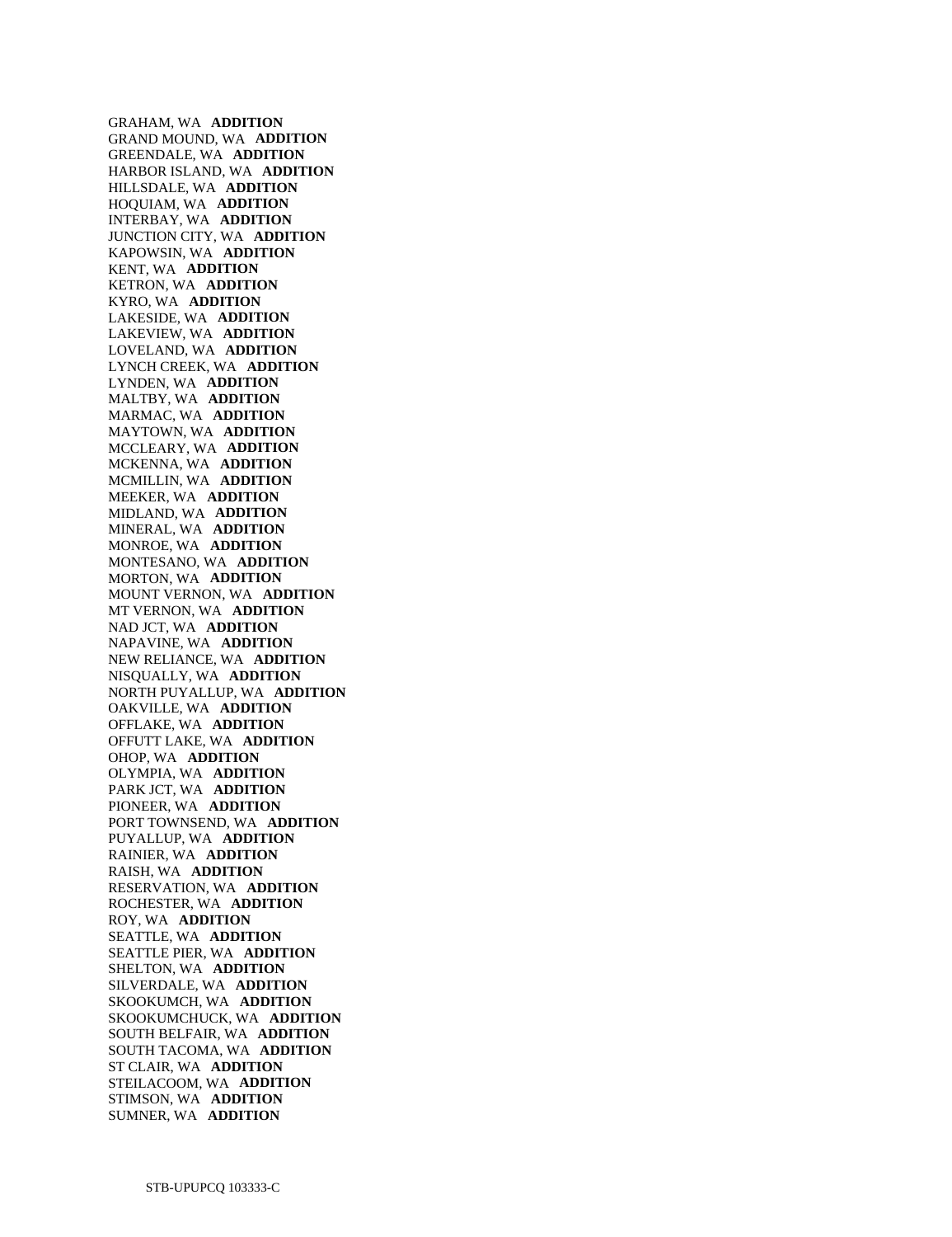GRAHAM, WA **ADDITION**
GRAND MOUND, WA **ADDITION**
GREENDALE, WA **ADDITION**
HARBOR ISLAND, WA **ADDITION**
HILLSDALE, WA **ADDITION**
HOQUIAM, WA **ADDITION**
INTERBAY, WA **ADDITION**
JUNCTION CITY, WA **ADDITION**
KAPOWSIN, WA **ADDITION**
KENT, WA **ADDITION**
KETRON, WA **ADDITION**
KYRO, WA **ADDITION**
LAKESIDE, WA **ADDITION**
LAKEVIEW, WA **ADDITION**
LOVELAND, WA **ADDITION**
LYNCH CREEK, WA **ADDITION**
LYNDEN, WA **ADDITION**
MALTBY, WA **ADDITION**
MARMAC, WA **ADDITION**
MAYTOWN, WA **ADDITION**
MCCLEARY, WA **ADDITION**
MCKENNA, WA **ADDITION**
MCMILLIN, WA **ADDITION**
MEEKER, WA **ADDITION**
MIDLAND, WA **ADDITION**
MINERAL, WA **ADDITION**
MONROE, WA **ADDITION**
MONTESANO, WA **ADDITION**
MORTON, WA **ADDITION**
MOUNT VERNON, WA **ADDITION**
MT VERNON, WA **ADDITION**
NAD JCT, WA **ADDITION**
NAPAVINE, WA **ADDITION**
NEW RELIANCE, WA **ADDITION**
NISQUALLY, WA **ADDITION**
NORTH PUYALLUP, WA **ADDITION**
OAKVILLE, WA **ADDITION**
OFFLAKE, WA **ADDITION**
OFFUTT LAKE, WA **ADDITION**
OHOP, WA **ADDITION**
OLYMPIA, WA **ADDITION**
PARK JCT, WA **ADDITION**
PIONEER, WA **ADDITION**
PORT TOWNSEND, WA **ADDITION**
PUYALLUP, WA **ADDITION**
RAINIER, WA **ADDITION**
RAISH, WA **ADDITION**
RESERVATION, WA **ADDITION**
ROCHESTER, WA **ADDITION**
ROY, WA **ADDITION**
SEATTLE, WA **ADDITION**
SEATTLE PIER, WA **ADDITION**
SHELTON, WA **ADDITION**
SILVERDALE, WA **ADDITION**
SKOOKUMCH, WA **ADDITION**
SKOOKUMCHUCK, WA **ADDITION**
SOUTH BELFAIR, WA **ADDITION**
SOUTH TACOMA, WA **ADDITION**
ST CLAIR, WA **ADDITION**
STEILACOOM, WA **ADDITION**
STIMSON, WA **ADDITION**
SUMNER, WA **ADDITION**

STB-UPUPCQ 103333-C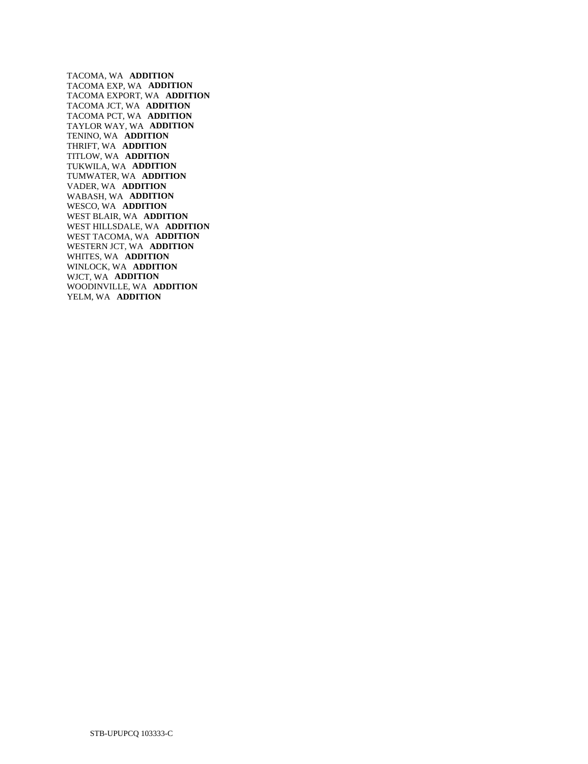TACOMA, WA **ADDITION**
TACOMA EXP, WA **ADDITION**
TACOMA EXPORT, WA **ADDITION**
TACOMA JCT, WA **ADDITION**
TACOMA PCT, WA **ADDITION**
TAYLOR WAY, WA **ADDITION**
TENINO, WA **ADDITION**
THRIFT, WA **ADDITION**
TITLOW, WA **ADDITION**
TUKWILA, WA **ADDITION**
TUMWATER, WA **ADDITION**
VADER, WA **ADDITION**
WABASH, WA **ADDITION**
WESCO, WA **ADDITION**
WEST BLAIR, WA **ADDITION**
WEST HILLSDALE, WA **ADDITION**
WEST TACOMA, WA **ADDITION**
WESTERN JCT, WA **ADDITION**
WHITES, WA **ADDITION**
WINLOCK, WA **ADDITION**
WJCT, WA **ADDITION**
WOODINVILLE, WA **ADDITION**
YELM, WA **ADDITION**

STB-UPUPCQ 103333-C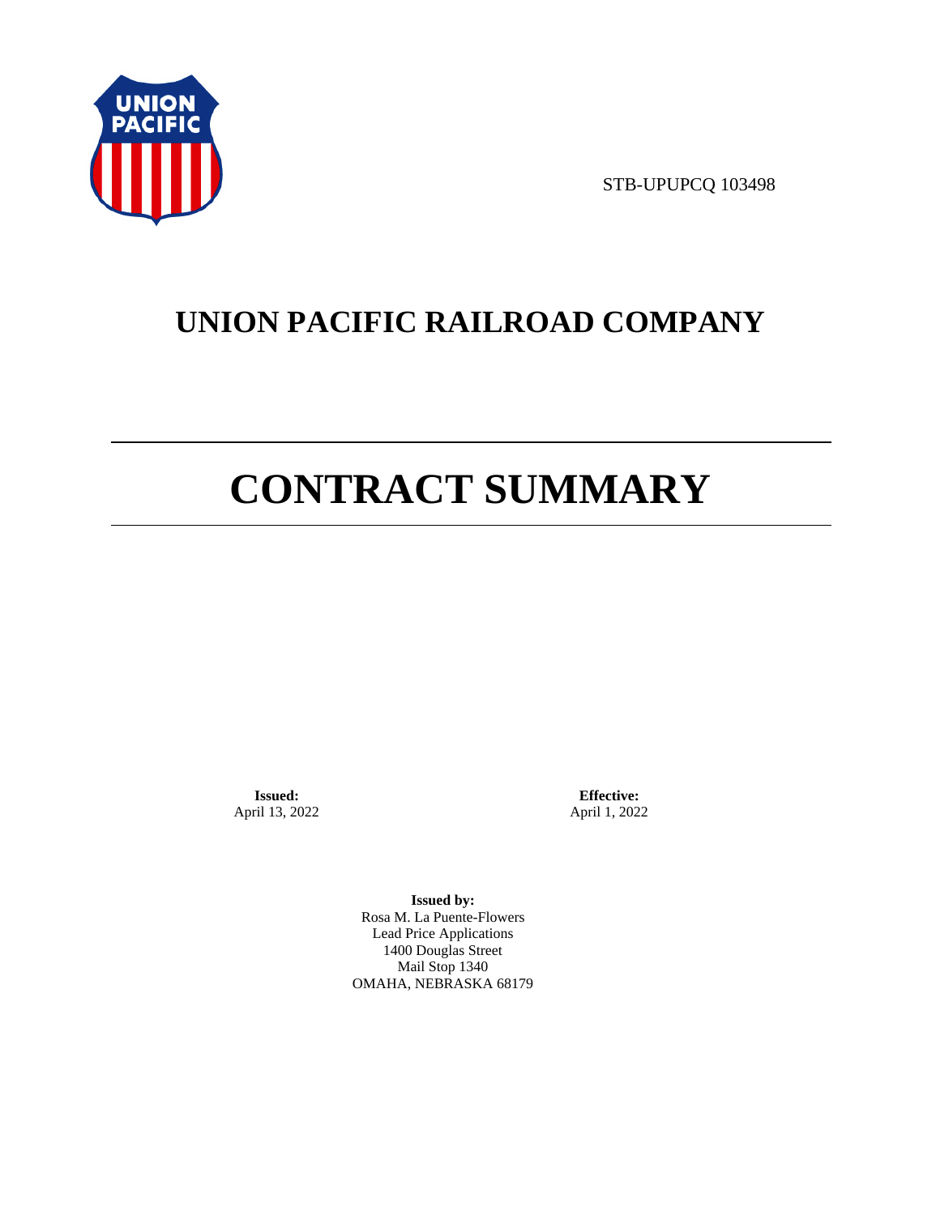STB-UPUPCQ 103498

# UNION PACIFIC RAILROAD COMPANY

# CONTRACT SUMMARY

**Issued:**
April 13, 2022

**Effective:**
April 1, 2022

**Issued by:**
Rosa M. La Puente-Flowers
Lead Price Applications
1400 Douglas Street
Mail Stop 1340
OMAHA, NEBRASKA 68179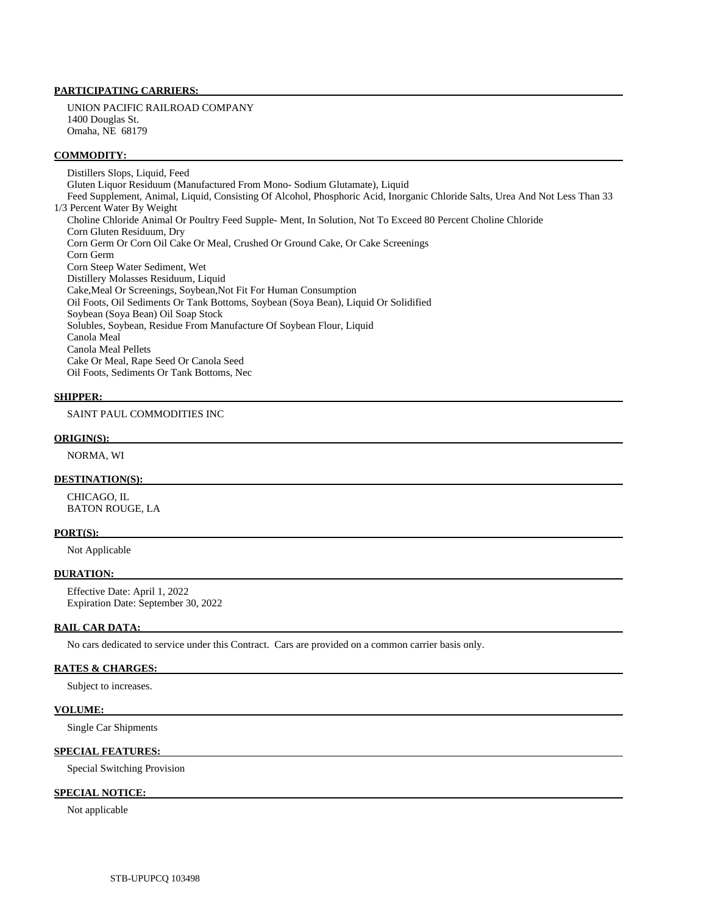**PARTICIPATING CARRIERS:**

UNION PACIFIC RAILROAD COMPANY
1400 Douglas St.
Omaha, NE 68179

**COMMODITY:**

Distillers Slops, Liquid, Feed
Gluten Liquor Residuum (Manufactured From Mono- Sodium Glutamate), Liquid
Feed Supplement, Animal, Liquid, Consisting Of Alcohol, Phosphoric Acid, Inorganic Chloride Salts, Urea And Not Less Than 33 1/3 Percent Water By Weight
Choline Chloride Animal Or Poultry Feed Supple- Ment, In Solution, Not To Exceed 80 Percent Choline Chloride
Corn Gluten Residuum, Dry
Corn Germ Or Corn Oil Cake Or Meal, Crushed Or Ground Cake, Or Cake Screenings
Corn Germ
Corn Steep Water Sediment, Wet
Distillery Molasses Residuum, Liquid
Cake,Meal Or Screenings, Soybean,Not Fit For Human Consumption
Oil Foots, Oil Sediments Or Tank Bottoms, Soybean (Soya Bean), Liquid Or Solidified
Soybean (Soya Bean) Oil Soap Stock
Solubles, Soybean, Residue From Manufacture Of Soybean Flour, Liquid
Canola Meal
Canola Meal Pellets
Cake Or Meal, Rape Seed Or Canola Seed
Oil Foots, Sediments Or Tank Bottoms, Nec

**SHIPPER:**

SAINT PAUL COMMODITIES INC

**ORIGIN(S):**

NORMA, WI

**DESTINATION(S):**

CHICAGO, IL
BATON ROUGE, LA

**PORT(S):**

Not Applicable

**DURATION:**

Effective Date: April 1, 2022
Expiration Date: September 30, 2022

**RAIL CAR DATA:**

No cars dedicated to service under this Contract. Cars are provided on a common carrier basis only.

**RATES & CHARGES:**

Subject to increases.

**VOLUME:**

Single Car Shipments

**SPECIAL FEATURES:**

Special Switching Provision

**SPECIAL NOTICE:**

Not applicable

STB-UPUPCQ 103498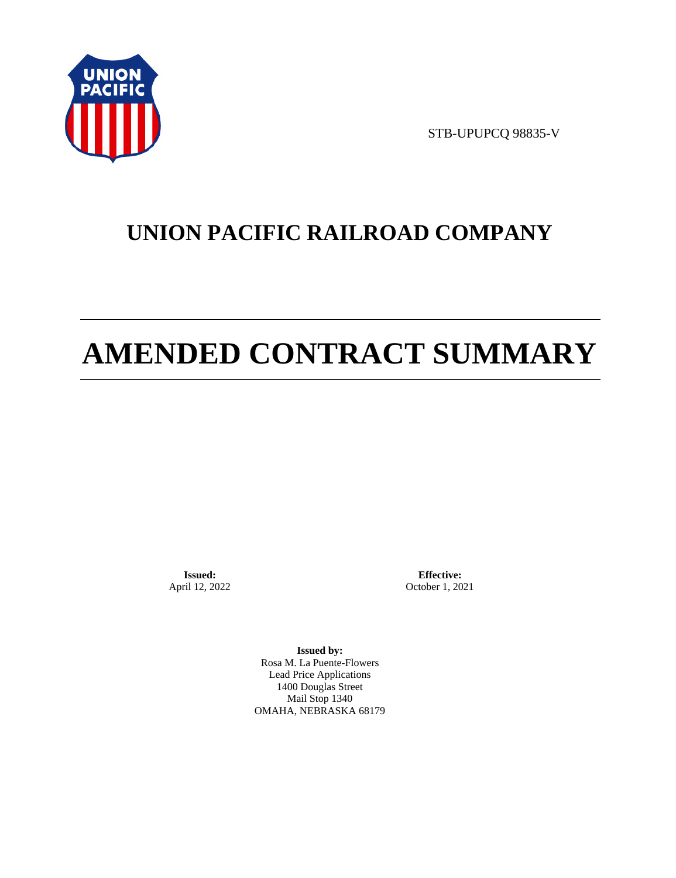STB-UPUPCQ 98835-V

# UNION PACIFIC RAILROAD COMPANY

# AMENDED CONTRACT SUMMARY

**Issued:**
April 12, 2022

**Effective:**
October 1, 2021

**Issued by:**
Rosa M. La Puente-Flowers
Lead Price Applications
1400 Douglas Street
Mail Stop 1340
OMAHA, NEBRASKA 68179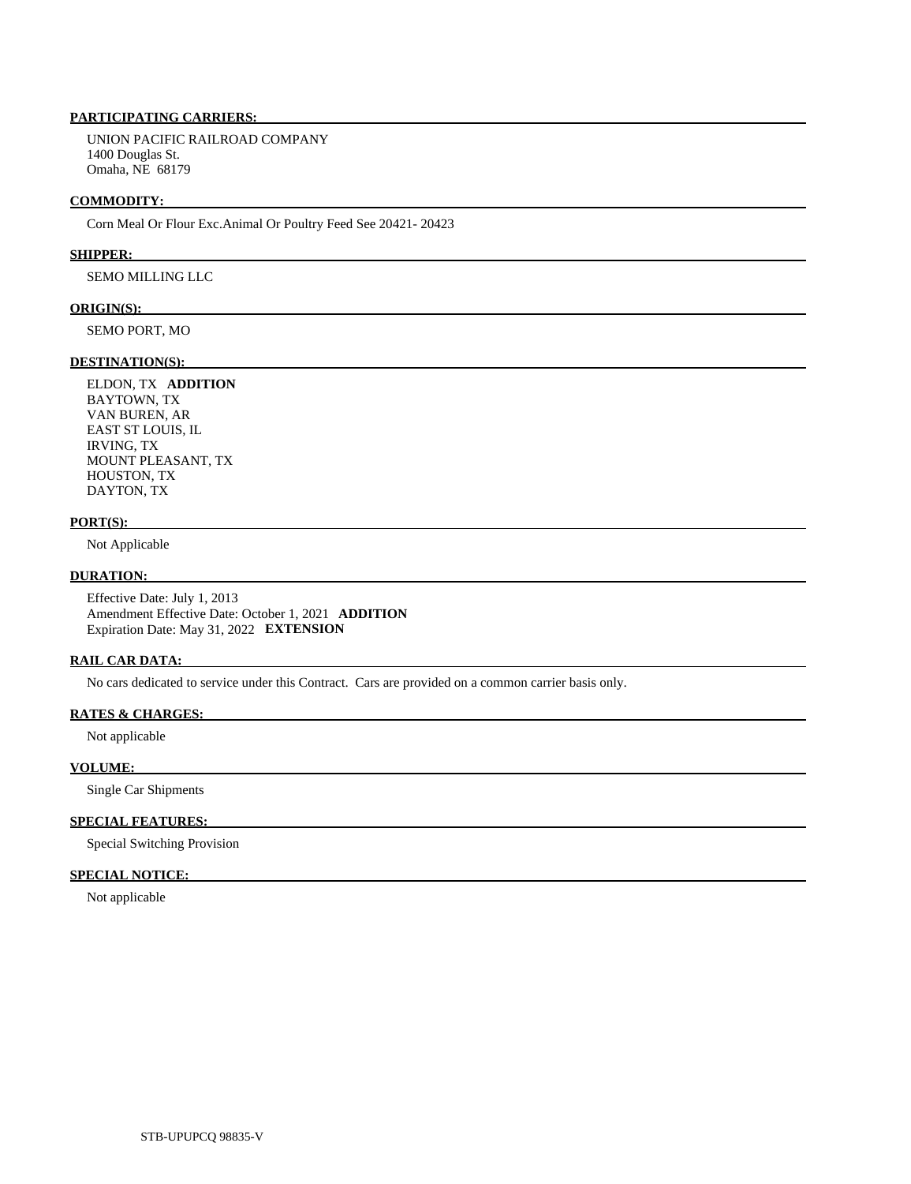**PARTICIPATING CARRIERS:**

UNION PACIFIC RAILROAD COMPANY
1400 Douglas St.
Omaha, NE 68179

**COMMODITY:**

Corn Meal Or Flour Exc.Animal Or Poultry Feed See 20421- 20423

**SHIPPER:**

SEMO MILLING LLC

**ORIGIN(S):**

SEMO PORT, MO

**DESTINATION(S):**

ELDON, TX **ADDITION**
BAYTOWN, TX
VAN BUREN, AR
EAST ST LOUIS, IL
IRVING, TX
MOUNT PLEASANT, TX
HOUSTON, TX
DAYTON, TX

**PORT(S):**

Not Applicable

**DURATION:**

Effective Date: July 1, 2013
Amendment Effective Date: October 1, 2021 **ADDITION**
Expiration Date: May 31, 2022 **EXTENSION**

**RAIL CAR DATA:**

No cars dedicated to service under this Contract. Cars are provided on a common carrier basis only.

**RATES & CHARGES:**

Not applicable

**VOLUME:**

Single Car Shipments

**SPECIAL FEATURES:**

Special Switching Provision

**SPECIAL NOTICE:**

Not applicable

STB-UPUPCQ 98835-V